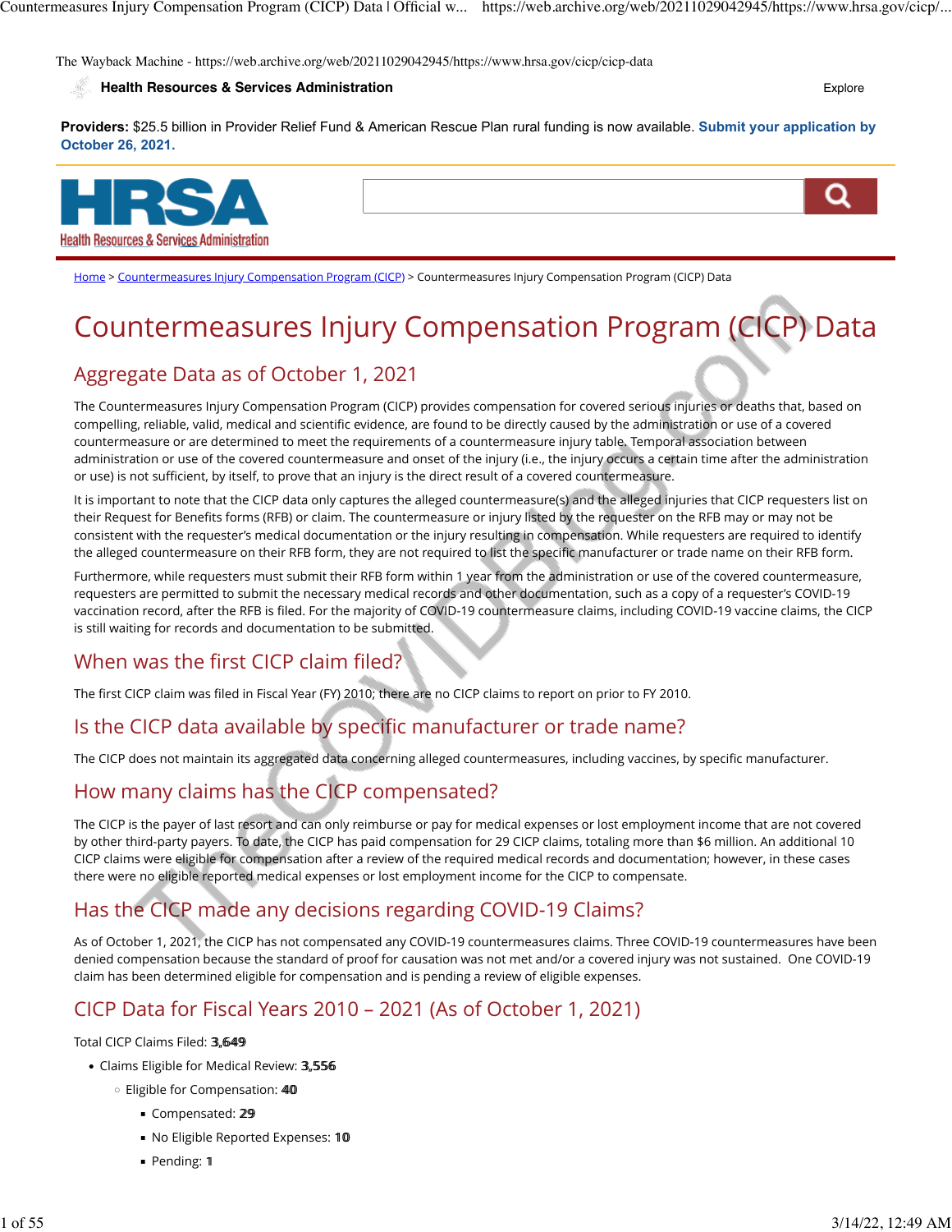The Wayback Machine - https://web.archive.org/web/20211029042945/https://www.hrsa.gov/cicp/cicp-data

**Health Resources & Services Administration**

Explore

**Providers:** $25.5 billion in Provider Relief Fund & American Rescue Plan rural funding is now available. **Submit your application by October 26, 2021.**

HRSA
Health Resources & Services Administration

Home > Countermeasures Injury Compensation Program (CICP) > Countermeasures Injury Compensation Program (CICP) Data

# Countermeasures Injury Compensation Program (CICP) Data

## Aggregate Data as of October 1, 2021

The Countermeasures Injury Compensation Program (CICP) provides compensation for covered serious injuries or deaths that, based on compelling, reliable, valid, medical and scientific evidence, are found to be directly caused by the administration or use of a covered countermeasure or are determined to meet the requirements of a countermeasure injury table. Temporal association between administration or use of the covered countermeasure and onset of the injury (i.e., the injury occurs a certain time after the administration or use) is not sufficient, by itself, to prove that an injury is the direct result of a covered countermeasure.

It is important to note that the CICP data only captures the alleged countermeasure(s) and the alleged injuries that CICP requesters list on their Request for Benefits forms (RFB) or claim. The countermeasure or injury listed by the requester on the RFB may or may not be consistent with the requester's medical documentation or the injury resulting in compensation. While requesters are required to identify the alleged countermeasure on their RFB form, they are not required to list the specific manufacturer or trade name on their RFB form.

Furthermore, while requesters must submit their RFB form within 1 year from the administration or use of the covered countermeasure, requesters are permitted to submit the necessary medical records and other documentation, such as a copy of a requester's COVID-19 vaccination record, after the RFB is filed. For the majority of COVID-19 countermeasure claims, including COVID-19 vaccine claims, the CICP is still waiting for records and documentation to be submitted.

## When was the first CICP claim filed?

The first CICP claim was filed in Fiscal Year (FY) 2010; there are no CICP claims to report on prior to FY 2010.

## Is the CICP data available by specific manufacturer or trade name?

The CICP does not maintain its aggregated data concerning alleged countermeasures, including vaccines, by specific manufacturer.

## How many claims has the CICP compensated?

The CICP is the payer of last resort and can only reimburse or pay for medical expenses or lost employment income that are not covered by other third-party payers. To date, the CICP has paid compensation for 29 CICP claims, totaling more than $6 million. An additional 10 CICP claims were eligible for compensation after a review of the required medical records and documentation; however, in these cases there were no eligible reported medical expenses or lost employment income for the CICP to compensate.

## Has the CICP made any decisions regarding COVID-19 Claims?

As of October 1, 2021, the CICP has not compensated any COVID-19 countermeasures claims. Three COVID-19 countermeasures have been denied compensation because the standard of proof for causation was not met and/or a covered injury was not sustained. One COVID-19 claim has been determined eligible for compensation and is pending a review of eligible expenses.

## CICP Data for Fiscal Years 2010 – 2021 (As of October 1, 2021)

Total CICP Claims Filed: **3,649**

- Claims Eligible for Medical Review: **3,556**
  - Eligible for Compensation: **40**
    - Compensated: **29**
    - No Eligible Reported Expenses: **10**
    - Pending: **1**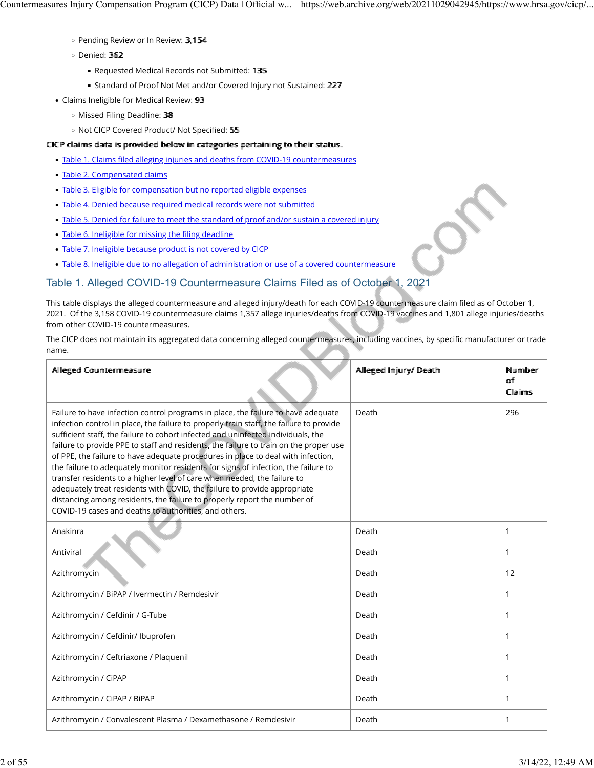- Pending Review or In Review: **3,154**
   - Denied: **362**
     - Requested Medical Records not Submitted: **135**
     - Standard of Proof Not Met and/or Covered Injury not Sustained: **227**
- Claims Ineligible for Medical Review: **93**
   - Missed Filing Deadline: **38**
   - Not CICP Covered Product/ Not Specified: **55**

**CICP claims data is provided below in categories pertaining to their status.**

- Table 1. Claims filed alleging injuries and deaths from COVID-19 countermeasures
- Table 2. Compensated claims
- Table 3. Eligible for compensation but no reported eligible expenses
- Table 4. Denied because required medical records were not submitted
- Table 5. Denied for failure to meet the standard of proof and/or sustain a covered injury
- Table 6. Ineligible for missing the filing deadline
- Table 7. Ineligible because product is not covered by CICP
- Table 8. Ineligible due to no allegation of administration or use of a covered countermeasure

## Table 1. Alleged COVID-19 Countermeasure Claims Filed as of October 1, 2021

This table displays the alleged countermeasure and alleged injury/death for each COVID-19 countermeasure claim filed as of October 1, 2021. Of the 3,158 COVID-19 countermeasure claims 1,357 allege injuries/deaths from COVID-19 vaccines and 1,801 allege injuries/deaths from other COVID-19 countermeasures.

The CICP does not maintain its aggregated data concerning alleged countermeasures, including vaccines, by specific manufacturer or trade name.

| Alleged Countermeasure | Alleged Injury/ Death | Number of Claims |
|---|---|---|
| Failure to have infection control programs in place, the failure to have adequate infection control in place, the failure to properly train staff, the failure to provide sufficient staff, the failure to cohort infected and uninfected individuals, the failure to provide PPE to staff and residents, the failure to train on the proper use of PPE, the failure to have adequate procedures in place to deal with infection, the failure to adequately monitor residents for signs of infection, the failure to transfer residents to a higher level of care when needed, the failure to adequately treat residents with COVID, the failure to provide appropriate distancing among residents, the failure to properly report the number of COVID-19 cases and deaths to authorities, and others. | Death | 296 |
| Anakinra | Death | 1 |
| Antiviral | Death | 1 |
| Azithromycin | Death | 12 |
| Azithromycin / BiPAP / Ivermectin / Remdesivir | Death | 1 |
| Azithromycin / Cefdinir / G-Tube | Death | 1 |
| Azithromycin / Cefdinir/ Ibuprofen | Death | 1 |
| Azithromycin / Ceftriaxone / Plaquenil | Death | 1 |
| Azithromycin / CiPAP | Death | 1 |
| Azithromycin / CiPAP / BiPAP | Death | 1 |
| Azithromycin / Convalescent Plasma / Dexamethasone / Remdesivir | Death | 1 |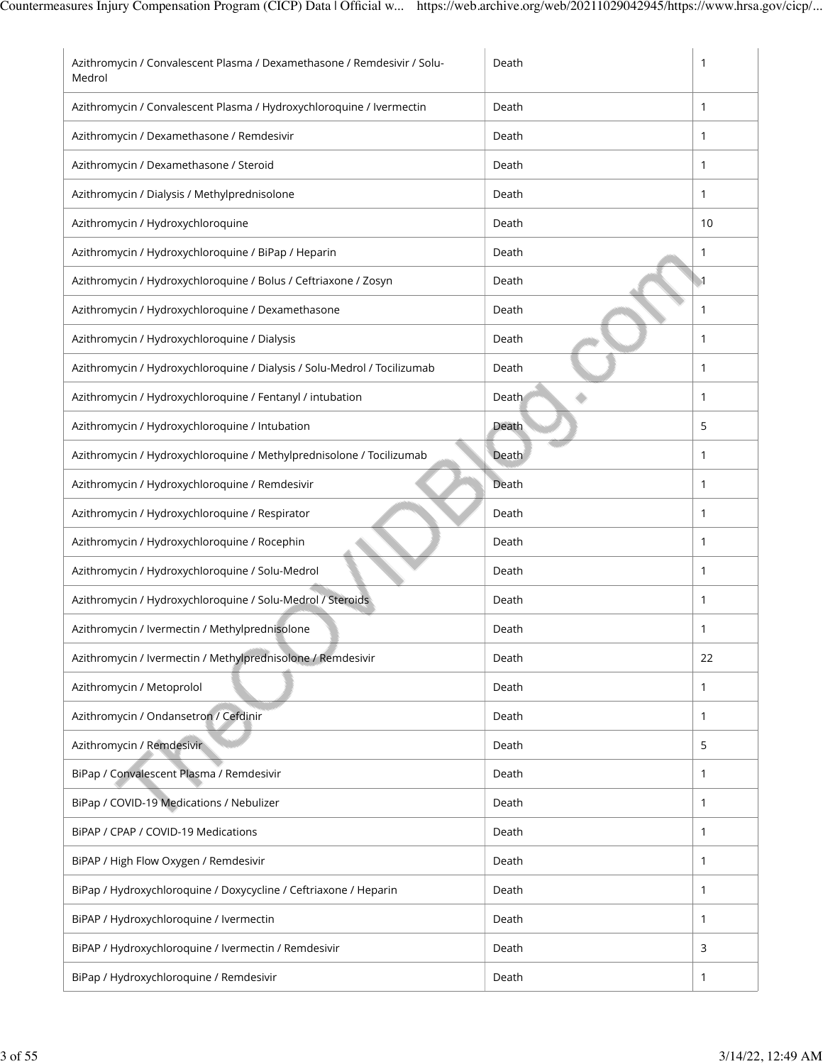| | | |
|---|---|---|
| Azithromycin / Convalescent Plasma / Dexamethasone / Remdesivir / Solu-Medrol | Death | 1 |
| Azithromycin / Convalescent Plasma / Hydroxychloroquine / Ivermectin | Death | 1 |
| Azithromycin / Dexamethasone / Remdesivir | Death | 1 |
| Azithromycin / Dexamethasone / Steroid | Death | 1 |
| Azithromycin / Dialysis / Methylprednisolone | Death | 1 |
| Azithromycin / Hydroxychloroquine | Death | 10 |
| Azithromycin / Hydroxychloroquine / BiPap / Heparin | Death | 1 |
| Azithromycin / Hydroxychloroquine / Bolus / Ceftriaxone / Zosyn | Death | 1 |
| Azithromycin / Hydroxychloroquine / Dexamethasone | Death | 1 |
| Azithromycin / Hydroxychloroquine / Dialysis | Death | 1 |
| Azithromycin / Hydroxychloroquine / Dialysis / Solu-Medrol / Tocilizumab | Death | 1 |
| Azithromycin / Hydroxychloroquine / Fentanyl / intubation | Death | 1 |
| Azithromycin / Hydroxychloroquine / Intubation | Death | 5 |
| Azithromycin / Hydroxychloroquine / Methylprednisolone / Tocilizumab | Death | 1 |
| Azithromycin / Hydroxychloroquine / Remdesivir | Death | 1 |
| Azithromycin / Hydroxychloroquine / Respirator | Death | 1 |
| Azithromycin / Hydroxychloroquine / Rocephin | Death | 1 |
| Azithromycin / Hydroxychloroquine / Solu-Medrol | Death | 1 |
| Azithromycin / Hydroxychloroquine / Solu-Medrol / Steroids | Death | 1 |
| Azithromycin / Ivermectin / Methylprednisolone | Death | 1 |
| Azithromycin / Ivermectin / Methylprednisolone / Remdesivir | Death | 22 |
| Azithromycin / Metoprolol | Death | 1 |
| Azithromycin / Ondansetron / Cefdinir | Death | 1 |
| Azithromycin / Remdesivir | Death | 5 |
| BiPap / Convalescent Plasma / Remdesivir | Death | 1 |
| BiPap / COVID-19 Medications / Nebulizer | Death | 1 |
| BiPAP / CPAP / COVID-19 Medications | Death | 1 |
| BiPAP / High Flow Oxygen / Remdesivir | Death | 1 |
| BiPap / Hydroxychloroquine / Doxycycline / Ceftriaxone / Heparin | Death | 1 |
| BiPAP / Hydroxychloroquine / Ivermectin | Death | 1 |
| BiPAP / Hydroxychloroquine / Ivermectin / Remdesivir | Death | 3 |
| BiPap / Hydroxychloroquine / Remdesivir | Death | 1 |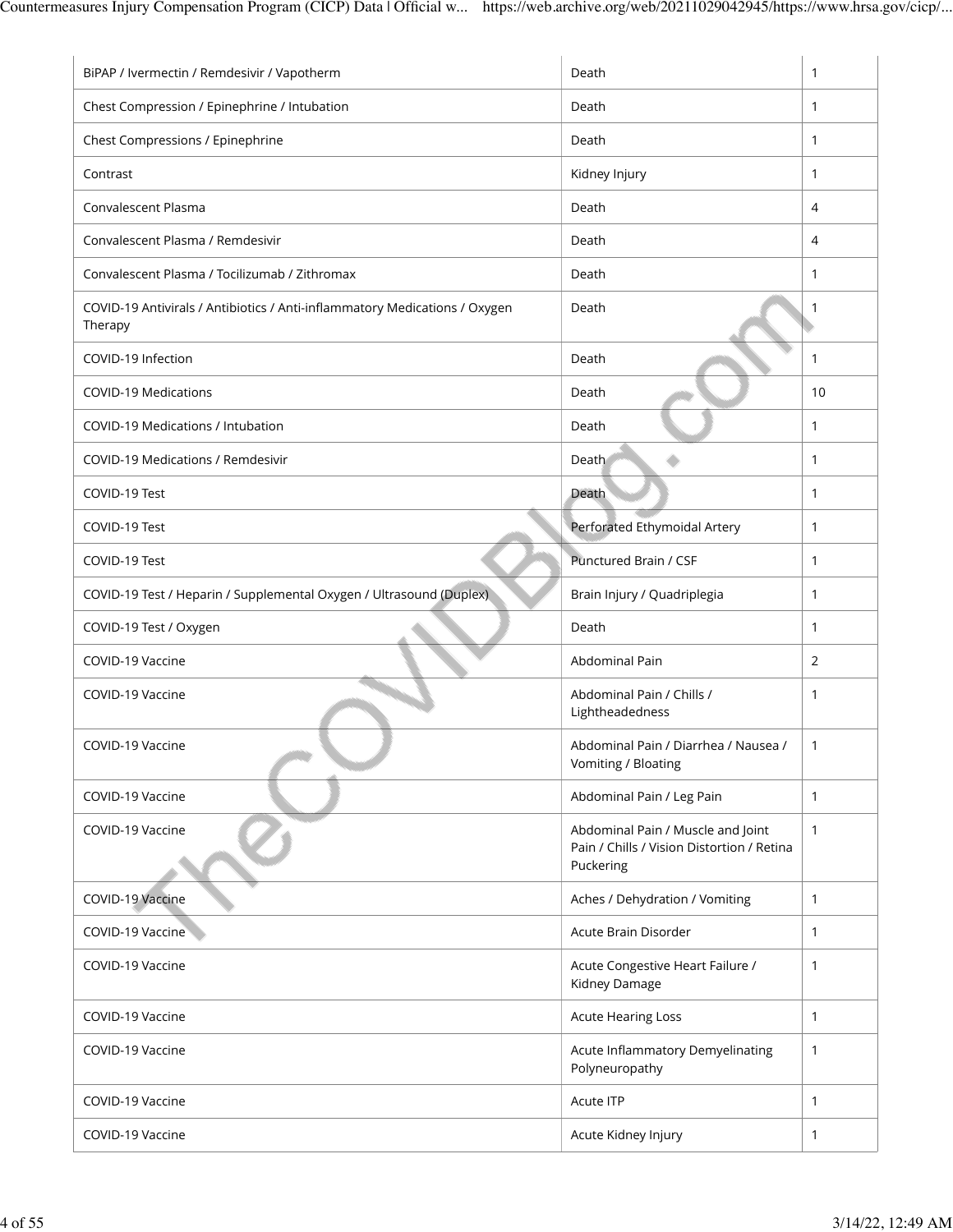| | | |
|---|---|---|
| BiPAP / Ivermectin / Remdesivir / Vapotherm | Death | 1 |
| Chest Compression / Epinephrine / Intubation | Death | 1 |
| Chest Compressions / Epinephrine | Death | 1 |
| Contrast | Kidney Injury | 1 |
| Convalescent Plasma | Death | 4 |
| Convalescent Plasma / Remdesivir | Death | 4 |
| Convalescent Plasma / Tocilizumab / Zithromax | Death | 1 |
| COVID-19 Antivirals / Antibiotics / Anti-inflammatory Medications / Oxygen Therapy | Death | 1 |
| COVID-19 Infection | Death | 1 |
| COVID-19 Medications | Death | 10 |
| COVID-19 Medications / Intubation | Death | 1 |
| COVID-19 Medications / Remdesivir | Death | 1 |
| COVID-19 Test | Death | 1 |
| COVID-19 Test | Perforated Ethymoidal Artery | 1 |
| COVID-19 Test | Punctured Brain / CSF | 1 |
| COVID-19 Test / Heparin / Supplemental Oxygen / Ultrasound (Duplex) | Brain Injury / Quadriplegia | 1 |
| COVID-19 Test / Oxygen | Death | 1 |
| COVID-19 Vaccine | Abdominal Pain | 2 |
| COVID-19 Vaccine | Abdominal Pain / Chills / Lightheadedness | 1 |
| COVID-19 Vaccine | Abdominal Pain / Diarrhea / Nausea / Vomiting / Bloating | 1 |
| COVID-19 Vaccine | Abdominal Pain / Leg Pain | 1 |
| COVID-19 Vaccine | Abdominal Pain / Muscle and Joint Pain / Chills / Vision Distortion / Retina Puckering | 1 |
| COVID-19 Vaccine | Aches / Dehydration / Vomiting | 1 |
| COVID-19 Vaccine | Acute Brain Disorder | 1 |
| COVID-19 Vaccine | Acute Congestive Heart Failure / Kidney Damage | 1 |
| COVID-19 Vaccine | Acute Hearing Loss | 1 |
| COVID-19 Vaccine | Acute Inflammatory Demyelinating Polyneuropathy | 1 |
| COVID-19 Vaccine | Acute ITP | 1 |
| COVID-19 Vaccine | Acute Kidney Injury | 1 |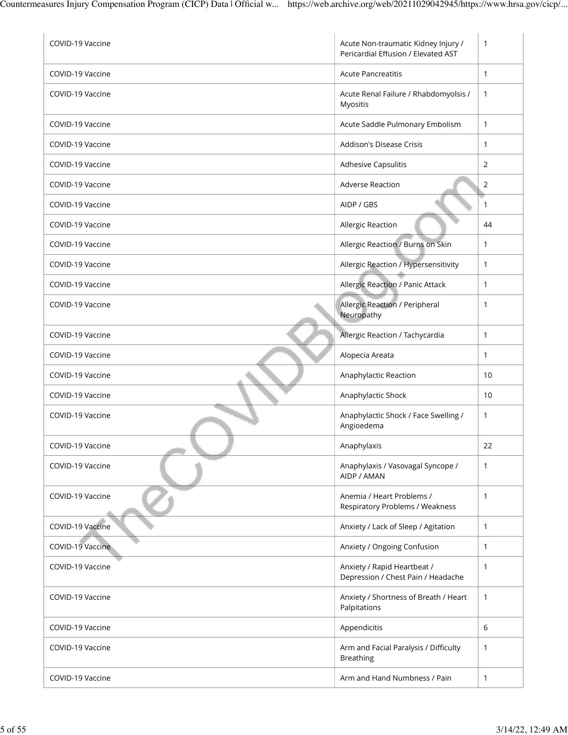| COVID-19 Vaccine | Acute Non-traumatic Kidney Injury / Pericardial Effusion / Elevated AST | 1 |
|---|---|---|
| COVID-19 Vaccine | Acute Pancreatitis | 1 |
| COVID-19 Vaccine | Acute Renal Failure / Rhabdomyolsis / Myositis | 1 |
| COVID-19 Vaccine | Acute Saddle Pulmonary Embolism | 1 |
| COVID-19 Vaccine | Addison's Disease Crisis | 1 |
| COVID-19 Vaccine | Adhesive Capsulitis | 2 |
| COVID-19 Vaccine | Adverse Reaction | 2 |
| COVID-19 Vaccine | AIDP / GBS | 1 |
| COVID-19 Vaccine | Allergic Reaction | 44 |
| COVID-19 Vaccine | Allergic Reaction / Burns on Skin | 1 |
| COVID-19 Vaccine | Allergic Reaction / Hypersenitivity | 1 |
| COVID-19 Vaccine | Allergic Reaction / Panic Attack | 1 |
| COVID-19 Vaccine | Allergic Reaction / Peripheral Neuropathy | 1 |
| COVID-19 Vaccine | Allergic Reaction / Tachycardia | 1 |
| COVID-19 Vaccine | Alopecia Areata | 1 |
| COVID-19 Vaccine | Anaphylactic Reaction | 10 |
| COVID-19 Vaccine | Anaphylactic Shock | 10 |
| COVID-19 Vaccine | Anaphylactic Shock / Face Swelling / Angioedema | 1 |
| COVID-19 Vaccine | Anaphylaxis | 22 |
| COVID-19 Vaccine | Anaphylaxis / Vasovagal Syncope / AIDP / AMAN | 1 |
| COVID-19 Vaccine | Anemia / Heart Problems / Respiratory Problems / Weakness | 1 |
| COVID-19 Vaccine | Anxiety / Lack of Sleep / Agitation | 1 |
| COVID-19 Vaccine | Anxiety / Ongoing Confusion | 1 |
| COVID-19 Vaccine | Anxiety / Rapid Heartbeat / Depression / Chest Pain / Headache | 1 |
| COVID-19 Vaccine | Anxiety / Shortness of Breath / Heart Palpitations | 1 |
| COVID-19 Vaccine | Appendicitis | 6 |
| COVID-19 Vaccine | Arm and Facial Paralysis / Difficulty Breathing | 1 |
| COVID-19 Vaccine | Arm and Hand Numbness / Pain | 1 |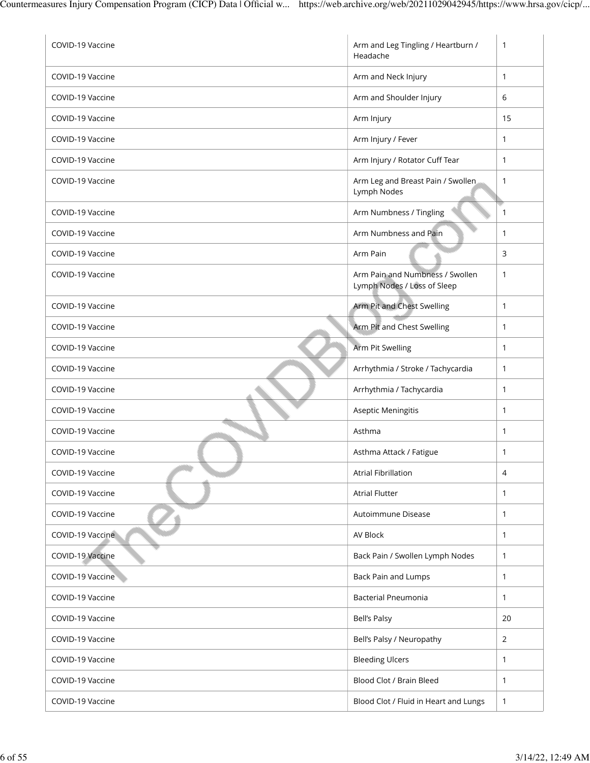| COVID-19 Vaccine | Arm and Leg Tingling / Heartburn / Headache | 1 |
|---|---|---|
| COVID-19 Vaccine | Arm and Neck Injury | 1 |
| COVID-19 Vaccine | Arm and Shoulder Injury | 6 |
| COVID-19 Vaccine | Arm Injury | 15 |
| COVID-19 Vaccine | Arm Injury / Fever | 1 |
| COVID-19 Vaccine | Arm Injury / Rotator Cuff Tear | 1 |
| COVID-19 Vaccine | Arm Leg and Breast Pain / Swollen Lymph Nodes | 1 |
| COVID-19 Vaccine | Arm Numbness / Tingling | 1 |
| COVID-19 Vaccine | Arm Numbness and Pain | 1 |
| COVID-19 Vaccine | Arm Pain | 3 |
| COVID-19 Vaccine | Arm Pain and Numbness / Swollen Lymph Nodes / Loss of Sleep | 1 |
| COVID-19 Vaccine | Arm Pit and Chest Swelling | 1 |
| COVID-19 Vaccine | Arm Pit and Chest Swelling | 1 |
| COVID-19 Vaccine | Arm Pit Swelling | 1 |
| COVID-19 Vaccine | Arrhythmia / Stroke / Tachycardia | 1 |
| COVID-19 Vaccine | Arrhythmia / Tachycardia | 1 |
| COVID-19 Vaccine | Aseptic Meningitis | 1 |
| COVID-19 Vaccine | Asthma | 1 |
| COVID-19 Vaccine | Asthma Attack / Fatigue | 1 |
| COVID-19 Vaccine | Atrial Fibrillation | 4 |
| COVID-19 Vaccine | Atrial Flutter | 1 |
| COVID-19 Vaccine | Autoimmune Disease | 1 |
| COVID-19 Vaccine | AV Block | 1 |
| COVID-19 Vaccine | Back Pain / Swollen Lymph Nodes | 1 |
| COVID-19 Vaccine | Back Pain and Lumps | 1 |
| COVID-19 Vaccine | Bacterial Pneumonia | 1 |
| COVID-19 Vaccine | Bell's Palsy | 20 |
| COVID-19 Vaccine | Bell's Palsy / Neuropathy | 2 |
| COVID-19 Vaccine | Bleeding Ulcers | 1 |
| COVID-19 Vaccine | Blood Clot / Brain Bleed | 1 |
| COVID-19 Vaccine | Blood Clot / Fluid in Heart and Lungs | 1 |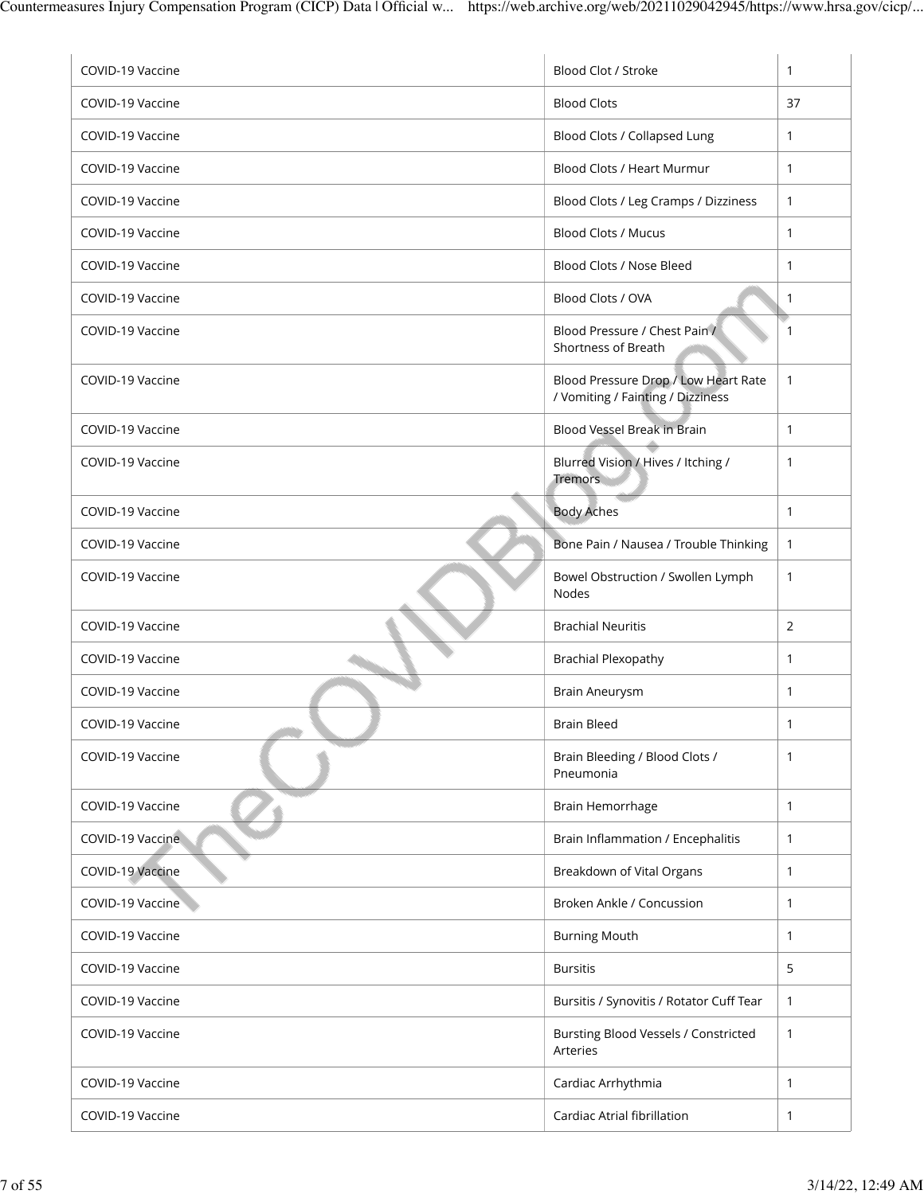| | | |
|---|---|---|
| COVID-19 Vaccine | Blood Clot / Stroke | 1 |
| COVID-19 Vaccine | Blood Clots | 37 |
| COVID-19 Vaccine | Blood Clots / Collapsed Lung | 1 |
| COVID-19 Vaccine | Blood Clots / Heart Murmur | 1 |
| COVID-19 Vaccine | Blood Clots / Leg Cramps / Dizziness | 1 |
| COVID-19 Vaccine | Blood Clots / Mucus | 1 |
| COVID-19 Vaccine | Blood Clots / Nose Bleed | 1 |
| COVID-19 Vaccine | Blood Clots / OVA | 1 |
| COVID-19 Vaccine | Blood Pressure / Chest Pain / Shortness of Breath | 1 |
| COVID-19 Vaccine | Blood Pressure Drop / Low Heart Rate / Vomiting / Fainting / Dizziness | 1 |
| COVID-19 Vaccine | Blood Vessel Break in Brain | 1 |
| COVID-19 Vaccine | Blurred Vision / Hives / Itching / Tremors | 1 |
| COVID-19 Vaccine | Body Aches | 1 |
| COVID-19 Vaccine | Bone Pain / Nausea / Trouble Thinking | 1 |
| COVID-19 Vaccine | Bowel Obstruction / Swollen Lymph Nodes | 1 |
| COVID-19 Vaccine | Brachial Neuritis | 2 |
| COVID-19 Vaccine | Brachial Plexopathy | 1 |
| COVID-19 Vaccine | Brain Aneurysm | 1 |
| COVID-19 Vaccine | Brain Bleed | 1 |
| COVID-19 Vaccine | Brain Bleeding / Blood Clots / Pneumonia | 1 |
| COVID-19 Vaccine | Brain Hemorrhage | 1 |
| COVID-19 Vaccine | Brain Inflammation / Encephalitis | 1 |
| COVID-19 Vaccine | Breakdown of Vital Organs | 1 |
| COVID-19 Vaccine | Broken Ankle / Concussion | 1 |
| COVID-19 Vaccine | Burning Mouth | 1 |
| COVID-19 Vaccine | Bursitis | 5 |
| COVID-19 Vaccine | Bursitis / Synovitis / Rotator Cuff Tear | 1 |
| COVID-19 Vaccine | Bursting Blood Vessels / Constricted Arteries | 1 |
| COVID-19 Vaccine | Cardiac Arrhythmia | 1 |
| COVID-19 Vaccine | Cardiac Atrial fibrillation | 1 |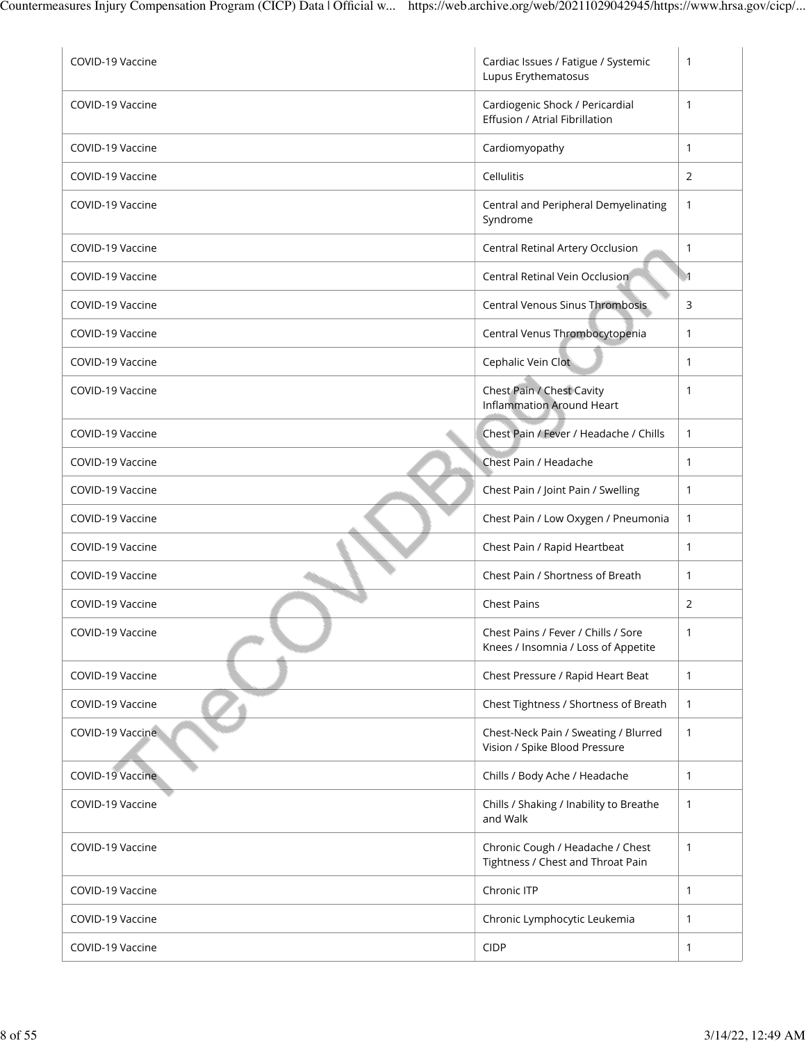| | | |
|---|---|---|
| COVID-19 Vaccine | Cardiac Issues / Fatigue / Systemic Lupus Erythematosus | 1 |
| COVID-19 Vaccine | Cardiogenic Shock / Pericardial Effusion / Atrial Fibrillation | 1 |
| COVID-19 Vaccine | Cardiomyopathy | 1 |
| COVID-19 Vaccine | Cellulitis | 2 |
| COVID-19 Vaccine | Central and Peripheral Demyelinating Syndrome | 1 |
| COVID-19 Vaccine | Central Retinal Artery Occlusion | 1 |
| COVID-19 Vaccine | Central Retinal Vein Occlusion | 1 |
| COVID-19 Vaccine | Central Venous Sinus Thrombosis | 3 |
| COVID-19 Vaccine | Central Venus Thrombocytopenia | 1 |
| COVID-19 Vaccine | Cephalic Vein Clot | 1 |
| COVID-19 Vaccine | Chest Pain / Chest Cavity Inflammation Around Heart | 1 |
| COVID-19 Vaccine | Chest Pain / Fever / Headache / Chills | 1 |
| COVID-19 Vaccine | Chest Pain / Headache | 1 |
| COVID-19 Vaccine | Chest Pain / Joint Pain / Swelling | 1 |
| COVID-19 Vaccine | Chest Pain / Low Oxygen / Pneumonia | 1 |
| COVID-19 Vaccine | Chest Pain / Rapid Heartbeat | 1 |
| COVID-19 Vaccine | Chest Pain / Shortness of Breath | 1 |
| COVID-19 Vaccine | Chest Pains | 2 |
| COVID-19 Vaccine | Chest Pains / Fever / Chills / Sore Knees / Insomnia / Loss of Appetite | 1 |
| COVID-19 Vaccine | Chest Pressure / Rapid Heart Beat | 1 |
| COVID-19 Vaccine | Chest Tightness / Shortness of Breath | 1 |
| COVID-19 Vaccine | Chest-Neck Pain / Sweating / Blurred Vision / Spike Blood Pressure | 1 |
| COVID-19 Vaccine | Chills / Body Ache / Headache | 1 |
| COVID-19 Vaccine | Chills / Shaking / Inability to Breathe and Walk | 1 |
| COVID-19 Vaccine | Chronic Cough / Headache / Chest Tightness / Chest and Throat Pain | 1 |
| COVID-19 Vaccine | Chronic ITP | 1 |
| COVID-19 Vaccine | Chronic Lymphocytic Leukemia | 1 |
| COVID-19 Vaccine | CIDP | 1 |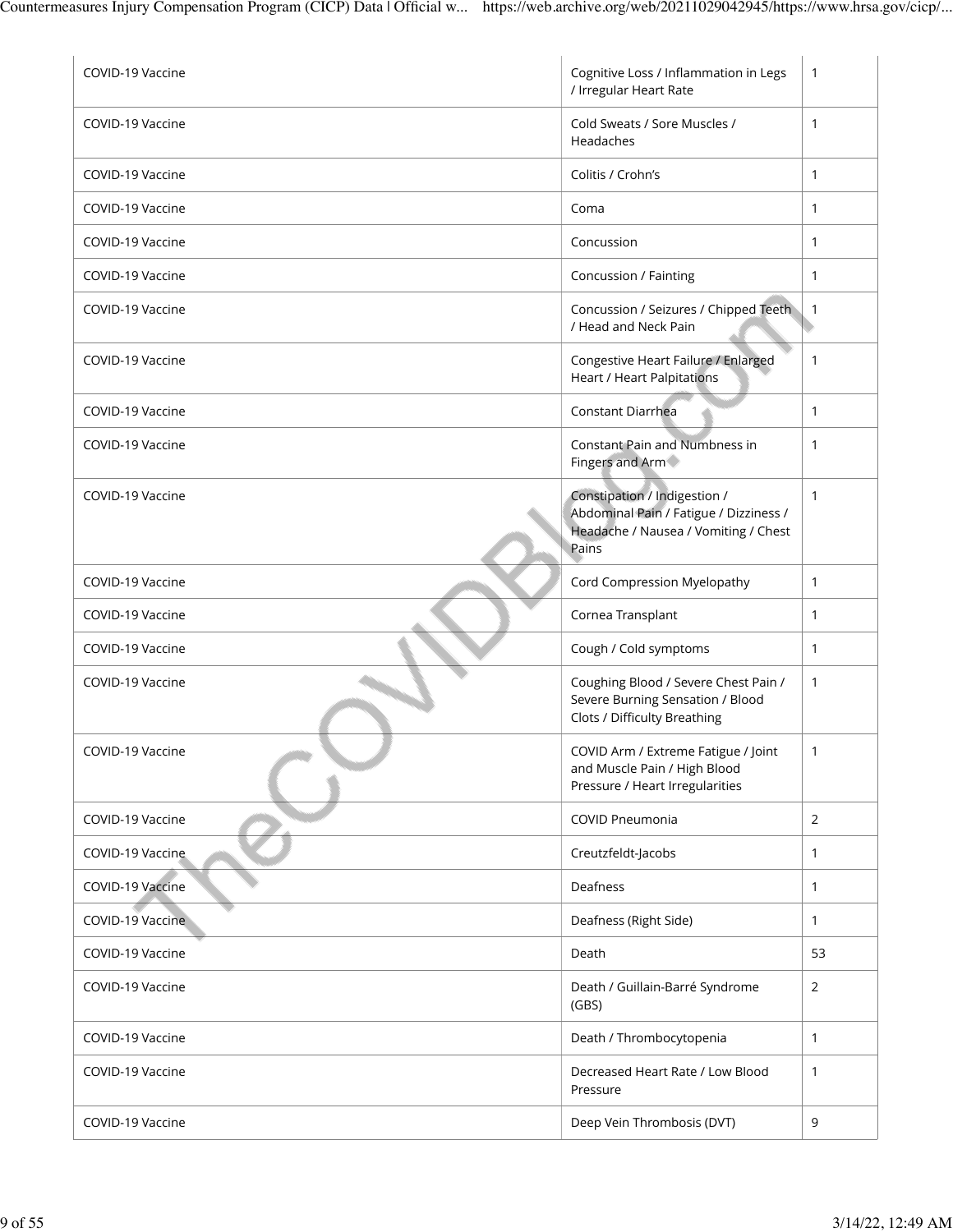| | | |
|---|---|---|
| COVID-19 Vaccine | Cognitive Loss / Inflammation in Legs / Irregular Heart Rate | 1 |
| COVID-19 Vaccine | Cold Sweats / Sore Muscles / Headaches | 1 |
| COVID-19 Vaccine | Colitis / Crohn’s | 1 |
| COVID-19 Vaccine | Coma | 1 |
| COVID-19 Vaccine | Concussion | 1 |
| COVID-19 Vaccine | Concussion / Fainting | 1 |
| COVID-19 Vaccine | Concussion / Seizures / Chipped Teeth / Head and Neck Pain | 1 |
| COVID-19 Vaccine | Congestive Heart Failure / Enlarged Heart / Heart Palpitations | 1 |
| COVID-19 Vaccine | Constant Diarrhea | 1 |
| COVID-19 Vaccine | Constant Pain and Numbness in Fingers and Arm | 1 |
| COVID-19 Vaccine | Constipation / Indigestion / Abdominal Pain / Fatigue / Dizziness / Headache / Nausea / Vomiting / Chest Pains | 1 |
| COVID-19 Vaccine | Cord Compression Myelopathy | 1 |
| COVID-19 Vaccine | Cornea Transplant | 1 |
| COVID-19 Vaccine | Cough / Cold symptoms | 1 |
| COVID-19 Vaccine | Coughing Blood / Severe Chest Pain / Severe Burning Sensation / Blood Clots / Difficulty Breathing | 1 |
| COVID-19 Vaccine | COVID Arm / Extreme Fatigue / Joint and Muscle Pain / High Blood Pressure / Heart Irregularities | 1 |
| COVID-19 Vaccine | COVID Pneumonia | 2 |
| COVID-19 Vaccine | Creutzfeldt-Jacobs | 1 |
| COVID-19 Vaccine | Deafness | 1 |
| COVID-19 Vaccine | Deafness (Right Side) | 1 |
| COVID-19 Vaccine | Death | 53 |
| COVID-19 Vaccine | Death / Guillain-Barré Syndrome (GBS) | 2 |
| COVID-19 Vaccine | Death / Thrombocytopenia | 1 |
| COVID-19 Vaccine | Decreased Heart Rate / Low Blood Pressure | 1 |
| COVID-19 Vaccine | Deep Vein Thrombosis (DVT) | 9 |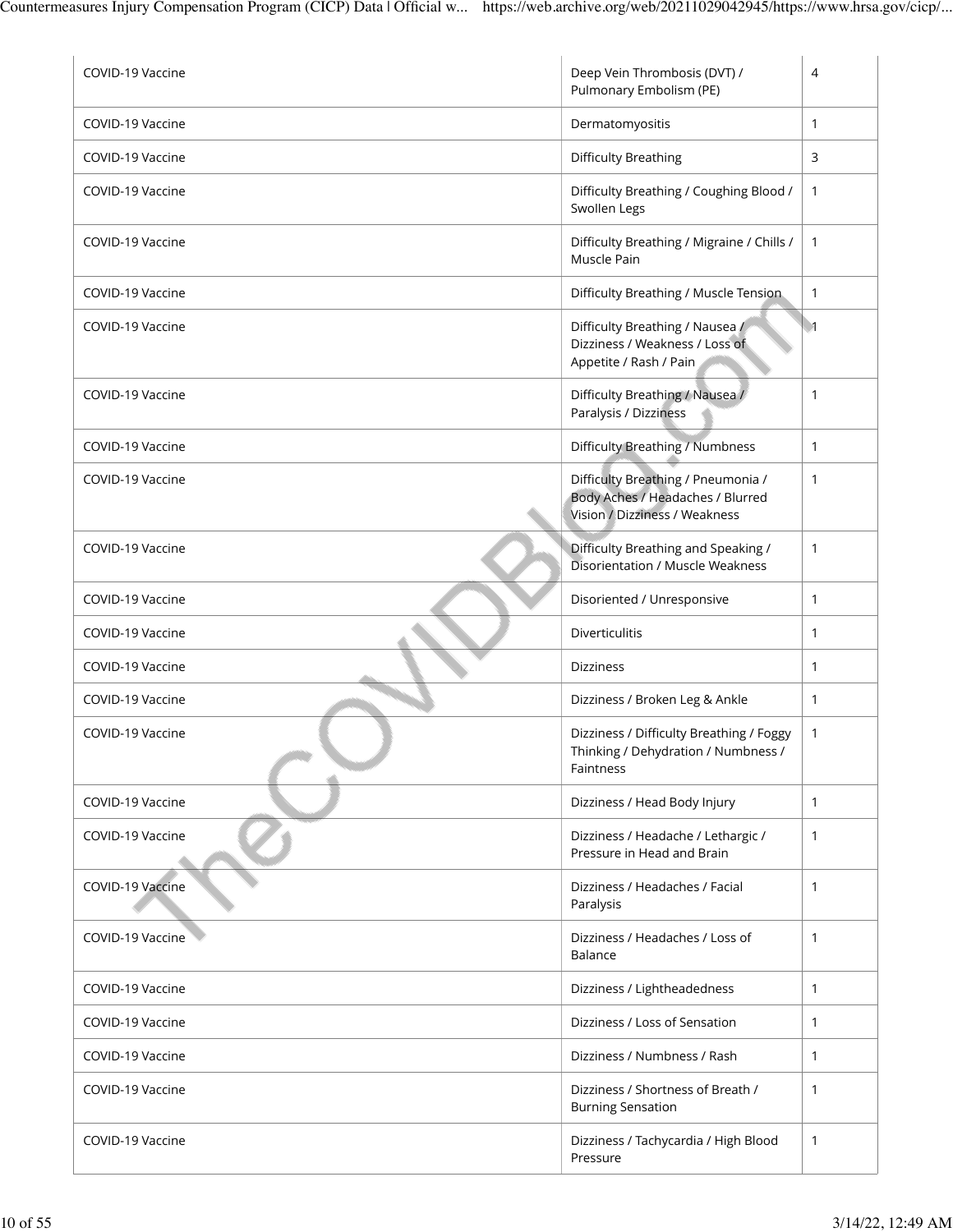| | | |
|---|---|---|
| COVID-19 Vaccine | Deep Vein Thrombosis (DVT) / Pulmonary Embolism (PE) | 4 |
| COVID-19 Vaccine | Dermatomyositis | 1 |
| COVID-19 Vaccine | Difficulty Breathing | 3 |
| COVID-19 Vaccine | Difficulty Breathing / Coughing Blood / Swollen Legs | 1 |
| COVID-19 Vaccine | Difficulty Breathing / Migraine / Chills / Muscle Pain | 1 |
| COVID-19 Vaccine | Difficulty Breathing / Muscle Tension | 1 |
| COVID-19 Vaccine | Difficulty Breathing / Nausea / Dizziness / Weakness / Loss of Appetite / Rash / Pain | 1 |
| COVID-19 Vaccine | Difficulty Breathing / Nausea / Paralysis / Dizziness | 1 |
| COVID-19 Vaccine | Difficulty Breathing / Numbness | 1 |
| COVID-19 Vaccine | Difficulty Breathing / Pneumonia / Body Aches / Headaches / Blurred Vision / Dizziness / Weakness | 1 |
| COVID-19 Vaccine | Difficulty Breathing and Speaking / Disorientation / Muscle Weakness | 1 |
| COVID-19 Vaccine | Disoriented / Unresponsive | 1 |
| COVID-19 Vaccine | Diverticulitis | 1 |
| COVID-19 Vaccine | Dizziness | 1 |
| COVID-19 Vaccine | Dizziness / Broken Leg & Ankle | 1 |
| COVID-19 Vaccine | Dizziness / Difficulty Breathing / Foggy Thinking / Dehydration / Numbness / Faintness | 1 |
| COVID-19 Vaccine | Dizziness / Head Body Injury | 1 |
| COVID-19 Vaccine | Dizziness / Headache / Lethargic / Pressure in Head and Brain | 1 |
| COVID-19 Vaccine | Dizziness / Headaches / Facial Paralysis | 1 |
| COVID-19 Vaccine | Dizziness / Headaches / Loss of Balance | 1 |
| COVID-19 Vaccine | Dizziness / Lightheadedness | 1 |
| COVID-19 Vaccine | Dizziness / Loss of Sensation | 1 |
| COVID-19 Vaccine | Dizziness / Numbness / Rash | 1 |
| COVID-19 Vaccine | Dizziness / Shortness of Breath / Burning Sensation | 1 |
| COVID-19 Vaccine | Dizziness / Tachycardia / High Blood Pressure | 1 |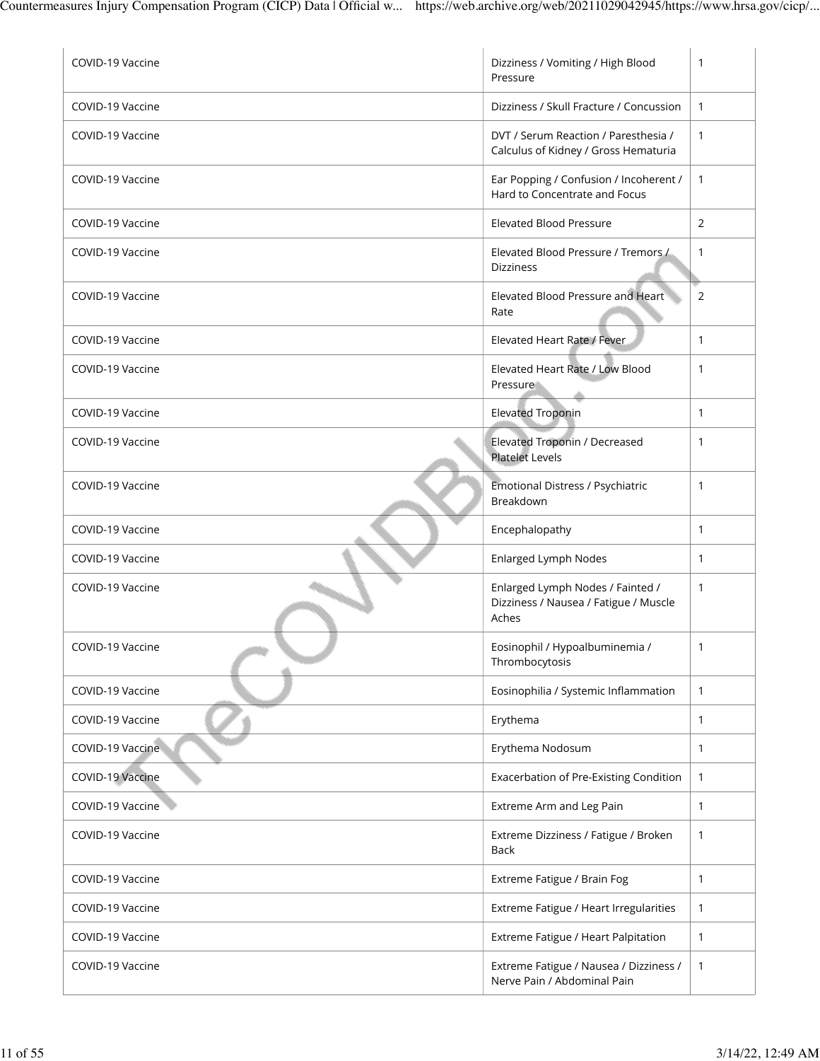| | | |
|---|---|---|
| COVID-19 Vaccine | Dizziness / Vomiting / High Blood Pressure | 1 |
| COVID-19 Vaccine | Dizziness / Skull Fracture / Concussion | 1 |
| COVID-19 Vaccine | DVT / Serum Reaction / Paresthesia / Calculus of Kidney / Gross Hematuria | 1 |
| COVID-19 Vaccine | Ear Popping / Confusion / Incoherent / Hard to Concentrate and Focus | 1 |
| COVID-19 Vaccine | Elevated Blood Pressure | 2 |
| COVID-19 Vaccine | Elevated Blood Pressure / Tremors / Dizziness | 1 |
| COVID-19 Vaccine | Elevated Blood Pressure and Heart Rate | 2 |
| COVID-19 Vaccine | Elevated Heart Rate / Fever | 1 |
| COVID-19 Vaccine | Elevated Heart Rate / Low Blood Pressure | 1 |
| COVID-19 Vaccine | Elevated Troponin | 1 |
| COVID-19 Vaccine | Elevated Troponin / Decreased Platelet Levels | 1 |
| COVID-19 Vaccine | Emotional Distress / Psychiatric Breakdown | 1 |
| COVID-19 Vaccine | Encephalopathy | 1 |
| COVID-19 Vaccine | Enlarged Lymph Nodes | 1 |
| COVID-19 Vaccine | Enlarged Lymph Nodes / Fainted / Dizziness / Nausea / Fatigue / Muscle Aches | 1 |
| COVID-19 Vaccine | Eosinophil / Hypoalbuminemia / Thrombocytosis | 1 |
| COVID-19 Vaccine | Eosinophilia / Systemic Inflammation | 1 |
| COVID-19 Vaccine | Erythema | 1 |
| COVID-19 Vaccine | Erythema Nodosum | 1 |
| COVID-19 Vaccine | Exacerbation of Pre-Existing Condition | 1 |
| COVID-19 Vaccine | Extreme Arm and Leg Pain | 1 |
| COVID-19 Vaccine | Extreme Dizziness / Fatigue / Broken Back | 1 |
| COVID-19 Vaccine | Extreme Fatigue / Brain Fog | 1 |
| COVID-19 Vaccine | Extreme Fatigue / Heart Irregularities | 1 |
| COVID-19 Vaccine | Extreme Fatigue / Heart Palpitation | 1 |
| COVID-19 Vaccine | Extreme Fatigue / Nausea / Dizziness / Nerve Pain / Abdominal Pain | 1 |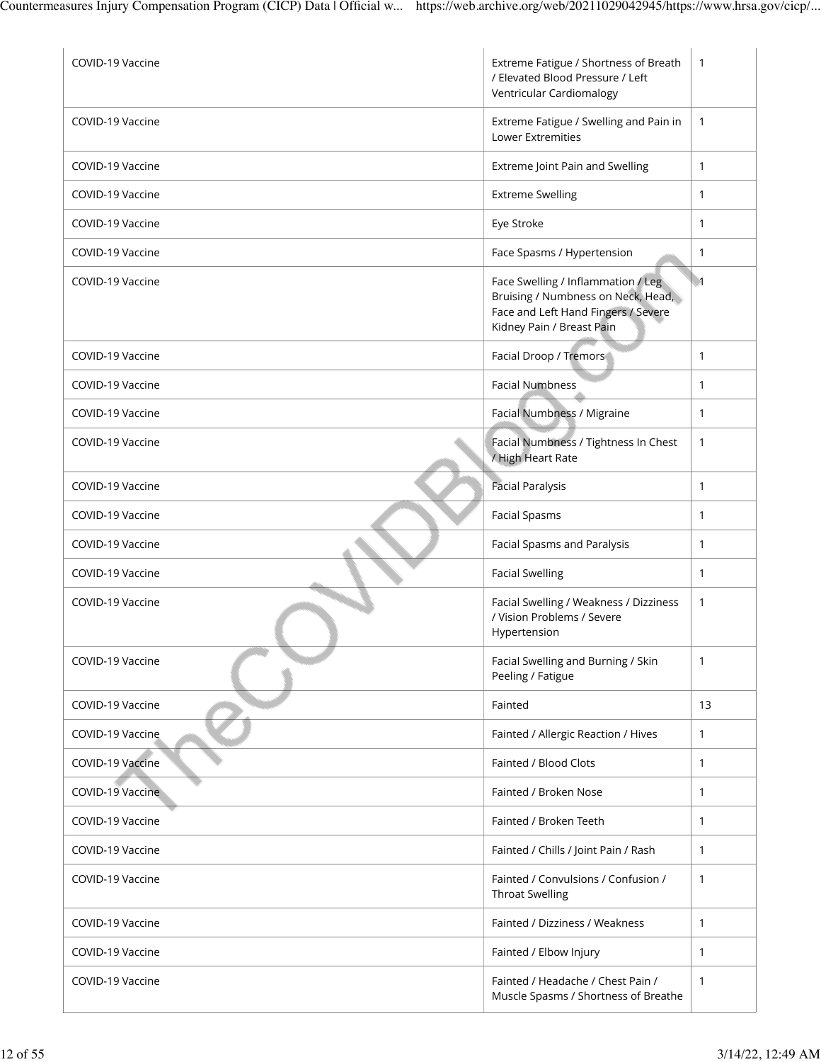| | | |
|---|---|---|
| COVID-19 Vaccine | Extreme Fatigue / Shortness of Breath / Elevated Blood Pressure / Left Ventricular Cardiomalogy | 1 |
| COVID-19 Vaccine | Extreme Fatigue / Swelling and Pain in Lower Extremities | 1 |
| COVID-19 Vaccine | Extreme Joint Pain and Swelling | 1 |
| COVID-19 Vaccine | Extreme Swelling | 1 |
| COVID-19 Vaccine | Eye Stroke | 1 |
| COVID-19 Vaccine | Face Spasms / Hypertension | 1 |
| COVID-19 Vaccine | Face Swelling / Inflammation / Leg Bruising / Numbness on Neck, Head, Face and Left Hand Fingers / Severe Kidney Pain / Breast Pain | 1 |
| COVID-19 Vaccine | Facial Droop / Tremors | 1 |
| COVID-19 Vaccine | Facial Numbness | 1 |
| COVID-19 Vaccine | Facial Numbness / Migraine | 1 |
| COVID-19 Vaccine | Facial Numbness / Tightness In Chest / High Heart Rate | 1 |
| COVID-19 Vaccine | Facial Paralysis | 1 |
| COVID-19 Vaccine | Facial Spasms | 1 |
| COVID-19 Vaccine | Facial Spasms and Paralysis | 1 |
| COVID-19 Vaccine | Facial Swelling | 1 |
| COVID-19 Vaccine | Facial Swelling / Weakness / Dizziness / Vision Problems / Severe Hypertension | 1 |
| COVID-19 Vaccine | Facial Swelling and Burning / Skin Peeling / Fatigue | 1 |
| COVID-19 Vaccine | Fainted | 13 |
| COVID-19 Vaccine | Fainted / Allergic Reaction / Hives | 1 |
| COVID-19 Vaccine | Fainted / Blood Clots | 1 |
| COVID-19 Vaccine | Fainted / Broken Nose | 1 |
| COVID-19 Vaccine | Fainted / Broken Teeth | 1 |
| COVID-19 Vaccine | Fainted / Chills / Joint Pain / Rash | 1 |
| COVID-19 Vaccine | Fainted / Convulsions / Confusion / Throat Swelling | 1 |
| COVID-19 Vaccine | Fainted / Dizziness / Weakness | 1 |
| COVID-19 Vaccine | Fainted / Elbow Injury | 1 |
| COVID-19 Vaccine | Fainted / Headache / Chest Pain / Muscle Spasms / Shortness of Breathe | 1 |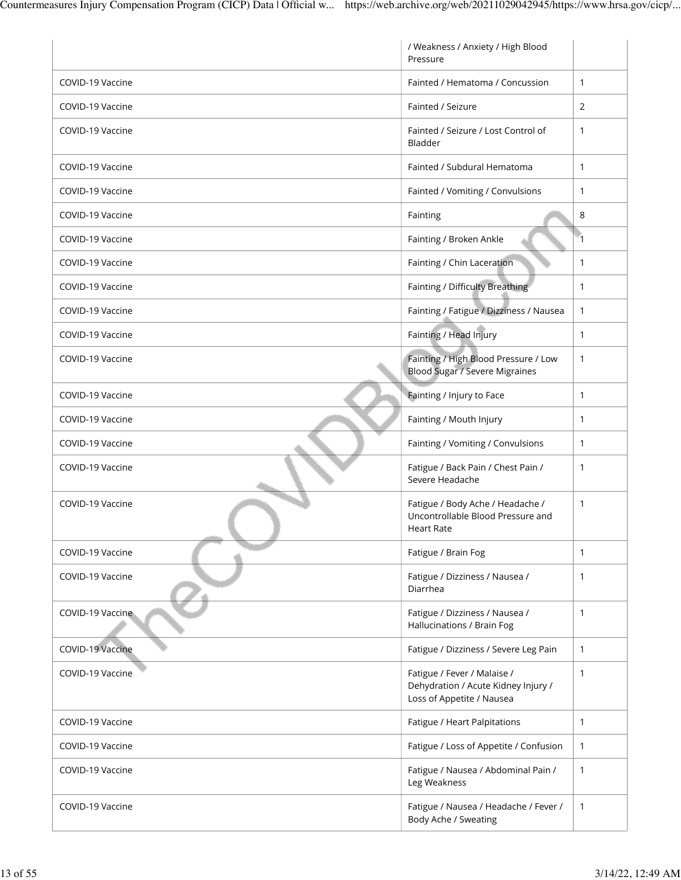| | | |
|---|---|---|
| | / Weakness / Anxiety / High Blood Pressure | |
| COVID-19 Vaccine | Fainted / Hematoma / Concussion | 1 |
| COVID-19 Vaccine | Fainted / Seizure | 2 |
| COVID-19 Vaccine | Fainted / Seizure / Lost Control of Bladder | 1 |
| COVID-19 Vaccine | Fainted / Subdural Hematoma | 1 |
| COVID-19 Vaccine | Fainted / Vomiting / Convulsions | 1 |
| COVID-19 Vaccine | Fainting | 8 |
| COVID-19 Vaccine | Fainting / Broken Ankle | 1 |
| COVID-19 Vaccine | Fainting / Chin Laceration | 1 |
| COVID-19 Vaccine | Fainting / Difficulty Breathing | 1 |
| COVID-19 Vaccine | Fainting / Fatigue / Dizziness / Nausea | 1 |
| COVID-19 Vaccine | Fainting / Head Injury | 1 |
| COVID-19 Vaccine | Fainting / High Blood Pressure / Low Blood Sugar / Severe Migraines | 1 |
| COVID-19 Vaccine | Fainting / Injury to Face | 1 |
| COVID-19 Vaccine | Fainting / Mouth Injury | 1 |
| COVID-19 Vaccine | Fainting / Vomiting / Convulsions | 1 |
| COVID-19 Vaccine | Fatigue / Back Pain / Chest Pain / Severe Headache | 1 |
| COVID-19 Vaccine | Fatigue / Body Ache / Headache / Uncontrollable Blood Pressure and Heart Rate | 1 |
| COVID-19 Vaccine | Fatigue / Brain Fog | 1 |
| COVID-19 Vaccine | Fatigue / Dizziness / Nausea / Diarrhea | 1 |
| COVID-19 Vaccine | Fatigue / Dizziness / Nausea / Hallucinations / Brain Fog | 1 |
| COVID-19 Vaccine | Fatigue / Dizziness / Severe Leg Pain | 1 |
| COVID-19 Vaccine | Fatigue / Fever / Malaise / Dehydration / Acute Kidney Injury / Loss of Appetite / Nausea | 1 |
| COVID-19 Vaccine | Fatigue / Heart Palpitations | 1 |
| COVID-19 Vaccine | Fatigue / Loss of Appetite / Confusion | 1 |
| COVID-19 Vaccine | Fatigue / Nausea / Abdominal Pain / Leg Weakness | 1 |
| COVID-19 Vaccine | Fatigue / Nausea / Headache / Fever / Body Ache / Sweating | 1 |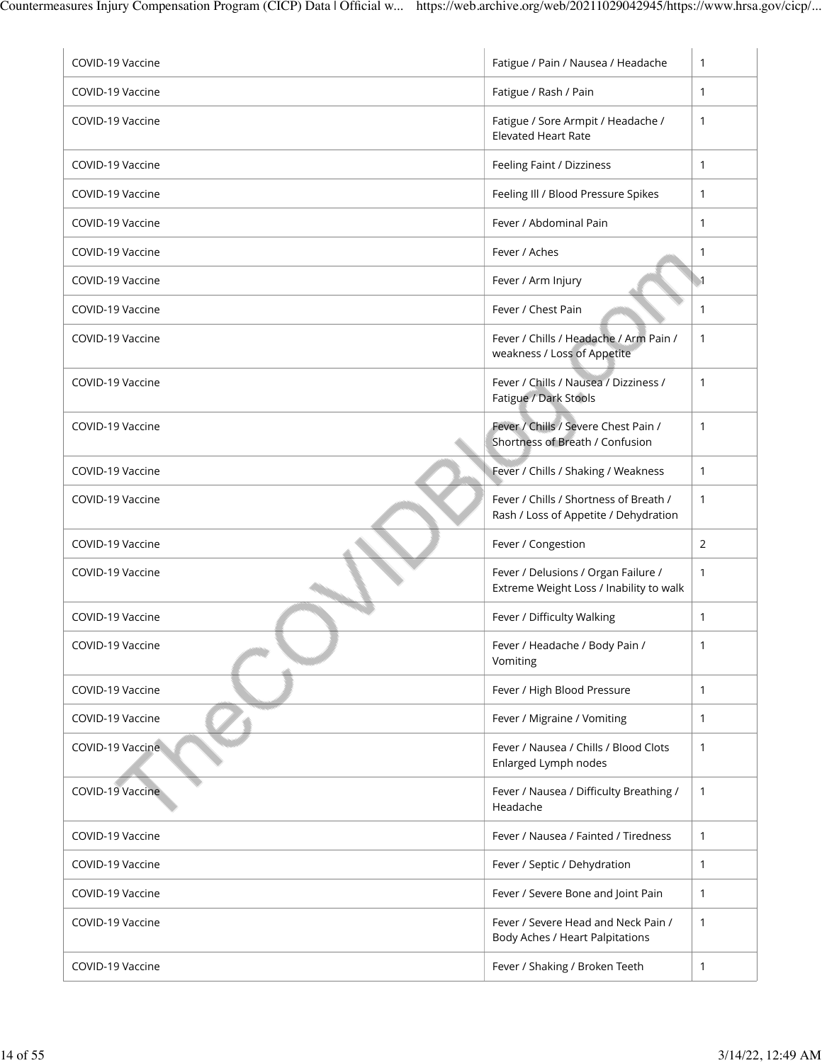| | | |
|---|---|---|
| COVID-19 Vaccine | Fatigue / Pain / Nausea / Headache | 1 |
| COVID-19 Vaccine | Fatigue / Rash / Pain | 1 |
| COVID-19 Vaccine | Fatigue / Sore Armpit / Headache / Elevated Heart Rate | 1 |
| COVID-19 Vaccine | Feeling Faint / Dizziness | 1 |
| COVID-19 Vaccine | Feeling Ill / Blood Pressure Spikes | 1 |
| COVID-19 Vaccine | Fever / Abdominal Pain | 1 |
| COVID-19 Vaccine | Fever / Aches | 1 |
| COVID-19 Vaccine | Fever / Arm Injury | 1 |
| COVID-19 Vaccine | Fever / Chest Pain | 1 |
| COVID-19 Vaccine | Fever / Chills / Headache / Arm Pain / weakness / Loss of Appetite | 1 |
| COVID-19 Vaccine | Fever / Chills / Nausea / Dizziness / Fatigue / Dark Stools | 1 |
| COVID-19 Vaccine | Fever / Chills / Severe Chest Pain / Shortness of Breath / Confusion | 1 |
| COVID-19 Vaccine | Fever / Chills / Shaking / Weakness | 1 |
| COVID-19 Vaccine | Fever / Chills / Shortness of Breath / Rash / Loss of Appetite / Dehydration | 1 |
| COVID-19 Vaccine | Fever / Congestion | 2 |
| COVID-19 Vaccine | Fever / Delusions / Organ Failure / Extreme Weight Loss / Inability to walk | 1 |
| COVID-19 Vaccine | Fever / Difficulty Walking | 1 |
| COVID-19 Vaccine | Fever / Headache / Body Pain / Vomiting | 1 |
| COVID-19 Vaccine | Fever / High Blood Pressure | 1 |
| COVID-19 Vaccine | Fever / Migraine / Vomiting | 1 |
| COVID-19 Vaccine | Fever / Nausea / Chills / Blood Clots Enlarged Lymph nodes | 1 |
| COVID-19 Vaccine | Fever / Nausea / Difficulty Breathing / Headache | 1 |
| COVID-19 Vaccine | Fever / Nausea / Fainted / Tiredness | 1 |
| COVID-19 Vaccine | Fever / Septic / Dehydration | 1 |
| COVID-19 Vaccine | Fever / Severe Bone and Joint Pain | 1 |
| COVID-19 Vaccine | Fever / Severe Head and Neck Pain / Body Aches / Heart Palpitations | 1 |
| COVID-19 Vaccine | Fever / Shaking / Broken Teeth | 1 |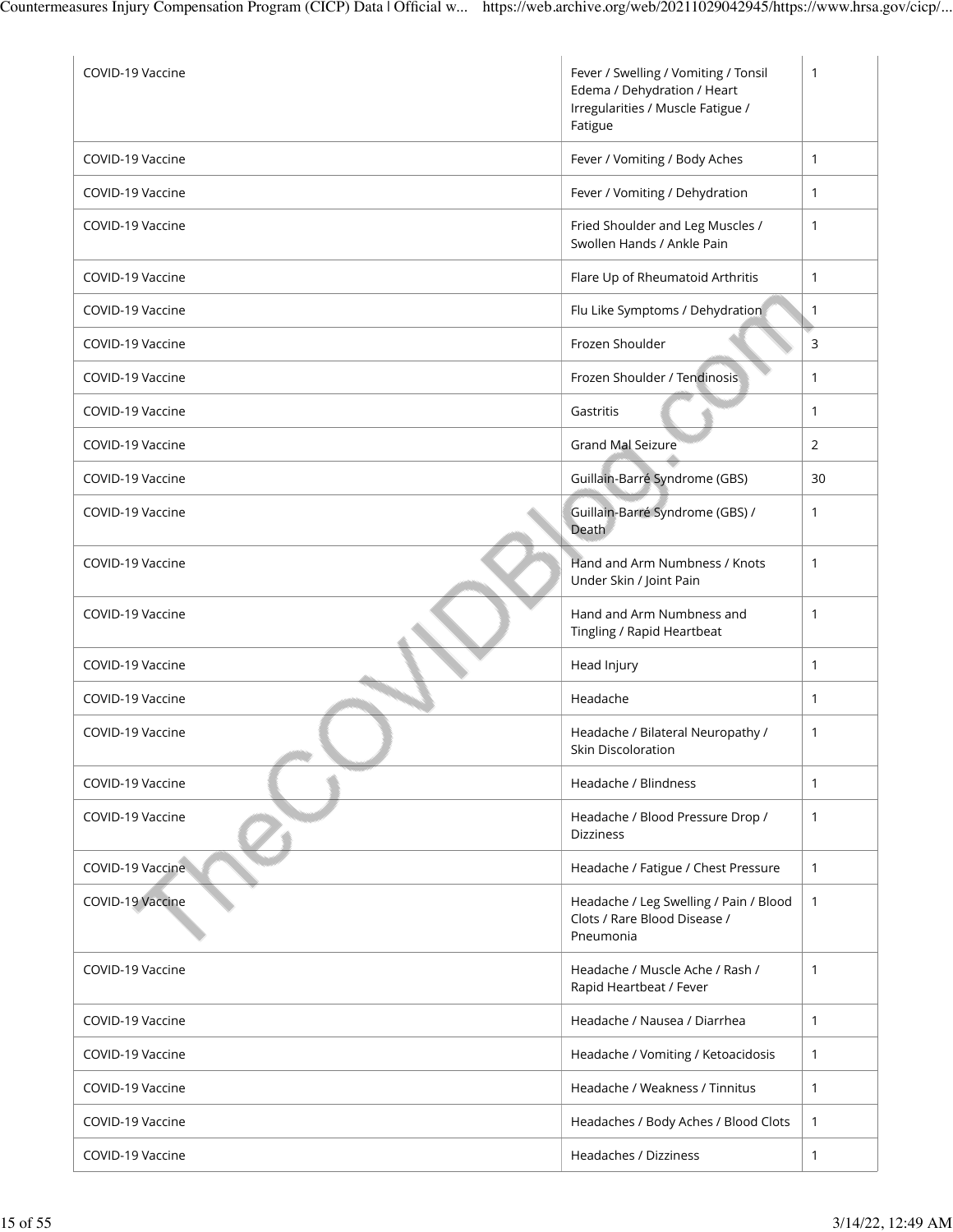| COVID-19 Vaccine | Fever / Swelling / Vomiting / Tonsil Edema / Dehydration / Heart Irregularities / Muscle Fatigue / Fatigue | 1 |
|---|---|---|
| COVID-19 Vaccine | Fever / Vomiting / Body Aches | 1 |
| COVID-19 Vaccine | Fever / Vomiting / Dehydration | 1 |
| COVID-19 Vaccine | Fried Shoulder and Leg Muscles / Swollen Hands / Ankle Pain | 1 |
| COVID-19 Vaccine | Flare Up of Rheumatoid Arthritis | 1 |
| COVID-19 Vaccine | Flu Like Symptoms / Dehydration | 1 |
| COVID-19 Vaccine | Frozen Shoulder | 3 |
| COVID-19 Vaccine | Frozen Shoulder / Tendinosis | 1 |
| COVID-19 Vaccine | Gastritis | 1 |
| COVID-19 Vaccine | Grand Mal Seizure | 2 |
| COVID-19 Vaccine | Guillain-Barré Syndrome (GBS) | 30 |
| COVID-19 Vaccine | Guillain-Barré Syndrome (GBS) / Death | 1 |
| COVID-19 Vaccine | Hand and Arm Numbness / Knots Under Skin / Joint Pain | 1 |
| COVID-19 Vaccine | Hand and Arm Numbness and Tingling / Rapid Heartbeat | 1 |
| COVID-19 Vaccine | Head Injury | 1 |
| COVID-19 Vaccine | Headache | 1 |
| COVID-19 Vaccine | Headache / Bilateral Neuropathy / Skin Discoloration | 1 |
| COVID-19 Vaccine | Headache / Blindness | 1 |
| COVID-19 Vaccine | Headache / Blood Pressure Drop / Dizziness | 1 |
| COVID-19 Vaccine | Headache / Fatigue / Chest Pressure | 1 |
| COVID-19 Vaccine | Headache / Leg Swelling / Pain / Blood Clots / Rare Blood Disease / Pneumonia | 1 |
| COVID-19 Vaccine | Headache / Muscle Ache / Rash / Rapid Heartbeat / Fever | 1 |
| COVID-19 Vaccine | Headache / Nausea / Diarrhea | 1 |
| COVID-19 Vaccine | Headache / Vomiting / Ketoacidosis | 1 |
| COVID-19 Vaccine | Headache / Weakness / Tinnitus | 1 |
| COVID-19 Vaccine | Headaches / Body Aches / Blood Clots | 1 |
| COVID-19 Vaccine | Headaches / Dizziness | 1 |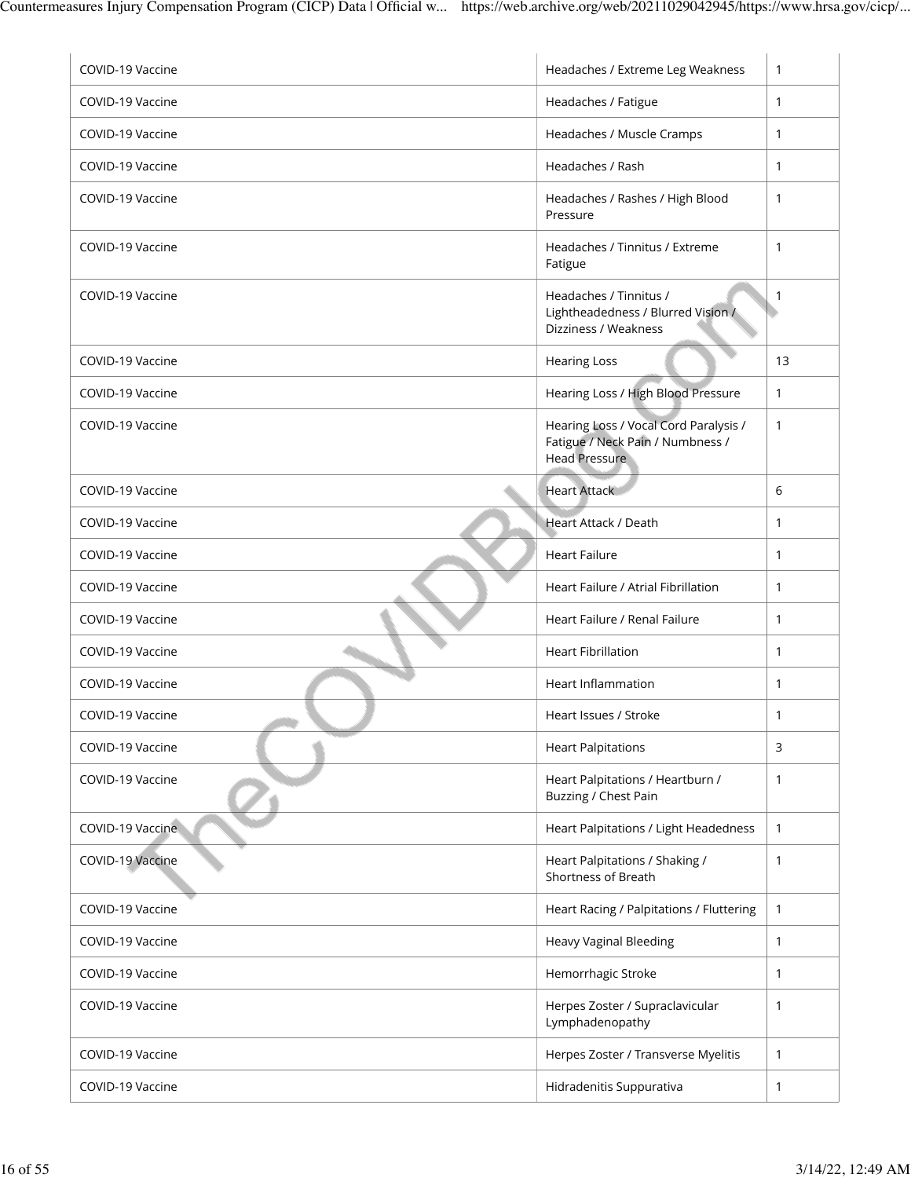| | | |
|---|---|---|
| COVID-19 Vaccine | Headaches / Extreme Leg Weakness | 1 |
| COVID-19 Vaccine | Headaches / Fatigue | 1 |
| COVID-19 Vaccine | Headaches / Muscle Cramps | 1 |
| COVID-19 Vaccine | Headaches / Rash | 1 |
| COVID-19 Vaccine | Headaches / Rashes / High Blood Pressure | 1 |
| COVID-19 Vaccine | Headaches / Tinnitus / Extreme Fatigue | 1 |
| COVID-19 Vaccine | Headaches / Tinnitus / Lightheadedness / Blurred Vision / Dizziness / Weakness | 1 |
| COVID-19 Vaccine | Hearing Loss | 13 |
| COVID-19 Vaccine | Hearing Loss / High Blood Pressure | 1 |
| COVID-19 Vaccine | Hearing Loss / Vocal Cord Paralysis / Fatigue / Neck Pain / Numbness / Head Pressure | 1 |
| COVID-19 Vaccine | Heart Attack | 6 |
| COVID-19 Vaccine | Heart Attack / Death | 1 |
| COVID-19 Vaccine | Heart Failure | 1 |
| COVID-19 Vaccine | Heart Failure / Atrial Fibrillation | 1 |
| COVID-19 Vaccine | Heart Failure / Renal Failure | 1 |
| COVID-19 Vaccine | Heart Fibrillation | 1 |
| COVID-19 Vaccine | Heart Inflammation | 1 |
| COVID-19 Vaccine | Heart Issues / Stroke | 1 |
| COVID-19 Vaccine | Heart Palpitations | 3 |
| COVID-19 Vaccine | Heart Palpitations / Heartburn / Buzzing / Chest Pain | 1 |
| COVID-19 Vaccine | Heart Palpitations / Light Headedness | 1 |
| COVID-19 Vaccine | Heart Palpitations / Shaking / Shortness of Breath | 1 |
| COVID-19 Vaccine | Heart Racing / Palpitations / Fluttering | 1 |
| COVID-19 Vaccine | Heavy Vaginal Bleeding | 1 |
| COVID-19 Vaccine | Hemorrhagic Stroke | 1 |
| COVID-19 Vaccine | Herpes Zoster / Supraclavicular Lymphadenopathy | 1 |
| COVID-19 Vaccine | Herpes Zoster / Transverse Myelitis | 1 |
| COVID-19 Vaccine | Hidradenitis Suppurativa | 1 |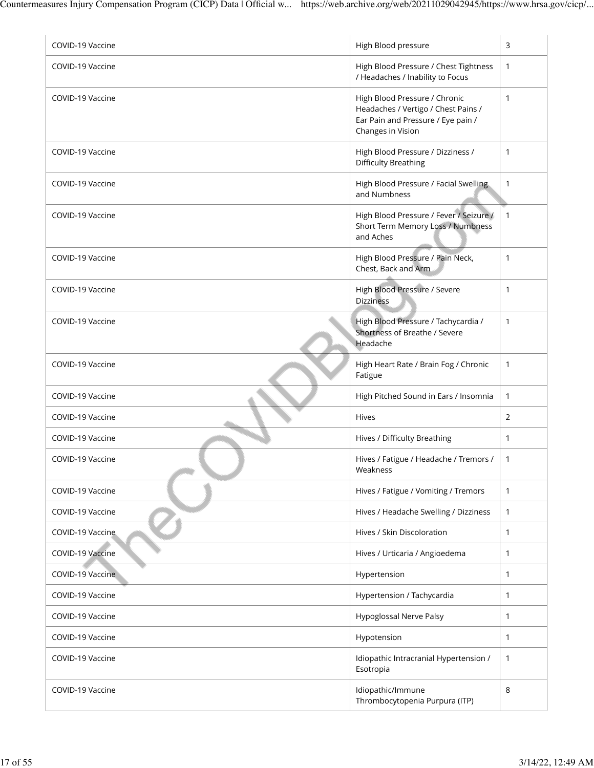| | | |
|---|---|---|
| COVID-19 Vaccine | High Blood pressure | 3 |
| COVID-19 Vaccine | High Blood Pressure / Chest Tightness / Headaches / Inability to Focus | 1 |
| COVID-19 Vaccine | High Blood Pressure / Chronic Headaches / Vertigo / Chest Pains / Ear Pain and Pressure / Eye pain / Changes in Vision | 1 |
| COVID-19 Vaccine | High Blood Pressure / Dizziness / Difficulty Breathing | 1 |
| COVID-19 Vaccine | High Blood Pressure / Facial Swelling and Numbness | 1 |
| COVID-19 Vaccine | High Blood Pressure / Fever / Seizure / Short Term Memory Loss / Numbness and Aches | 1 |
| COVID-19 Vaccine | High Blood Pressure / Pain Neck, Chest, Back and Arm | 1 |
| COVID-19 Vaccine | High Blood Pressure / Severe Dizziness | 1 |
| COVID-19 Vaccine | High Blood Pressure / Tachycardia / Shortness of Breathe / Severe Headache | 1 |
| COVID-19 Vaccine | High Heart Rate / Brain Fog / Chronic Fatigue | 1 |
| COVID-19 Vaccine | High Pitched Sound in Ears / Insomnia | 1 |
| COVID-19 Vaccine | Hives | 2 |
| COVID-19 Vaccine | Hives / Difficulty Breathing | 1 |
| COVID-19 Vaccine | Hives / Fatigue / Headache / Tremors / Weakness | 1 |
| COVID-19 Vaccine | Hives / Fatigue / Vomiting / Tremors | 1 |
| COVID-19 Vaccine | Hives / Headache Swelling / Dizziness | 1 |
| COVID-19 Vaccine | Hives / Skin Discoloration | 1 |
| COVID-19 Vaccine | Hives / Urticaria / Angioedema | 1 |
| COVID-19 Vaccine | Hypertension | 1 |
| COVID-19 Vaccine | Hypertension / Tachycardia | 1 |
| COVID-19 Vaccine | Hypoglossal Nerve Palsy | 1 |
| COVID-19 Vaccine | Hypotension | 1 |
| COVID-19 Vaccine | Idiopathic Intracranial Hypertension / Esotropia | 1 |
| COVID-19 Vaccine | Idiopathic/Immune Thrombocytopenia Purpura (ITP) | 8 |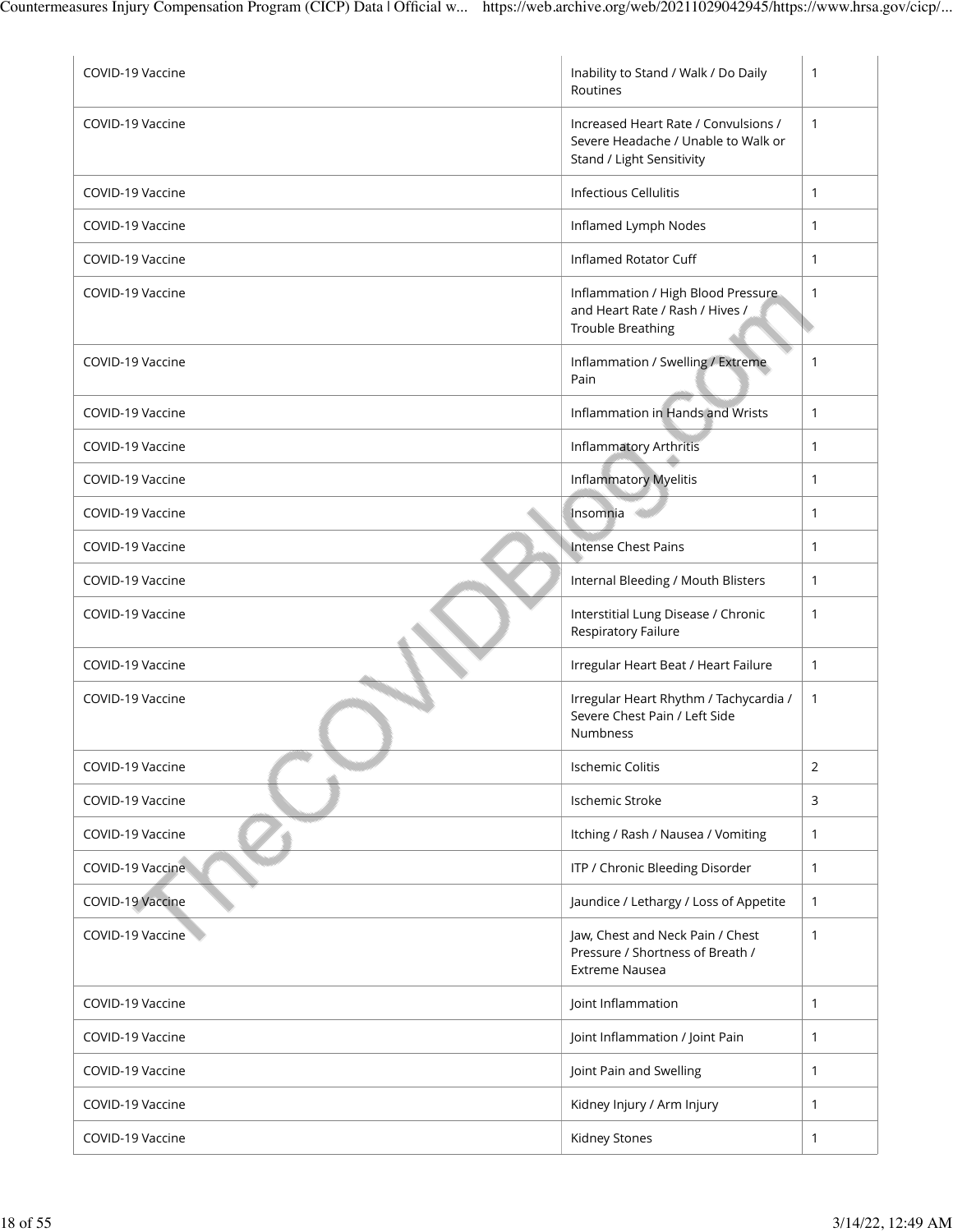| | | |
|---|---|---|
| COVID-19 Vaccine | Inability to Stand / Walk / Do Daily Routines | 1 |
| COVID-19 Vaccine | Increased Heart Rate / Convulsions / Severe Headache / Unable to Walk or Stand / Light Sensitivity | 1 |
| COVID-19 Vaccine | Infectious Cellulitis | 1 |
| COVID-19 Vaccine | Inflamed Lymph Nodes | 1 |
| COVID-19 Vaccine | Inflamed Rotator Cuff | 1 |
| COVID-19 Vaccine | Inflammation / High Blood Pressure and Heart Rate / Rash / Hives / Trouble Breathing | 1 |
| COVID-19 Vaccine | Inflammation / Swelling / Extreme Pain | 1 |
| COVID-19 Vaccine | Inflammation in Hands and Wrists | 1 |
| COVID-19 Vaccine | Inflammatory Arthritis | 1 |
| COVID-19 Vaccine | Inflammatory Myelitis | 1 |
| COVID-19 Vaccine | Insomnia | 1 |
| COVID-19 Vaccine | Intense Chest Pains | 1 |
| COVID-19 Vaccine | Internal Bleeding / Mouth Blisters | 1 |
| COVID-19 Vaccine | Interstitial Lung Disease / Chronic Respiratory Failure | 1 |
| COVID-19 Vaccine | Irregular Heart Beat / Heart Failure | 1 |
| COVID-19 Vaccine | Irregular Heart Rhythm / Tachycardia / Severe Chest Pain / Left Side Numbness | 1 |
| COVID-19 Vaccine | Ischemic Colitis | 2 |
| COVID-19 Vaccine | Ischemic Stroke | 3 |
| COVID-19 Vaccine | Itching / Rash / Nausea / Vomiting | 1 |
| COVID-19 Vaccine | ITP / Chronic Bleeding Disorder | 1 |
| COVID-19 Vaccine | Jaundice / Lethargy / Loss of Appetite | 1 |
| COVID-19 Vaccine | Jaw, Chest and Neck Pain / Chest Pressure / Shortness of Breath / Extreme Nausea | 1 |
| COVID-19 Vaccine | Joint Inflammation | 1 |
| COVID-19 Vaccine | Joint Inflammation / Joint Pain | 1 |
| COVID-19 Vaccine | Joint Pain and Swelling | 1 |
| COVID-19 Vaccine | Kidney Injury / Arm Injury | 1 |
| COVID-19 Vaccine | Kidney Stones | 1 |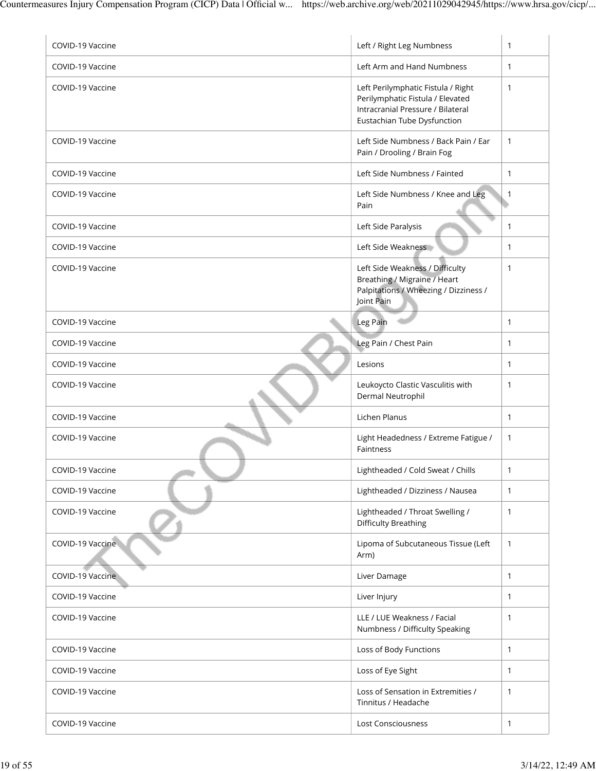| | | |
|---|---|---|
| COVID-19 Vaccine | Left / Right Leg Numbness | 1 |
| COVID-19 Vaccine | Left Arm and Hand Numbness | 1 |
| COVID-19 Vaccine | Left Perilymphatic Fistula / Right Perilymphatic Fistula / Elevated Intracranial Pressure / Bilateral Eustachian Tube Dysfunction | 1 |
| COVID-19 Vaccine | Left Side Numbness / Back Pain / Ear Pain / Drooling / Brain Fog | 1 |
| COVID-19 Vaccine | Left Side Numbness / Fainted | 1 |
| COVID-19 Vaccine | Left Side Numbness / Knee and Leg Pain | 1 |
| COVID-19 Vaccine | Left Side Paralysis | 1 |
| COVID-19 Vaccine | Left Side Weakness | 1 |
| COVID-19 Vaccine | Left Side Weakness / Difficulty Breathing / Migraine / Heart Palpitations / Wheezing / Dizziness / Joint Pain | 1 |
| COVID-19 Vaccine | Leg Pain | 1 |
| COVID-19 Vaccine | Leg Pain / Chest Pain | 1 |
| COVID-19 Vaccine | Lesions | 1 |
| COVID-19 Vaccine | Leukoycto Clastic Vasculitis with Dermal Neutrophil | 1 |
| COVID-19 Vaccine | Lichen Planus | 1 |
| COVID-19 Vaccine | Light Headedness / Extreme Fatigue / Faintness | 1 |
| COVID-19 Vaccine | Lightheaded / Cold Sweat / Chills | 1 |
| COVID-19 Vaccine | Lightheaded / Dizziness / Nausea | 1 |
| COVID-19 Vaccine | Lightheaded / Throat Swelling / Difficulty Breathing | 1 |
| COVID-19 Vaccine | Lipoma of Subcutaneous Tissue (Left Arm) | 1 |
| COVID-19 Vaccine | Liver Damage | 1 |
| COVID-19 Vaccine | Liver Injury | 1 |
| COVID-19 Vaccine | LLE / LUE Weakness / Facial Numbness / Difficulty Speaking | 1 |
| COVID-19 Vaccine | Loss of Body Functions | 1 |
| COVID-19 Vaccine | Loss of Eye Sight | 1 |
| COVID-19 Vaccine | Loss of Sensation in Extremities / Tinnitus / Headache | 1 |
| COVID-19 Vaccine | Lost Consciousness | 1 |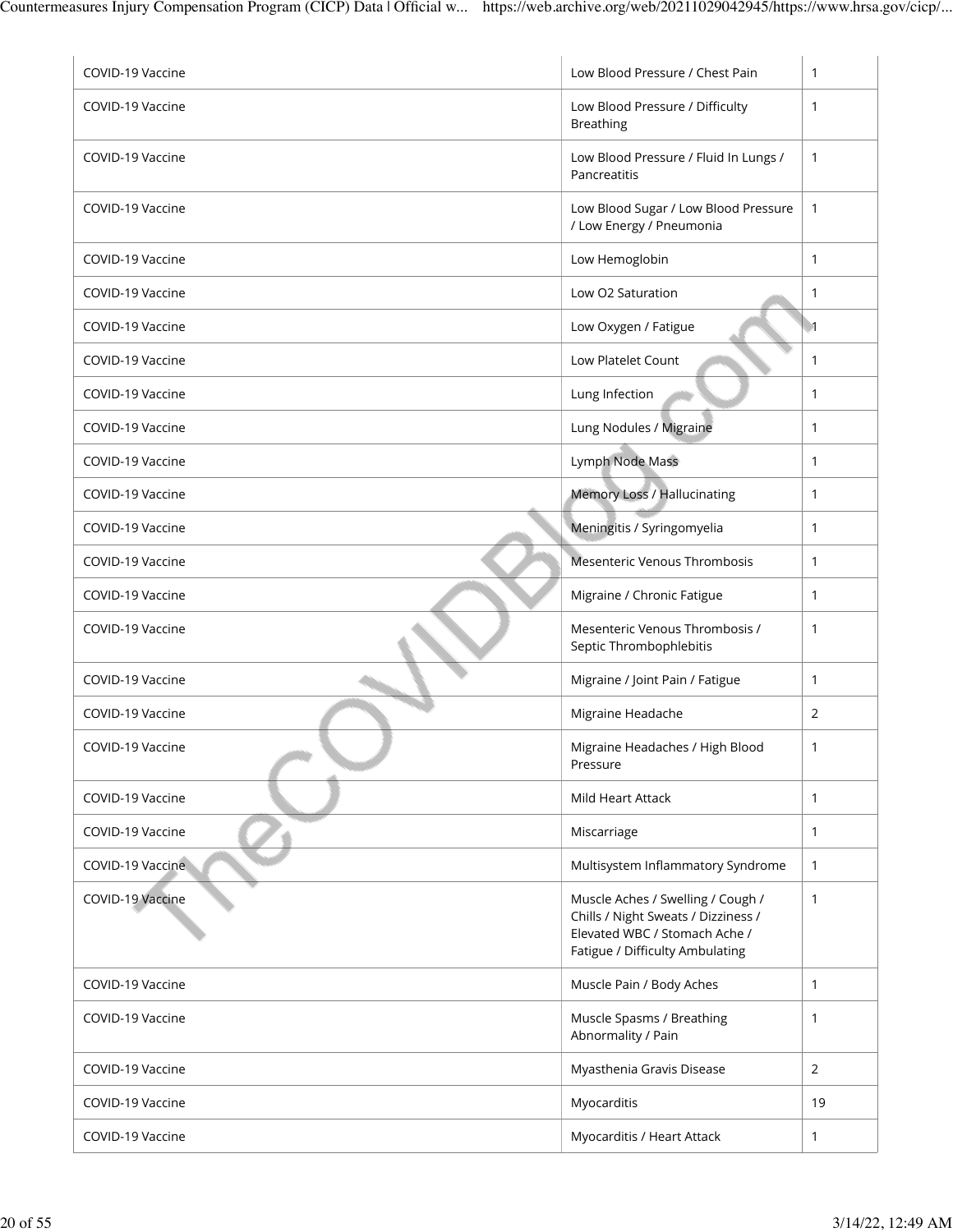| | | |
|---|---|---|
| COVID-19 Vaccine | Low Blood Pressure / Chest Pain | 1 |
| COVID-19 Vaccine | Low Blood Pressure / Difficulty Breathing | 1 |
| COVID-19 Vaccine | Low Blood Pressure / Fluid In Lungs / Pancreatitis | 1 |
| COVID-19 Vaccine | Low Blood Sugar / Low Blood Pressure / Low Energy / Pneumonia | 1 |
| COVID-19 Vaccine | Low Hemoglobin | 1 |
| COVID-19 Vaccine | Low O2 Saturation | 1 |
| COVID-19 Vaccine | Low Oxygen / Fatigue | 1 |
| COVID-19 Vaccine | Low Platelet Count | 1 |
| COVID-19 Vaccine | Lung Infection | 1 |
| COVID-19 Vaccine | Lung Nodules / Migraine | 1 |
| COVID-19 Vaccine | Lymph Node Mass | 1 |
| COVID-19 Vaccine | Memory Loss / Hallucinating | 1 |
| COVID-19 Vaccine | Meningitis / Syringomyelia | 1 |
| COVID-19 Vaccine | Mesenteric Venous Thrombosis | 1 |
| COVID-19 Vaccine | Migraine / Chronic Fatigue | 1 |
| COVID-19 Vaccine | Mesenteric Venous Thrombosis / Septic Thrombophlebitis | 1 |
| COVID-19 Vaccine | Migraine / Joint Pain / Fatigue | 1 |
| COVID-19 Vaccine | Migraine Headache | 2 |
| COVID-19 Vaccine | Migraine Headaches / High Blood Pressure | 1 |
| COVID-19 Vaccine | Mild Heart Attack | 1 |
| COVID-19 Vaccine | Miscarriage | 1 |
| COVID-19 Vaccine | Multisystem Inflammatory Syndrome | 1 |
| COVID-19 Vaccine | Muscle Aches / Swelling / Cough / Chills / Night Sweats / Dizziness / Elevated WBC / Stomach Ache / Fatigue / Difficulty Ambulating | 1 |
| COVID-19 Vaccine | Muscle Pain / Body Aches | 1 |
| COVID-19 Vaccine | Muscle Spasms / Breathing Abnormality / Pain | 1 |
| COVID-19 Vaccine | Myasthenia Gravis Disease | 2 |
| COVID-19 Vaccine | Myocarditis | 19 |
| COVID-19 Vaccine | Myocarditis / Heart Attack | 1 |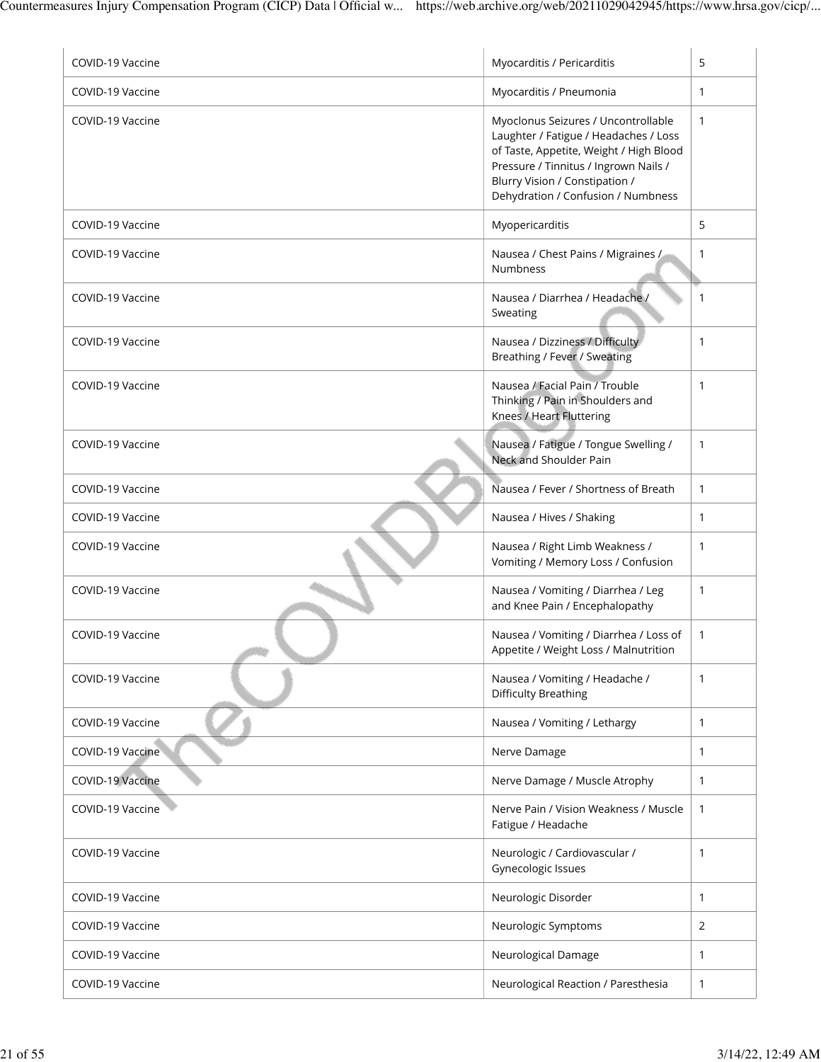| | | |
|---|---|---|
| COVID-19 Vaccine | Myocarditis / Pericarditis | 5 |
| COVID-19 Vaccine | Myocarditis / Pneumonia | 1 |
| COVID-19 Vaccine | Myoclonus Seizures / Uncontrollable Laughter / Fatigue / Headaches / Loss of Taste, Appetite, Weight / High Blood Pressure / Tinnitus / Ingrown Nails / Blurry Vision / Constipation / Dehydration / Confusion / Numbness | 1 |
| COVID-19 Vaccine | Myopericarditis | 5 |
| COVID-19 Vaccine | Nausea / Chest Pains / Migraines / Numbness | 1 |
| COVID-19 Vaccine | Nausea / Diarrhea / Headache / Sweating | 1 |
| COVID-19 Vaccine | Nausea / Dizziness / Difficulty Breathing / Fever / Sweating | 1 |
| COVID-19 Vaccine | Nausea / Facial Pain / Trouble Thinking / Pain in Shoulders and Knees / Heart Fluttering | 1 |
| COVID-19 Vaccine | Nausea / Fatigue / Tongue Swelling / Neck and Shoulder Pain | 1 |
| COVID-19 Vaccine | Nausea / Fever / Shortness of Breath | 1 |
| COVID-19 Vaccine | Nausea / Hives / Shaking | 1 |
| COVID-19 Vaccine | Nausea / Right Limb Weakness / Vomiting / Memory Loss / Confusion | 1 |
| COVID-19 Vaccine | Nausea / Vomiting / Diarrhea / Leg and Knee Pain / Encephalopathy | 1 |
| COVID-19 Vaccine | Nausea / Vomiting / Diarrhea / Loss of Appetite / Weight Loss / Malnutrition | 1 |
| COVID-19 Vaccine | Nausea / Vomiting / Headache / Difficulty Breathing | 1 |
| COVID-19 Vaccine | Nausea / Vomiting / Lethargy | 1 |
| COVID-19 Vaccine | Nerve Damage | 1 |
| COVID-19 Vaccine | Nerve Damage / Muscle Atrophy | 1 |
| COVID-19 Vaccine | Nerve Pain / Vision Weakness / Muscle Fatigue / Headache | 1 |
| COVID-19 Vaccine | Neurologic / Cardiovascular / Gynecologic Issues | 1 |
| COVID-19 Vaccine | Neurologic Disorder | 1 |
| COVID-19 Vaccine | Neurologic Symptoms | 2 |
| COVID-19 Vaccine | Neurological Damage | 1 |
| COVID-19 Vaccine | Neurological Reaction / Paresthesia | 1 |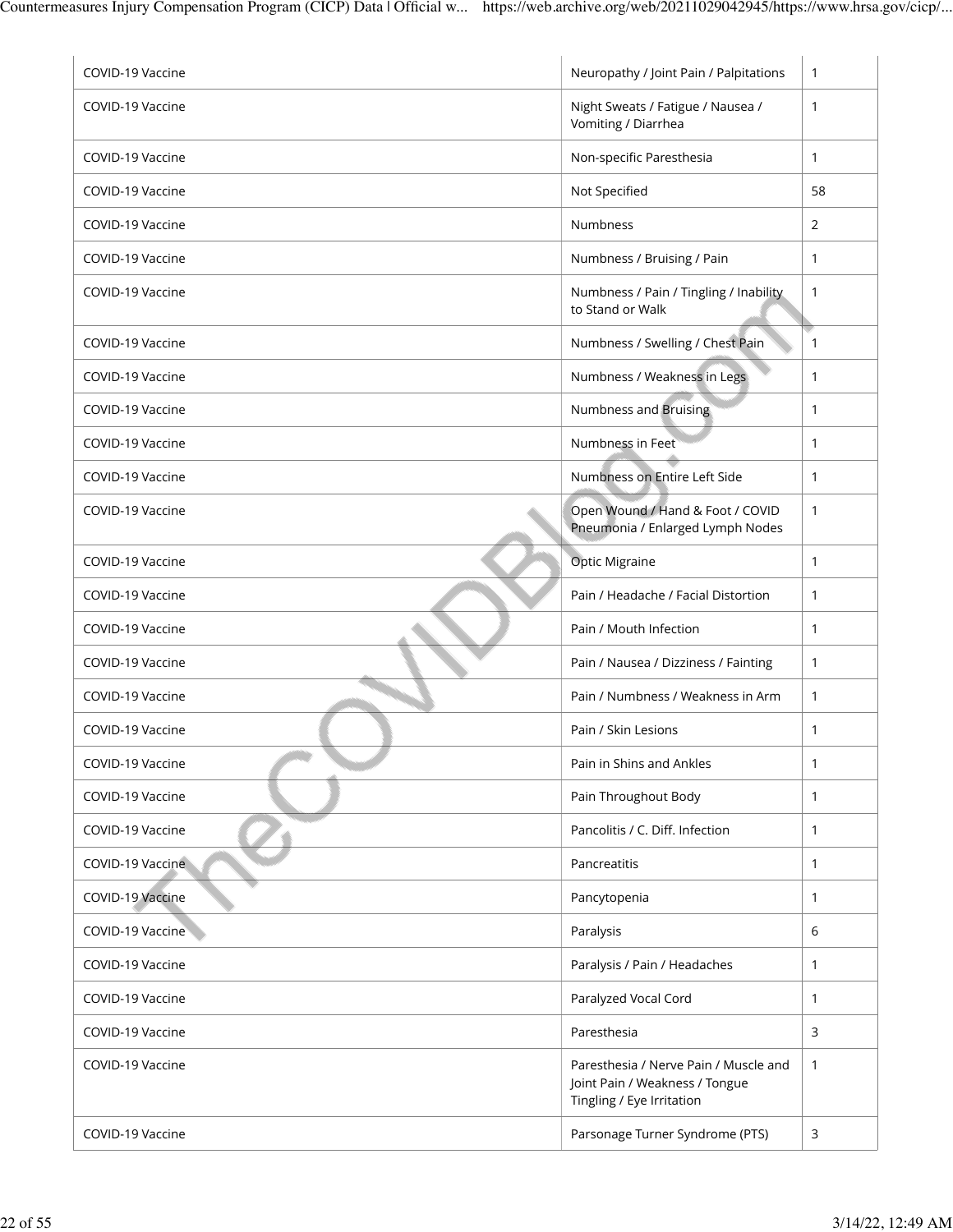| | | |
|---|---|---|
| COVID-19 Vaccine | Neuropathy / Joint Pain / Palpitations | 1 |
| COVID-19 Vaccine | Night Sweats / Fatigue / Nausea / Vomiting / Diarrhea | 1 |
| COVID-19 Vaccine | Non-specific Paresthesia | 1 |
| COVID-19 Vaccine | Not Specified | 58 |
| COVID-19 Vaccine | Numbness | 2 |
| COVID-19 Vaccine | Numbness / Bruising / Pain | 1 |
| COVID-19 Vaccine | Numbness / Pain / Tingling / Inability to Stand or Walk | 1 |
| COVID-19 Vaccine | Numbness / Swelling / Chest Pain | 1 |
| COVID-19 Vaccine | Numbness / Weakness in Legs | 1 |
| COVID-19 Vaccine | Numbness and Bruising | 1 |
| COVID-19 Vaccine | Numbness in Feet | 1 |
| COVID-19 Vaccine | Numbness on Entire Left Side | 1 |
| COVID-19 Vaccine | Open Wound / Hand & Foot / COVID Pneumonia / Enlarged Lymph Nodes | 1 |
| COVID-19 Vaccine | Optic Migraine | 1 |
| COVID-19 Vaccine | Pain / Headache / Facial Distortion | 1 |
| COVID-19 Vaccine | Pain / Mouth Infection | 1 |
| COVID-19 Vaccine | Pain / Nausea / Dizziness / Fainting | 1 |
| COVID-19 Vaccine | Pain / Numbness / Weakness in Arm | 1 |
| COVID-19 Vaccine | Pain / Skin Lesions | 1 |
| COVID-19 Vaccine | Pain in Shins and Ankles | 1 |
| COVID-19 Vaccine | Pain Throughout Body | 1 |
| COVID-19 Vaccine | Pancolitis / C. Diff. Infection | 1 |
| COVID-19 Vaccine | Pancreatitis | 1 |
| COVID-19 Vaccine | Pancytopenia | 1 |
| COVID-19 Vaccine | Paralysis | 6 |
| COVID-19 Vaccine | Paralysis / Pain / Headaches | 1 |
| COVID-19 Vaccine | Paralyzed Vocal Cord | 1 |
| COVID-19 Vaccine | Paresthesia | 3 |
| COVID-19 Vaccine | Paresthesia / Nerve Pain / Muscle and Joint Pain / Weakness / Tongue Tingling / Eye Irritation | 1 |
| COVID-19 Vaccine | Parsonage Turner Syndrome (PTS) | 3 |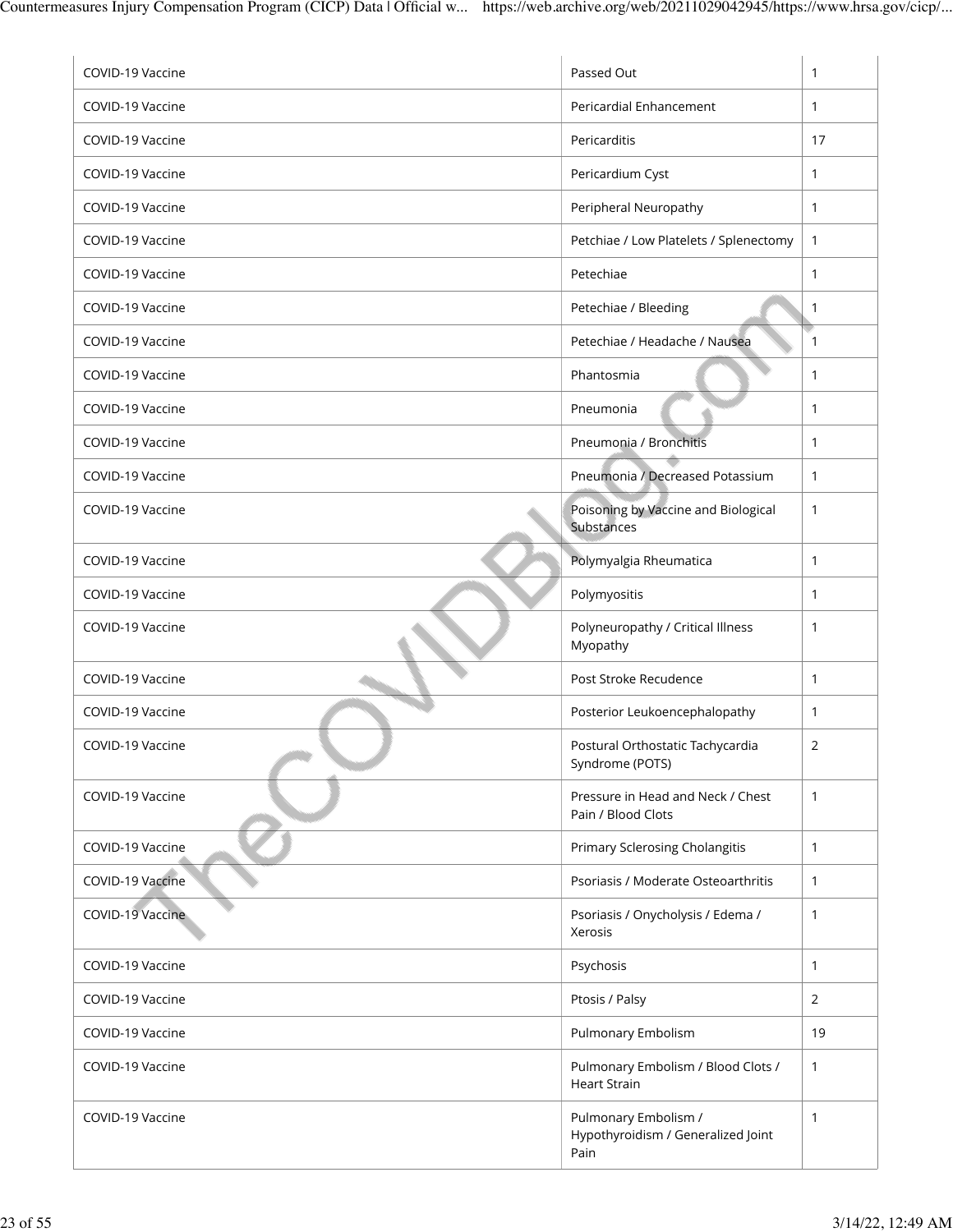| | | |
|---|---|---|
| COVID-19 Vaccine | Passed Out | 1 |
| COVID-19 Vaccine | Pericardial Enhancement | 1 |
| COVID-19 Vaccine | Pericarditis | 17 |
| COVID-19 Vaccine | Pericardium Cyst | 1 |
| COVID-19 Vaccine | Peripheral Neuropathy | 1 |
| COVID-19 Vaccine | Petchiae / Low Platelets / Splenectomy | 1 |
| COVID-19 Vaccine | Petechiae | 1 |
| COVID-19 Vaccine | Petechiae / Bleeding | 1 |
| COVID-19 Vaccine | Petechiae / Headache / Nausea | 1 |
| COVID-19 Vaccine | Phantosmia | 1 |
| COVID-19 Vaccine | Pneumonia | 1 |
| COVID-19 Vaccine | Pneumonia / Bronchitis | 1 |
| COVID-19 Vaccine | Pneumonia / Decreased Potassium | 1 |
| COVID-19 Vaccine | Poisoning by Vaccine and Biological Substances | 1 |
| COVID-19 Vaccine | Polymyalgia Rheumatica | 1 |
| COVID-19 Vaccine | Polymyositis | 1 |
| COVID-19 Vaccine | Polyneuropathy / Critical Illness Myopathy | 1 |
| COVID-19 Vaccine | Post Stroke Recudence | 1 |
| COVID-19 Vaccine | Posterior Leukoencephalopathy | 1 |
| COVID-19 Vaccine | Postural Orthostatic Tachycardia Syndrome (POTS) | 2 |
| COVID-19 Vaccine | Pressure in Head and Neck / Chest Pain / Blood Clots | 1 |
| COVID-19 Vaccine | Primary Sclerosing Cholangitis | 1 |
| COVID-19 Vaccine | Psoriasis / Moderate Osteoarthritis | 1 |
| COVID-19 Vaccine | Psoriasis / Onycholysis / Edema / Xerosis | 1 |
| COVID-19 Vaccine | Psychosis | 1 |
| COVID-19 Vaccine | Ptosis / Palsy | 2 |
| COVID-19 Vaccine | Pulmonary Embolism | 19 |
| COVID-19 Vaccine | Pulmonary Embolism / Blood Clots / Heart Strain | 1 |
| COVID-19 Vaccine | Pulmonary Embolism / Hypothyroidism / Generalized Joint Pain | 1 |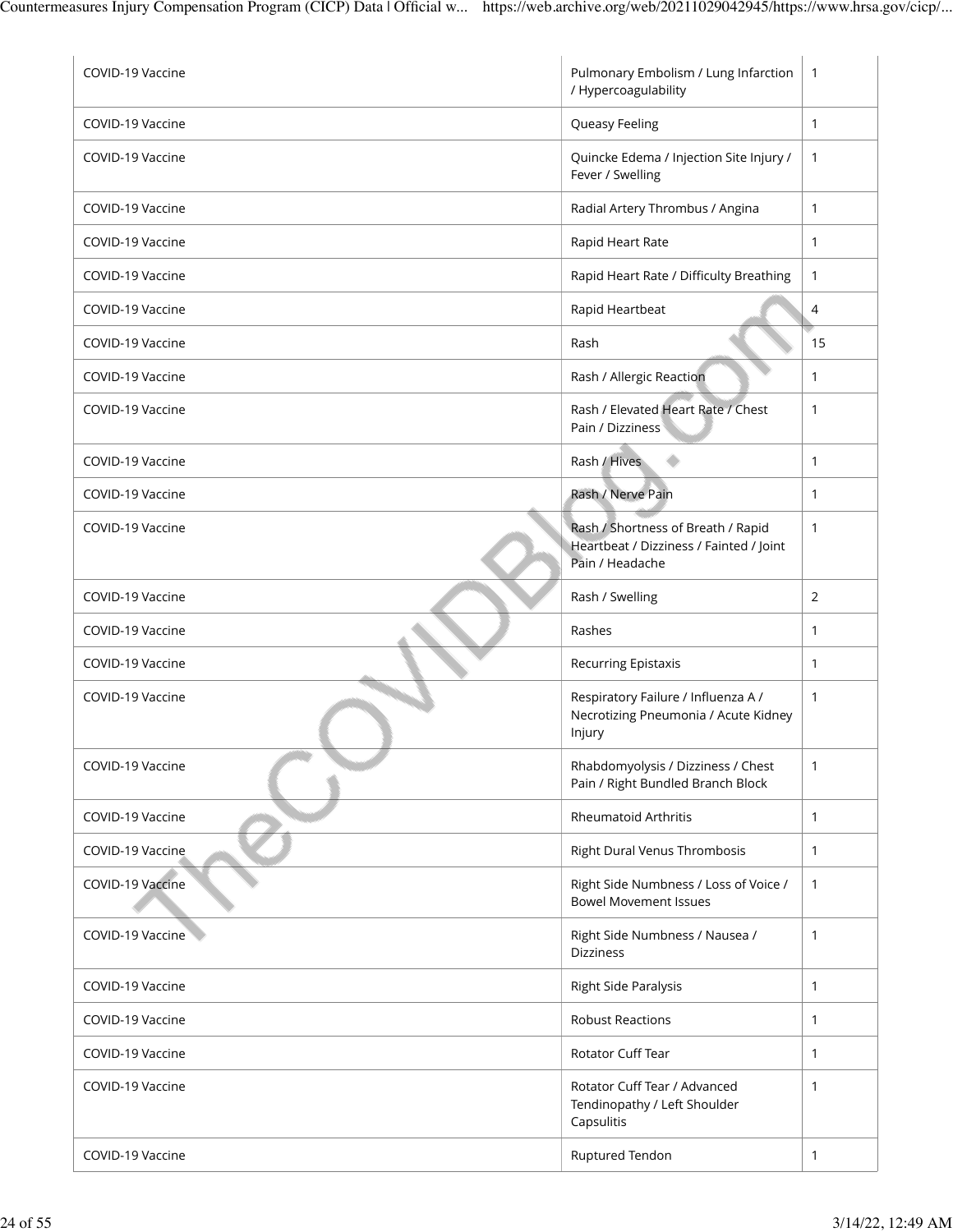| | | |
|---|---|---|
| COVID-19 Vaccine | Pulmonary Embolism / Lung Infarction / Hypercoagulability | 1 |
| COVID-19 Vaccine | Queasy Feeling | 1 |
| COVID-19 Vaccine | Quincke Edema / Injection Site Injury / Fever / Swelling | 1 |
| COVID-19 Vaccine | Radial Artery Thrombus / Angina | 1 |
| COVID-19 Vaccine | Rapid Heart Rate | 1 |
| COVID-19 Vaccine | Rapid Heart Rate / Difficulty Breathing | 1 |
| COVID-19 Vaccine | Rapid Heartbeat | 4 |
| COVID-19 Vaccine | Rash | 15 |
| COVID-19 Vaccine | Rash / Allergic Reaction | 1 |
| COVID-19 Vaccine | Rash / Elevated Heart Rate / Chest Pain / Dizziness | 1 |
| COVID-19 Vaccine | Rash / Hives | 1 |
| COVID-19 Vaccine | Rash / Nerve Pain | 1 |
| COVID-19 Vaccine | Rash / Shortness of Breath / Rapid Heartbeat / Dizziness / Fainted / Joint Pain / Headache | 1 |
| COVID-19 Vaccine | Rash / Swelling | 2 |
| COVID-19 Vaccine | Rashes | 1 |
| COVID-19 Vaccine | Recurring Epistaxis | 1 |
| COVID-19 Vaccine | Respiratory Failure / Influenza A / Necrotizing Pneumonia / Acute Kidney Injury | 1 |
| COVID-19 Vaccine | Rhabdomyolysis / Dizziness / Chest Pain / Right Bundled Branch Block | 1 |
| COVID-19 Vaccine | Rheumatoid Arthritis | 1 |
| COVID-19 Vaccine | Right Dural Venus Thrombosis | 1 |
| COVID-19 Vaccine | Right Side Numbness / Loss of Voice / Bowel Movement Issues | 1 |
| COVID-19 Vaccine | Right Side Numbness / Nausea / Dizziness | 1 |
| COVID-19 Vaccine | Right Side Paralysis | 1 |
| COVID-19 Vaccine | Robust Reactions | 1 |
| COVID-19 Vaccine | Rotator Cuff Tear | 1 |
| COVID-19 Vaccine | Rotator Cuff Tear / Advanced Tendinopathy / Left Shoulder Capsulitis | 1 |
| COVID-19 Vaccine | Ruptured Tendon | 1 |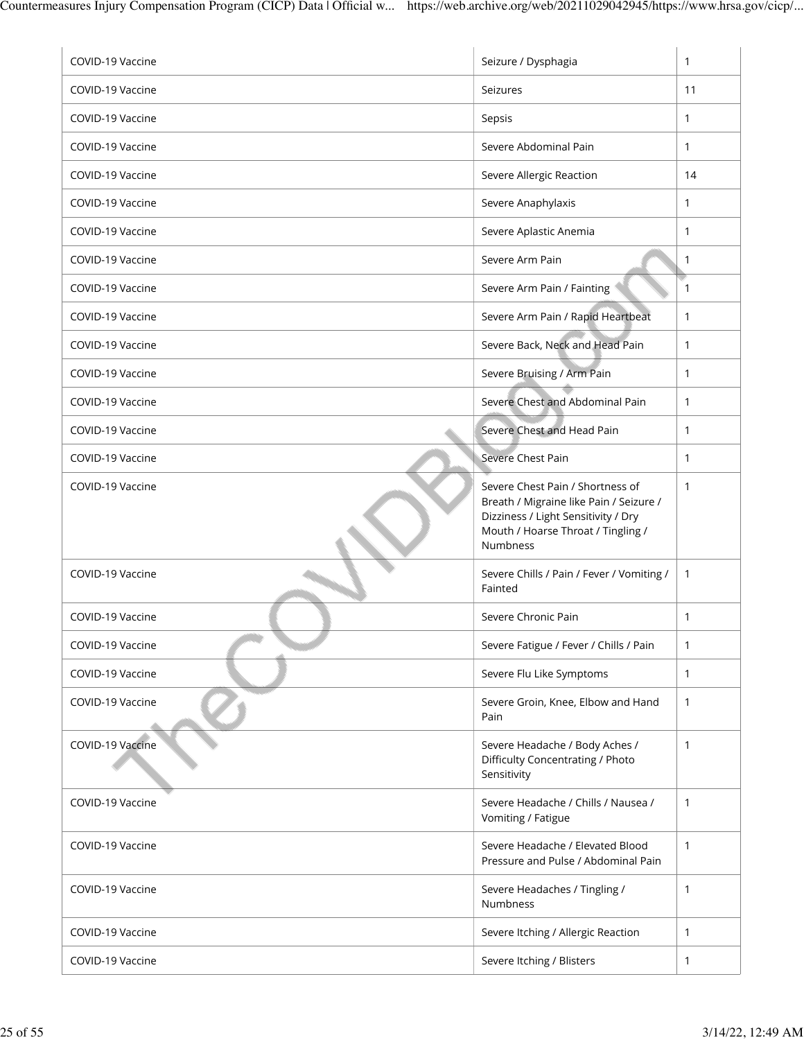| | | |
|---|---|---|
| COVID-19 Vaccine | Seizure / Dysphagia | 1 |
| COVID-19 Vaccine | Seizures | 11 |
| COVID-19 Vaccine | Sepsis | 1 |
| COVID-19 Vaccine | Severe Abdominal Pain | 1 |
| COVID-19 Vaccine | Severe Allergic Reaction | 14 |
| COVID-19 Vaccine | Severe Anaphylaxis | 1 |
| COVID-19 Vaccine | Severe Aplastic Anemia | 1 |
| COVID-19 Vaccine | Severe Arm Pain | 1 |
| COVID-19 Vaccine | Severe Arm Pain / Fainting | 1 |
| COVID-19 Vaccine | Severe Arm Pain / Rapid Heartbeat | 1 |
| COVID-19 Vaccine | Severe Back, Neck and Head Pain | 1 |
| COVID-19 Vaccine | Severe Bruising / Arm Pain | 1 |
| COVID-19 Vaccine | Severe Chest and Abdominal Pain | 1 |
| COVID-19 Vaccine | Severe Chest and Head Pain | 1 |
| COVID-19 Vaccine | Severe Chest Pain | 1 |
| COVID-19 Vaccine | Severe Chest Pain / Shortness of Breath / Migraine like Pain / Seizure / Dizziness / Light Sensitivity / Dry Mouth / Hoarse Throat / Tingling / Numbness | 1 |
| COVID-19 Vaccine | Severe Chills / Pain / Fever / Vomiting / Fainted | 1 |
| COVID-19 Vaccine | Severe Chronic Pain | 1 |
| COVID-19 Vaccine | Severe Fatigue / Fever / Chills / Pain | 1 |
| COVID-19 Vaccine | Severe Flu Like Symptoms | 1 |
| COVID-19 Vaccine | Severe Groin, Knee, Elbow and Hand Pain | 1 |
| COVID-19 Vaccine | Severe Headache / Body Aches / Difficulty Concentrating / Photo Sensitivity | 1 |
| COVID-19 Vaccine | Severe Headache / Chills / Nausea / Vomiting / Fatigue | 1 |
| COVID-19 Vaccine | Severe Headache / Elevated Blood Pressure and Pulse / Abdominal Pain | 1 |
| COVID-19 Vaccine | Severe Headaches / Tingling / Numbness | 1 |
| COVID-19 Vaccine | Severe Itching / Allergic Reaction | 1 |
| COVID-19 Vaccine | Severe Itching / Blisters | 1 |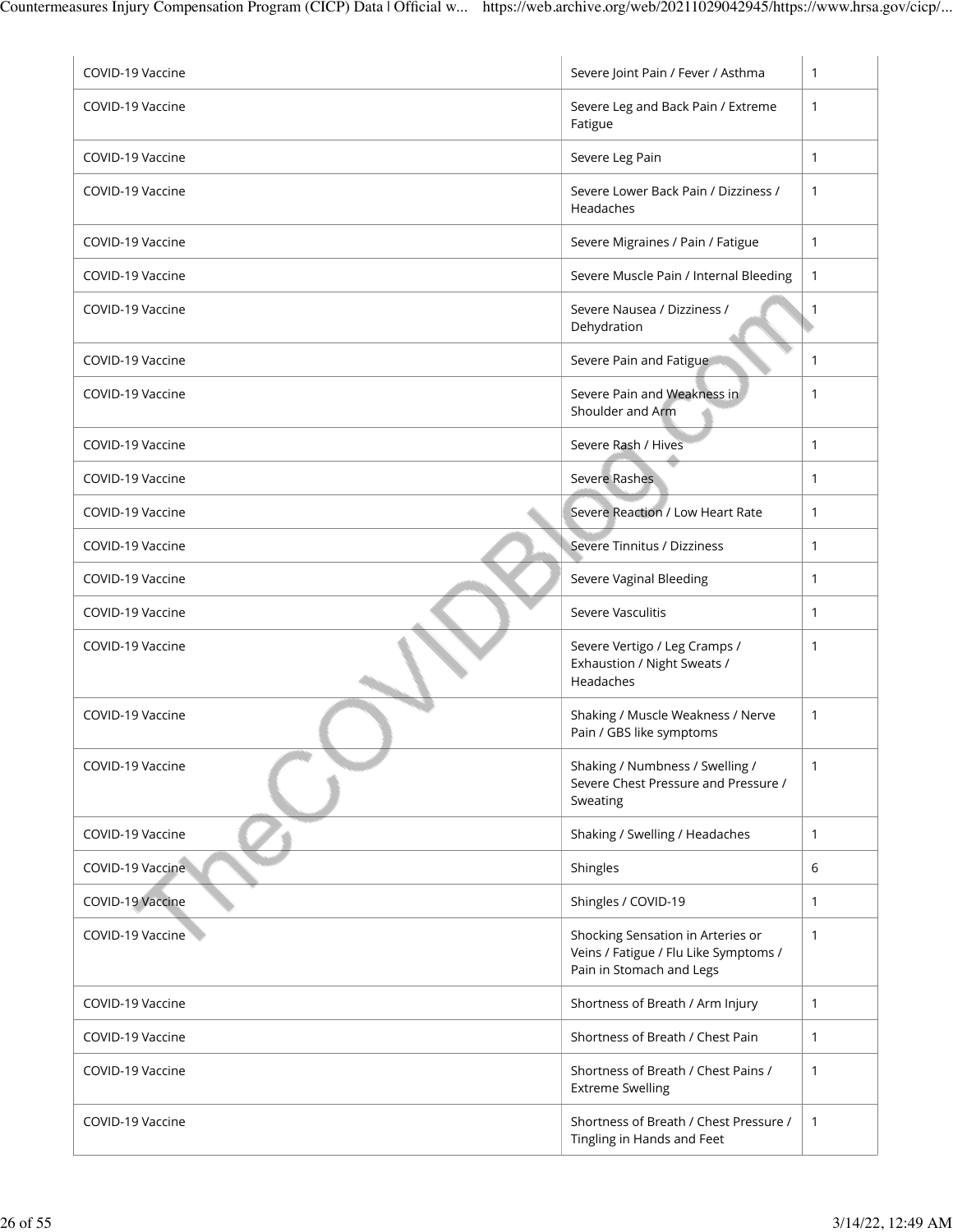| | | |
|---|---|---|
| COVID-19 Vaccine | Severe Joint Pain / Fever / Asthma | 1 |
| COVID-19 Vaccine | Severe Leg and Back Pain / Extreme Fatigue | 1 |
| COVID-19 Vaccine | Severe Leg Pain | 1 |
| COVID-19 Vaccine | Severe Lower Back Pain / Dizziness / Headaches | 1 |
| COVID-19 Vaccine | Severe Migraines / Pain / Fatigue | 1 |
| COVID-19 Vaccine | Severe Muscle Pain / Internal Bleeding | 1 |
| COVID-19 Vaccine | Severe Nausea / Dizziness / Dehydration | 1 |
| COVID-19 Vaccine | Severe Pain and Fatigue | 1 |
| COVID-19 Vaccine | Severe Pain and Weakness in Shoulder and Arm | 1 |
| COVID-19 Vaccine | Severe Rash / Hives | 1 |
| COVID-19 Vaccine | Severe Rashes | 1 |
| COVID-19 Vaccine | Severe Reaction / Low Heart Rate | 1 |
| COVID-19 Vaccine | Severe Tinnitus / Dizziness | 1 |
| COVID-19 Vaccine | Severe Vaginal Bleeding | 1 |
| COVID-19 Vaccine | Severe Vasculitis | 1 |
| COVID-19 Vaccine | Severe Vertigo / Leg Cramps / Exhaustion / Night Sweats / Headaches | 1 |
| COVID-19 Vaccine | Shaking / Muscle Weakness / Nerve Pain / GBS like symptoms | 1 |
| COVID-19 Vaccine | Shaking / Numbness / Swelling / Severe Chest Pressure and Pressure / Sweating | 1 |
| COVID-19 Vaccine | Shaking / Swelling / Headaches | 1 |
| COVID-19 Vaccine | Shingles | 6 |
| COVID-19 Vaccine | Shingles / COVID-19 | 1 |
| COVID-19 Vaccine | Shocking Sensation in Arteries or Veins / Fatigue / Flu Like Symptoms / Pain in Stomach and Legs | 1 |
| COVID-19 Vaccine | Shortness of Breath / Arm Injury | 1 |
| COVID-19 Vaccine | Shortness of Breath / Chest Pain | 1 |
| COVID-19 Vaccine | Shortness of Breath / Chest Pains / Extreme Swelling | 1 |
| COVID-19 Vaccine | Shortness of Breath / Chest Pressure / Tingling in Hands and Feet | 1 |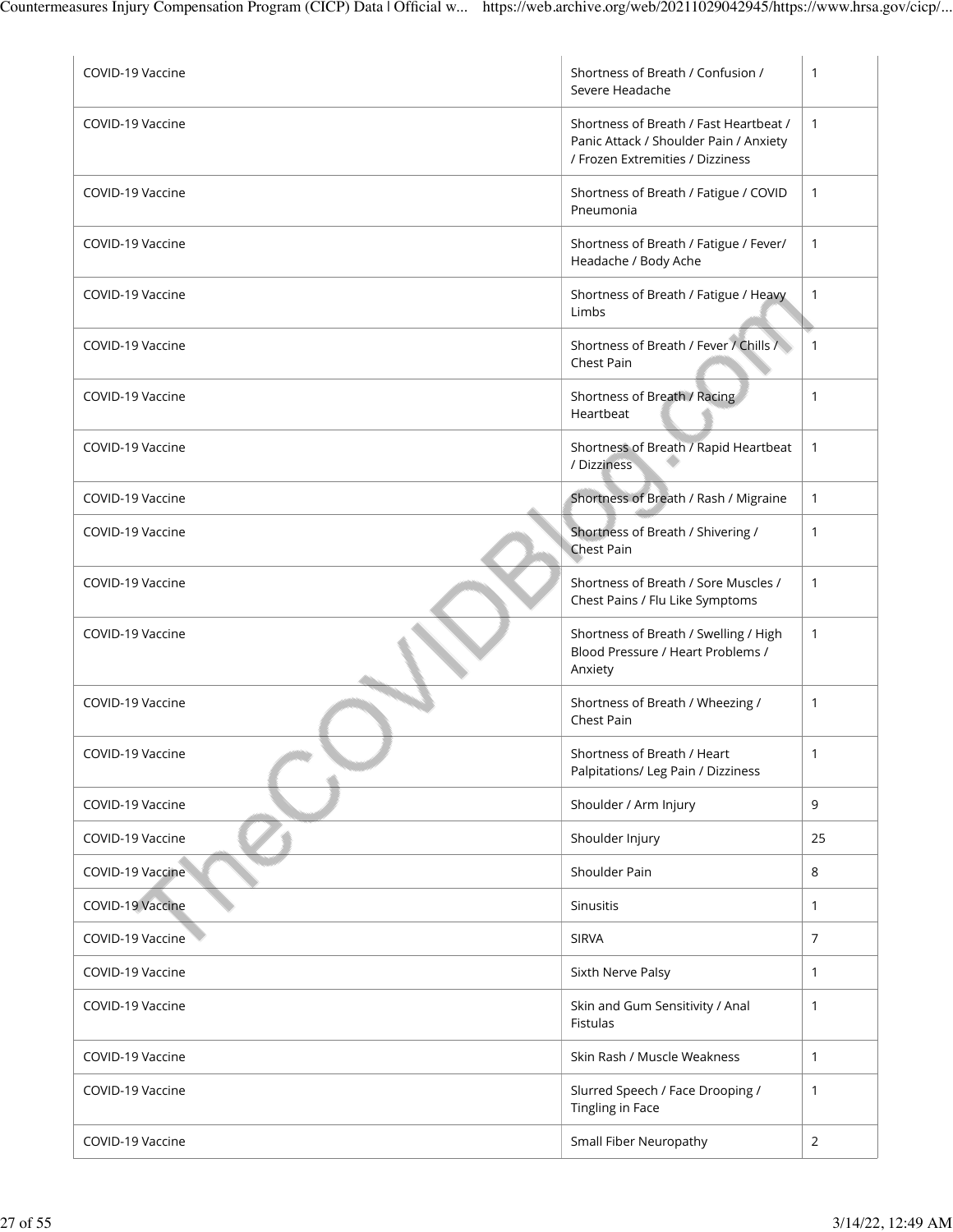| | | |
|---|---|---|
| COVID-19 Vaccine | Shortness of Breath / Confusion / Severe Headache | 1 |
| COVID-19 Vaccine | Shortness of Breath / Fast Heartbeat / Panic Attack / Shoulder Pain / Anxiety / Frozen Extremities / Dizziness | 1 |
| COVID-19 Vaccine | Shortness of Breath / Fatigue / COVID Pneumonia | 1 |
| COVID-19 Vaccine | Shortness of Breath / Fatigue / Fever/ Headache / Body Ache | 1 |
| COVID-19 Vaccine | Shortness of Breath / Fatigue / Heavy Limbs | 1 |
| COVID-19 Vaccine | Shortness of Breath / Fever / Chills / Chest Pain | 1 |
| COVID-19 Vaccine | Shortness of Breath / Racing Heartbeat | 1 |
| COVID-19 Vaccine | Shortness of Breath / Rapid Heartbeat / Dizziness | 1 |
| COVID-19 Vaccine | Shortness of Breath / Rash / Migraine | 1 |
| COVID-19 Vaccine | Shortness of Breath / Shivering / Chest Pain | 1 |
| COVID-19 Vaccine | Shortness of Breath / Sore Muscles / Chest Pains / Flu Like Symptoms | 1 |
| COVID-19 Vaccine | Shortness of Breath / Swelling / High Blood Pressure / Heart Problems / Anxiety | 1 |
| COVID-19 Vaccine | Shortness of Breath / Wheezing / Chest Pain | 1 |
| COVID-19 Vaccine | Shortness of Breath / Heart Palpitations/ Leg Pain / Dizziness | 1 |
| COVID-19 Vaccine | Shoulder / Arm Injury | 9 |
| COVID-19 Vaccine | Shoulder Injury | 25 |
| COVID-19 Vaccine | Shoulder Pain | 8 |
| COVID-19 Vaccine | Sinusitis | 1 |
| COVID-19 Vaccine | SIRVA | 7 |
| COVID-19 Vaccine | Sixth Nerve Palsy | 1 |
| COVID-19 Vaccine | Skin and Gum Sensitivity / Anal Fistulas | 1 |
| COVID-19 Vaccine | Skin Rash / Muscle Weakness | 1 |
| COVID-19 Vaccine | Slurred Speech / Face Drooping / Tingling in Face | 1 |
| COVID-19 Vaccine | Small Fiber Neuropathy | 2 |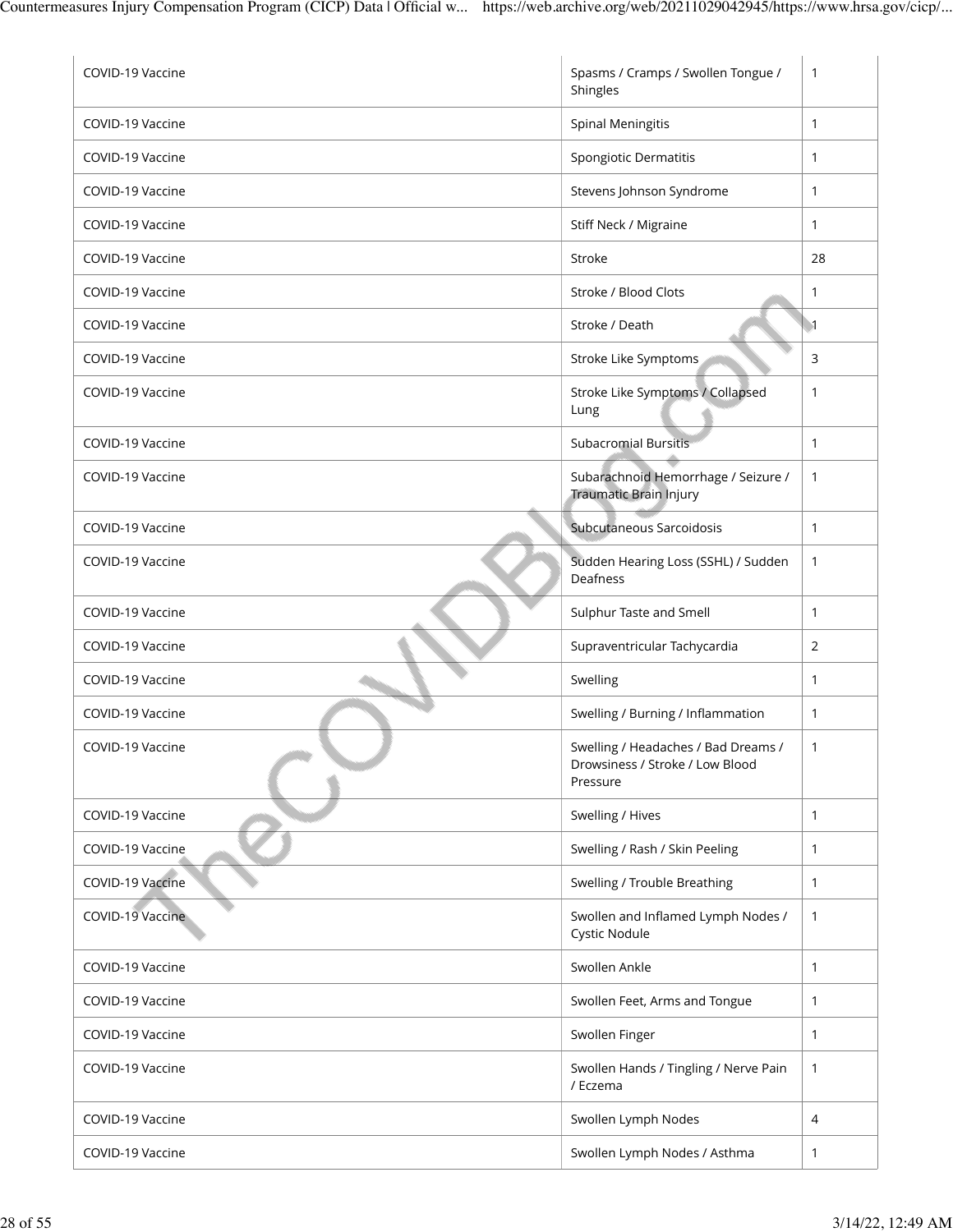| | | |
|---|---|---|
| COVID-19 Vaccine | Spasms / Cramps / Swollen Tongue / Shingles | 1 |
| COVID-19 Vaccine | Spinal Meningitis | 1 |
| COVID-19 Vaccine | Spongiotic Dermatitis | 1 |
| COVID-19 Vaccine | Stevens Johnson Syndrome | 1 |
| COVID-19 Vaccine | Stiff Neck / Migraine | 1 |
| COVID-19 Vaccine | Stroke | 28 |
| COVID-19 Vaccine | Stroke / Blood Clots | 1 |
| COVID-19 Vaccine | Stroke / Death | 1 |
| COVID-19 Vaccine | Stroke Like Symptoms | 3 |
| COVID-19 Vaccine | Stroke Like Symptoms / Collapsed Lung | 1 |
| COVID-19 Vaccine | Subacromial Bursitis | 1 |
| COVID-19 Vaccine | Subarachnoid Hemorrhage / Seizure / Traumatic Brain Injury | 1 |
| COVID-19 Vaccine | Subcutaneous Sarcoidosis | 1 |
| COVID-19 Vaccine | Sudden Hearing Loss (SSHL) / Sudden Deafness | 1 |
| COVID-19 Vaccine | Sulphur Taste and Smell | 1 |
| COVID-19 Vaccine | Supraventricular Tachycardia | 2 |
| COVID-19 Vaccine | Swelling | 1 |
| COVID-19 Vaccine | Swelling / Burning / Inflammation | 1 |
| COVID-19 Vaccine | Swelling / Headaches / Bad Dreams / Drowsiness / Stroke / Low Blood Pressure | 1 |
| COVID-19 Vaccine | Swelling / Hives | 1 |
| COVID-19 Vaccine | Swelling / Rash / Skin Peeling | 1 |
| COVID-19 Vaccine | Swelling / Trouble Breathing | 1 |
| COVID-19 Vaccine | Swollen and Inflamed Lymph Nodes / Cystic Nodule | 1 |
| COVID-19 Vaccine | Swollen Ankle | 1 |
| COVID-19 Vaccine | Swollen Feet, Arms and Tongue | 1 |
| COVID-19 Vaccine | Swollen Finger | 1 |
| COVID-19 Vaccine | Swollen Hands / Tingling / Nerve Pain / Eczema | 1 |
| COVID-19 Vaccine | Swollen Lymph Nodes | 4 |
| COVID-19 Vaccine | Swollen Lymph Nodes / Asthma | 1 |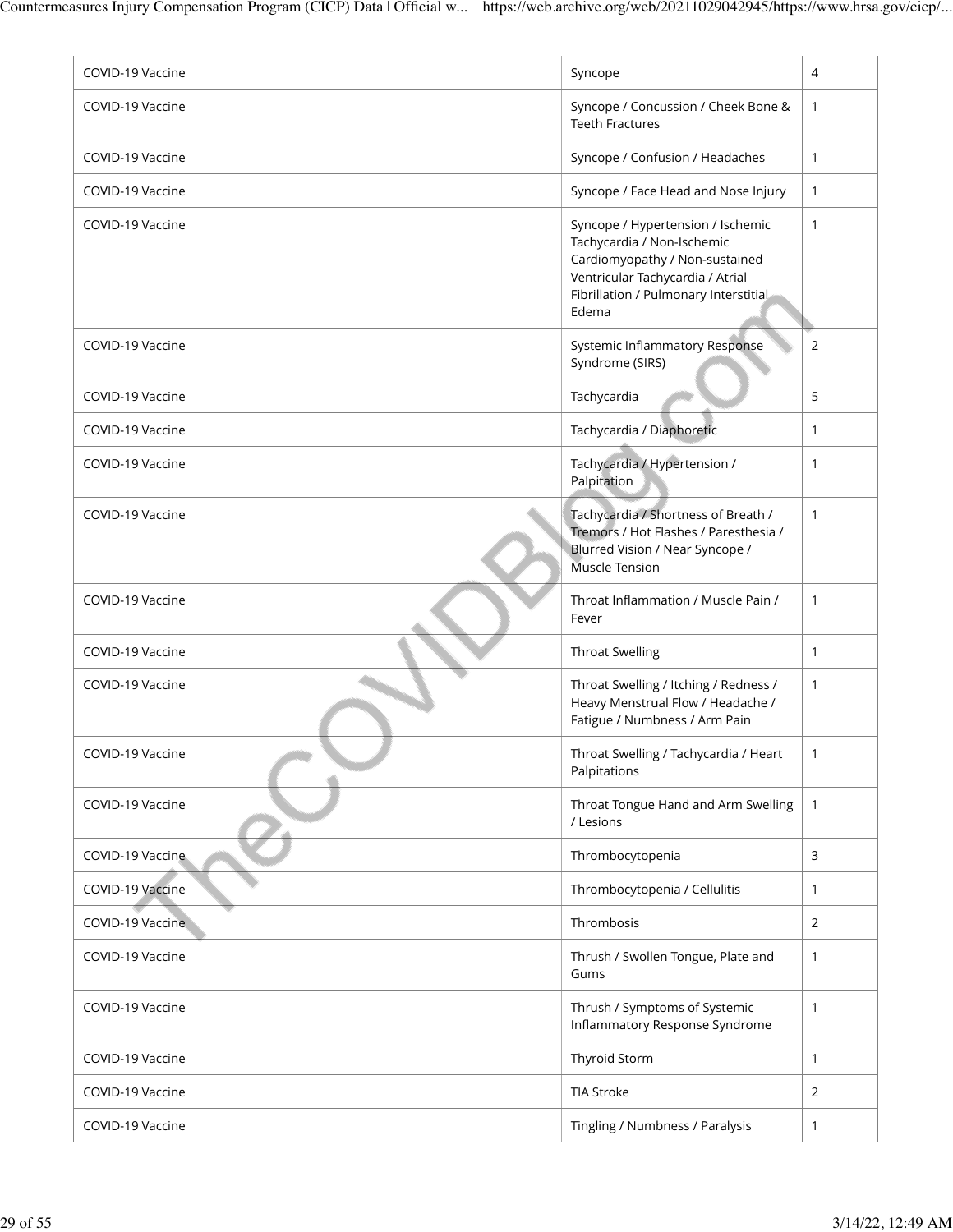| | | |
|---|---|---|
| COVID-19 Vaccine | Syncope | 4 |
| COVID-19 Vaccine | Syncope / Concussion / Cheek Bone & Teeth Fractures | 1 |
| COVID-19 Vaccine | Syncope / Confusion / Headaches | 1 |
| COVID-19 Vaccine | Syncope / Face Head and Nose Injury | 1 |
| COVID-19 Vaccine | Syncope / Hypertension / Ischemic Tachycardia / Non-Ischemic Cardiomyopathy / Non-sustained Ventricular Tachycardia / Atrial Fibrillation / Pulmonary Interstitial Edema | 1 |
| COVID-19 Vaccine | Systemic Inflammatory Response Syndrome (SIRS) | 2 |
| COVID-19 Vaccine | Tachycardia | 5 |
| COVID-19 Vaccine | Tachycardia / Diaphoretic | 1 |
| COVID-19 Vaccine | Tachycardia / Hypertension / Palpitation | 1 |
| COVID-19 Vaccine | Tachycardia / Shortness of Breath / Tremors / Hot Flashes / Paresthesia / Blurred Vision / Near Syncope / Muscle Tension | 1 |
| COVID-19 Vaccine | Throat Inflammation / Muscle Pain / Fever | 1 |
| COVID-19 Vaccine | Throat Swelling | 1 |
| COVID-19 Vaccine | Throat Swelling / Itching / Redness / Heavy Menstrual Flow / Headache / Fatigue / Numbness / Arm Pain | 1 |
| COVID-19 Vaccine | Throat Swelling / Tachycardia / Heart Palpitations | 1 |
| COVID-19 Vaccine | Throat Tongue Hand and Arm Swelling / Lesions | 1 |
| COVID-19 Vaccine | Thrombocytopenia | 3 |
| COVID-19 Vaccine | Thrombocytopenia / Cellulitis | 1 |
| COVID-19 Vaccine | Thrombosis | 2 |
| COVID-19 Vaccine | Thrush / Swollen Tongue, Plate and Gums | 1 |
| COVID-19 Vaccine | Thrush / Symptoms of Systemic Inflammatory Response Syndrome | 1 |
| COVID-19 Vaccine | Thyroid Storm | 1 |
| COVID-19 Vaccine | TIA Stroke | 2 |
| COVID-19 Vaccine | Tingling / Numbness / Paralysis | 1 |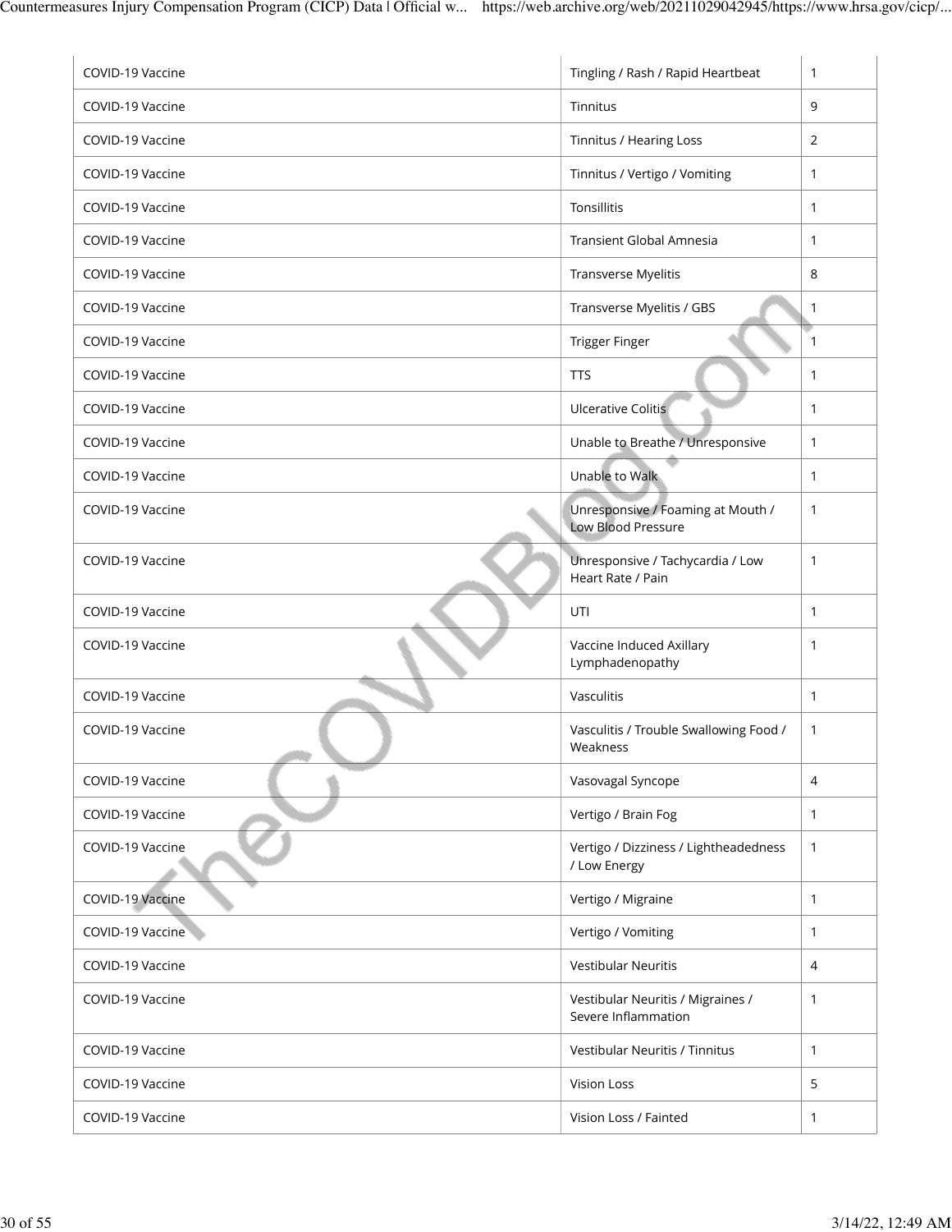| | | |
|---|---|---|
| COVID-19 Vaccine | Tingling / Rash / Rapid Heartbeat | 1 |
| COVID-19 Vaccine | Tinnitus | 9 |
| COVID-19 Vaccine | Tinnitus / Hearing Loss | 2 |
| COVID-19 Vaccine | Tinnitus / Vertigo / Vomiting | 1 |
| COVID-19 Vaccine | Tonsillitis | 1 |
| COVID-19 Vaccine | Transient Global Amnesia | 1 |
| COVID-19 Vaccine | Transverse Myelitis | 8 |
| COVID-19 Vaccine | Transverse Myelitis / GBS | 1 |
| COVID-19 Vaccine | Trigger Finger | 1 |
| COVID-19 Vaccine | TTS | 1 |
| COVID-19 Vaccine | Ulcerative Colitis | 1 |
| COVID-19 Vaccine | Unable to Breathe / Unresponsive | 1 |
| COVID-19 Vaccine | Unable to Walk | 1 |
| COVID-19 Vaccine | Unresponsive / Foaming at Mouth / Low Blood Pressure | 1 |
| COVID-19 Vaccine | Unresponsive / Tachycardia / Low Heart Rate / Pain | 1 |
| COVID-19 Vaccine | UTI | 1 |
| COVID-19 Vaccine | Vaccine Induced Axillary Lymphadenopathy | 1 |
| COVID-19 Vaccine | Vasculitis | 1 |
| COVID-19 Vaccine | Vasculitis / Trouble Swallowing Food / Weakness | 1 |
| COVID-19 Vaccine | Vasovagal Syncope | 4 |
| COVID-19 Vaccine | Vertigo / Brain Fog | 1 |
| COVID-19 Vaccine | Vertigo / Dizziness / Lightheadedness / Low Energy | 1 |
| COVID-19 Vaccine | Vertigo / Migraine | 1 |
| COVID-19 Vaccine | Vertigo / Vomiting | 1 |
| COVID-19 Vaccine | Vestibular Neuritis | 4 |
| COVID-19 Vaccine | Vestibular Neuritis / Migraines / Severe Inflammation | 1 |
| COVID-19 Vaccine | Vestibular Neuritis / Tinnitus | 1 |
| COVID-19 Vaccine | Vision Loss | 5 |
| COVID-19 Vaccine | Vision Loss / Fainted | 1 |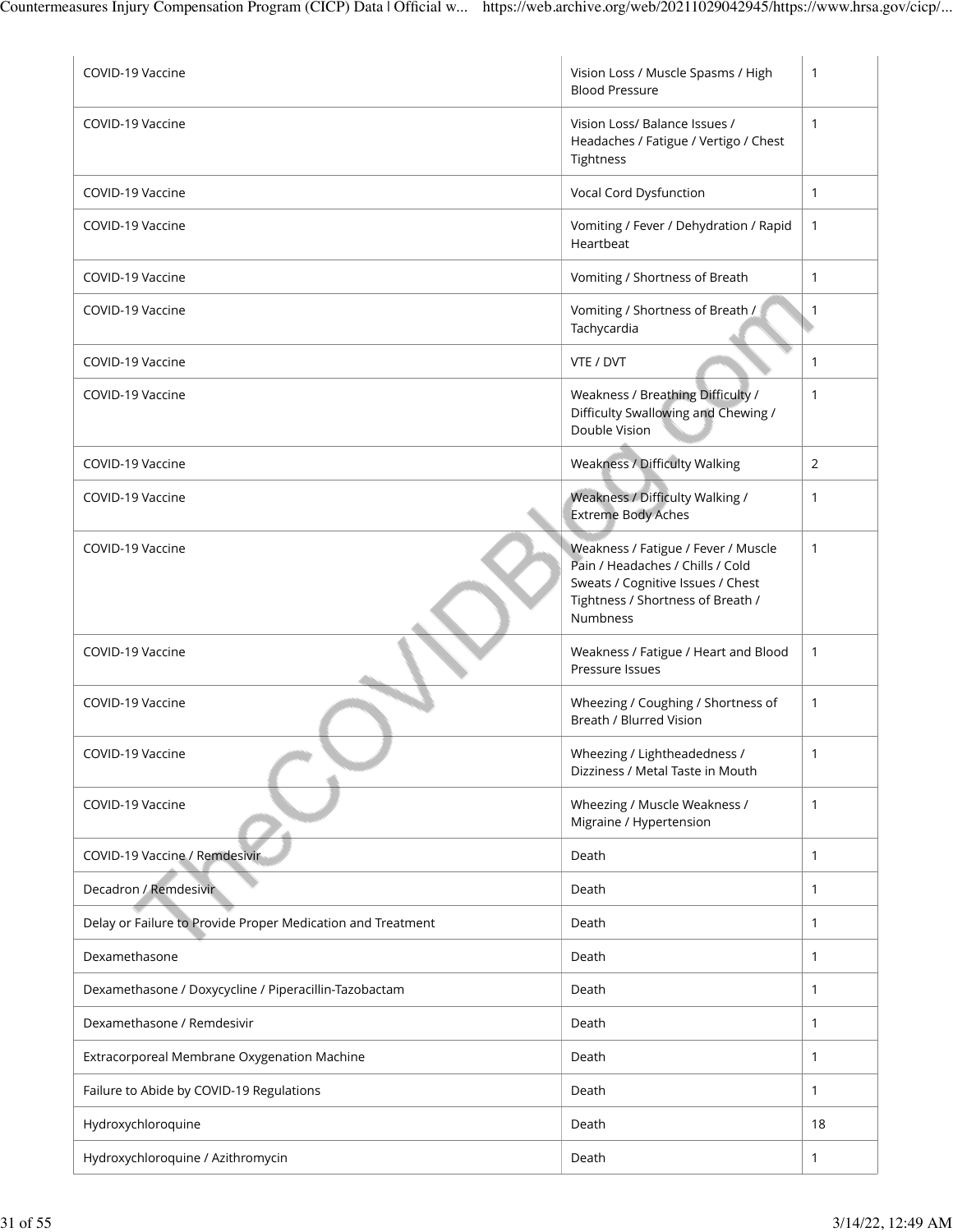| | | |
|---|---|---|
| COVID-19 Vaccine | Vision Loss / Muscle Spasms / High Blood Pressure | 1 |
| COVID-19 Vaccine | Vision Loss/ Balance Issues / Headaches / Fatigue / Vertigo / Chest Tightness | 1 |
| COVID-19 Vaccine | Vocal Cord Dysfunction | 1 |
| COVID-19 Vaccine | Vomiting / Fever / Dehydration / Rapid Heartbeat | 1 |
| COVID-19 Vaccine | Vomiting / Shortness of Breath | 1 |
| COVID-19 Vaccine | Vomiting / Shortness of Breath / Tachycardia | 1 |
| COVID-19 Vaccine | VTE / DVT | 1 |
| COVID-19 Vaccine | Weakness / Breathing Difficulty / Difficulty Swallowing and Chewing / Double Vision | 1 |
| COVID-19 Vaccine | Weakness / Difficulty Walking | 2 |
| COVID-19 Vaccine | Weakness / Difficulty Walking / Extreme Body Aches | 1 |
| COVID-19 Vaccine | Weakness / Fatigue / Fever / Muscle Pain / Headaches / Chills / Cold Sweats / Cognitive Issues / Chest Tightness / Shortness of Breath / Numbness | 1 |
| COVID-19 Vaccine | Weakness / Fatigue / Heart and Blood Pressure Issues | 1 |
| COVID-19 Vaccine | Wheezing / Coughing / Shortness of Breath / Blurred Vision | 1 |
| COVID-19 Vaccine | Wheezing / Lightheadedness / Dizziness / Metal Taste in Mouth | 1 |
| COVID-19 Vaccine | Wheezing / Muscle Weakness / Migraine / Hypertension | 1 |
| COVID-19 Vaccine / Remdesivir | Death | 1 |
| Decadron / Remdesivir | Death | 1 |
| Delay or Failure to Provide Proper Medication and Treatment | Death | 1 |
| Dexamethasone | Death | 1 |
| Dexamethasone / Doxycycline / Piperacillin-Tazobactam | Death | 1 |
| Dexamethasone / Remdesivir | Death | 1 |
| Extracorporeal Membrane Oxygenation Machine | Death | 1 |
| Failure to Abide by COVID-19 Regulations | Death | 1 |
| Hydroxychloroquine | Death | 18 |
| Hydroxychloroquine / Azithromycin | Death | 1 |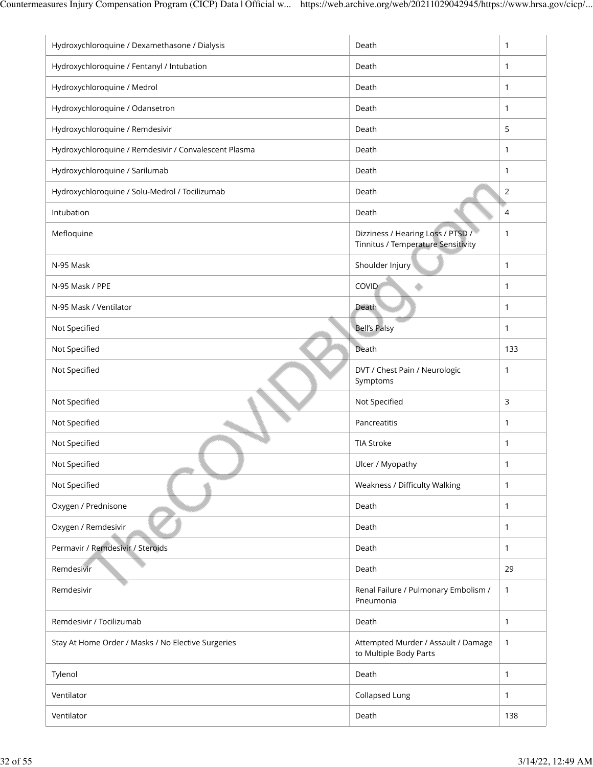| | | |
|---|---|---|
| Hydroxychloroquine / Dexamethasone / Dialysis | Death | 1 |
| Hydroxychloroquine / Fentanyl / Intubation | Death | 1 |
| Hydroxychloroquine / Medrol | Death | 1 |
| Hydroxychloroquine / Odansetron | Death | 1 |
| Hydroxychloroquine / Remdesivir | Death | 5 |
| Hydroxychloroquine / Remdesivir / Convalescent Plasma | Death | 1 |
| Hydroxychloroquine / Sarilumab | Death | 1 |
| Hydroxychloroquine / Solu-Medrol / Tocilizumab | Death | 2 |
| Intubation | Death | 4 |
| Mefloquine | Dizziness / Hearing Loss / PTSD / Tinnitus / Temperature Sensitivity | 1 |
| N-95 Mask | Shoulder Injury | 1 |
| N-95 Mask / PPE | COVID | 1 |
| N-95 Mask / Ventilator | Death | 1 |
| Not Specified | Bell's Palsy | 1 |
| Not Specified | Death | 133 |
| Not Specified | DVT / Chest Pain / Neurologic Symptoms | 1 |
| Not Specified | Not Specified | 3 |
| Not Specified | Pancreatitis | 1 |
| Not Specified | TIA Stroke | 1 |
| Not Specified | Ulcer / Myopathy | 1 |
| Not Specified | Weakness / Difficulty Walking | 1 |
| Oxygen / Prednisone | Death | 1 |
| Oxygen / Remdesivir | Death | 1 |
| Permavir / Remdesivir / Steroids | Death | 1 |
| Remdesivir | Death | 29 |
| Remdesivir | Renal Failure / Pulmonary Embolism / Pneumonia | 1 |
| Remdesivir / Tocilizumab | Death | 1 |
| Stay At Home Order / Masks / No Elective Surgeries | Attempted Murder / Assault / Damage to Multiple Body Parts | 1 |
| Tylenol | Death | 1 |
| Ventilator | Collapsed Lung | 1 |
| Ventilator | Death | 138 |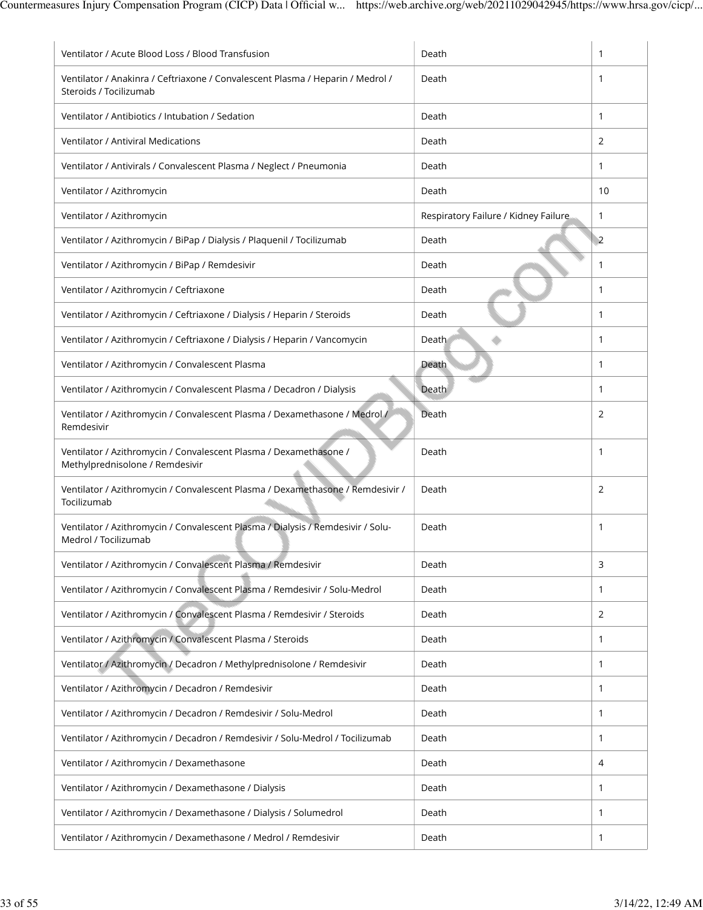| | | |
|---|---|---|
| Ventilator / Acute Blood Loss / Blood Transfusion | Death | 1 |
| Ventilator / Anakinra / Ceftriaxone / Convalescent Plasma / Heparin / Medrol / Steroids / Tocilizumab | Death | 1 |
| Ventilator / Antibiotics / Intubation / Sedation | Death | 1 |
| Ventilator / Antiviral Medications | Death | 2 |
| Ventilator / Antivirals / Convalescent Plasma / Neglect / Pneumonia | Death | 1 |
| Ventilator / Azithromycin | Death | 10 |
| Ventilator / Azithromycin | Respiratory Failure / Kidney Failure | 1 |
| Ventilator / Azithromycin / BiPap / Dialysis / Plaquenil / Tocilizumab | Death | 2 |
| Ventilator / Azithromycin / BiPap / Remdesivir | Death | 1 |
| Ventilator / Azithromycin / Ceftriaxone | Death | 1 |
| Ventilator / Azithromycin / Ceftriaxone / Dialysis / Heparin / Steroids | Death | 1 |
| Ventilator / Azithromycin / Ceftriaxone / Dialysis / Heparin / Vancomycin | Death | 1 |
| Ventilator / Azithromycin / Convalescent Plasma | Death | 1 |
| Ventilator / Azithromycin / Convalescent Plasma / Decadron / Dialysis | Death | 1 |
| Ventilator / Azithromycin / Convalescent Plasma / Dexamethasone / Medrol / Remdesivir | Death | 2 |
| Ventilator / Azithromycin / Convalescent Plasma / Dexamethasone / Methylprednisolone / Remdesivir | Death | 1 |
| Ventilator / Azithromycin / Convalescent Plasma / Dexamethasone / Remdesivir / Tocilizumab | Death | 2 |
| Ventilator / Azithromycin / Convalescent Plasma / Dialysis / Remdesivir / Solu-Medrol / Tocilizumab | Death | 1 |
| Ventilator / Azithromycin / Convalescent Plasma / Remdesivir | Death | 3 |
| Ventilator / Azithromycin / Convalescent Plasma / Remdesivir / Solu-Medrol | Death | 1 |
| Ventilator / Azithromycin / Convalescent Plasma / Remdesivir / Steroids | Death | 2 |
| Ventilator / Azithromycin / Convalescent Plasma / Steroids | Death | 1 |
| Ventilator / Azithromycin / Decadron / Methylprednisolone / Remdesivir | Death | 1 |
| Ventilator / Azithromycin / Decadron / Remdesivir | Death | 1 |
| Ventilator / Azithromycin / Decadron / Remdesivir / Solu-Medrol | Death | 1 |
| Ventilator / Azithromycin / Decadron / Remdesivir / Solu-Medrol / Tocilizumab | Death | 1 |
| Ventilator / Azithromycin / Dexamethasone | Death | 4 |
| Ventilator / Azithromycin / Dexamethasone / Dialysis | Death | 1 |
| Ventilator / Azithromycin / Dexamethasone / Dialysis / Solumedrol | Death | 1 |
| Ventilator / Azithromycin / Dexamethasone / Medrol / Remdesivir | Death | 1 |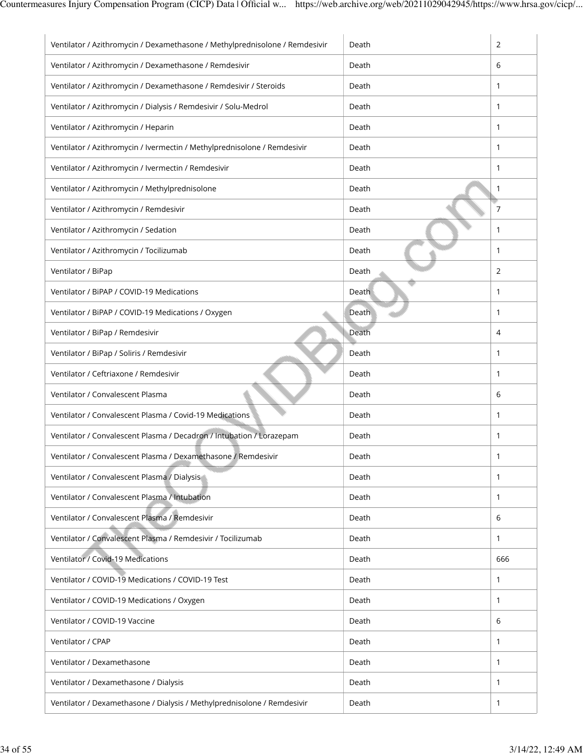| | | |
|---|---|---|
| Ventilator / Azithromycin / Dexamethasone / Methylprednisolone / Remdesivir | Death | 2 |
| Ventilator / Azithromycin / Dexamethasone / Remdesivir | Death | 6 |
| Ventilator / Azithromycin / Dexamethasone / Remdesivir / Steroids | Death | 1 |
| Ventilator / Azithromycin / Dialysis / Remdesivir / Solu-Medrol | Death | 1 |
| Ventilator / Azithromycin / Heparin | Death | 1 |
| Ventilator / Azithromycin / Ivermectin / Methylprednisolone / Remdesivir | Death | 1 |
| Ventilator / Azithromycin / Ivermectin / Remdesivir | Death | 1 |
| Ventilator / Azithromycin / Methylprednisolone | Death | 1 |
| Ventilator / Azithromycin / Remdesivir | Death | 7 |
| Ventilator / Azithromycin / Sedation | Death | 1 |
| Ventilator / Azithromycin / Tocilizumab | Death | 1 |
| Ventilator / BiPap | Death | 2 |
| Ventilator / BiPAP / COVID-19 Medications | Death | 1 |
| Ventilator / BiPAP / COVID-19 Medications / Oxygen | Death | 1 |
| Ventilator / BiPap / Remdesivir | Death | 4 |
| Ventilator / BiPap / Soliris / Remdesivir | Death | 1 |
| Ventilator / Ceftriaxone / Remdesivir | Death | 1 |
| Ventilator / Convalescent Plasma | Death | 6 |
| Ventilator / Convalescent Plasma / Covid-19 Medications | Death | 1 |
| Ventilator / Convalescent Plasma / Decadron / Intubation / Lorazepam | Death | 1 |
| Ventilator / Convalescent Plasma / Dexamethasone / Remdesivir | Death | 1 |
| Ventilator / Convalescent Plasma / Dialysis | Death | 1 |
| Ventilator / Convalescent Plasma / Intubation | Death | 1 |
| Ventilator / Convalescent Plasma / Remdesivir | Death | 6 |
| Ventilator / Convalescent Plasma / Remdesivir / Tocilizumab | Death | 1 |
| Ventilator / Covid-19 Medications | Death | 666 |
| Ventilator / COVID-19 Medications / COVID-19 Test | Death | 1 |
| Ventilator / COVID-19 Medications / Oxygen | Death | 1 |
| Ventilator / COVID-19 Vaccine | Death | 6 |
| Ventilator / CPAP | Death | 1 |
| Ventilator / Dexamethasone | Death | 1 |
| Ventilator / Dexamethasone / Dialysis | Death | 1 |
| Ventilator / Dexamethasone / Dialysis / Methylprednisolone / Remdesivir | Death | 1 |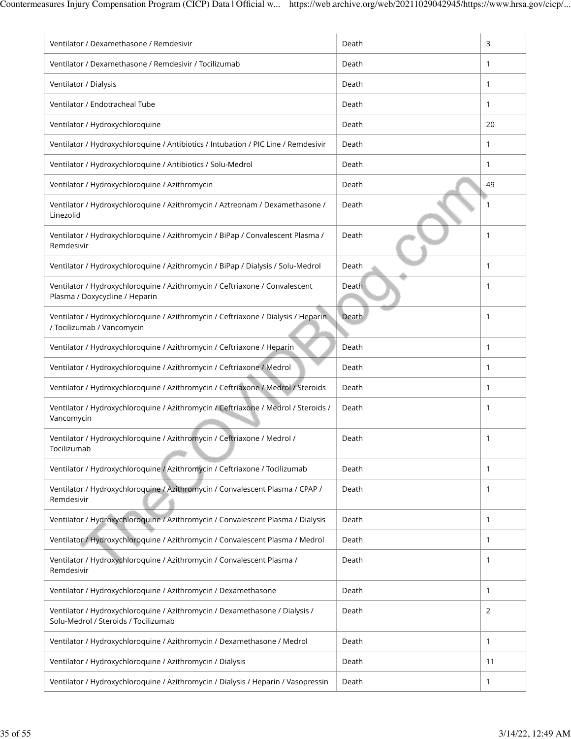| | | |
|---|---|---|
| Ventilator / Dexamethasone / Remdesivir | Death | 3 |
| Ventilator / Dexamethasone / Remdesivir / Tocilizumab | Death | 1 |
| Ventilator / Dialysis | Death | 1 |
| Ventilator / Endotracheal Tube | Death | 1 |
| Ventilator / Hydroxychloroquine | Death | 20 |
| Ventilator / Hydroxychloroquine / Antibiotics / Intubation / PIC Line / Remdesivir | Death | 1 |
| Ventilator / Hydroxychloroquine / Antibiotics / Solu-Medrol | Death | 1 |
| Ventilator / Hydroxychloroquine / Azithromycin | Death | 49 |
| Ventilator / Hydroxychloroquine / Azithromycin / Aztreonam / Dexamethasone / Linezolid | Death | 1 |
| Ventilator / Hydroxychloroquine / Azithromycin / BiPap / Convalescent Plasma / Remdesivir | Death | 1 |
| Ventilator / Hydroxychloroquine / Azithromycin / BiPap / Dialysis / Solu-Medrol | Death | 1 |
| Ventilator / Hydroxychloroquine / Azithromycin / Ceftriaxone / Convalescent Plasma / Doxycycline / Heparin | Death | 1 |
| Ventilator / Hydroxychloroquine / Azithromycin / Ceftriaxone / Dialysis / Heparin / Tocilizumab / Vancomycin | Death | 1 |
| Ventilator / Hydroxychloroquine / Azithromycin / Ceftriaxone / Heparin | Death | 1 |
| Ventilator / Hydroxychloroquine / Azithromycin / Ceftriaxone / Medrol | Death | 1 |
| Ventilator / Hydroxychloroquine / Azithromycin / Ceftriaxone / Medrol / Steroids | Death | 1 |
| Ventilator / Hydroxychloroquine / Azithromycin / Ceftriaxone / Medrol / Steroids / Vancomycin | Death | 1 |
| Ventilator / Hydroxychloroquine / Azithromycin / Ceftriaxone / Medrol / Tocilizumab | Death | 1 |
| Ventilator / Hydroxychloroquine / Azithromycin / Ceftriaxone / Tocilizumab | Death | 1 |
| Ventilator / Hydroxychloroquine / Azithromycin / Convalescent Plasma / CPAP / Remdesivir | Death | 1 |
| Ventilator / Hydroxychloroquine / Azithromycin / Convalescent Plasma / Dialysis | Death | 1 |
| Ventilator / Hydroxychloroquine / Azithromycin / Convalescent Plasma / Medrol | Death | 1 |
| Ventilator / Hydroxychloroquine / Azithromycin / Convalescent Plasma / Remdesivir | Death | 1 |
| Ventilator / Hydroxychloroquine / Azithromycin / Dexamethasone | Death | 1 |
| Ventilator / Hydroxychloroquine / Azithromycin / Dexamethasone / Dialysis / Solu-Medrol / Steroids / Tocilizumab | Death | 2 |
| Ventilator / Hydroxychloroquine / Azithromycin / Dexamethasone / Medrol | Death | 1 |
| Ventilator / Hydroxychloroquine / Azithromycin / Dialysis | Death | 11 |
| Ventilator / Hydroxychloroquine / Azithromycin / Dialysis / Heparin / Vasopressin | Death | 1 |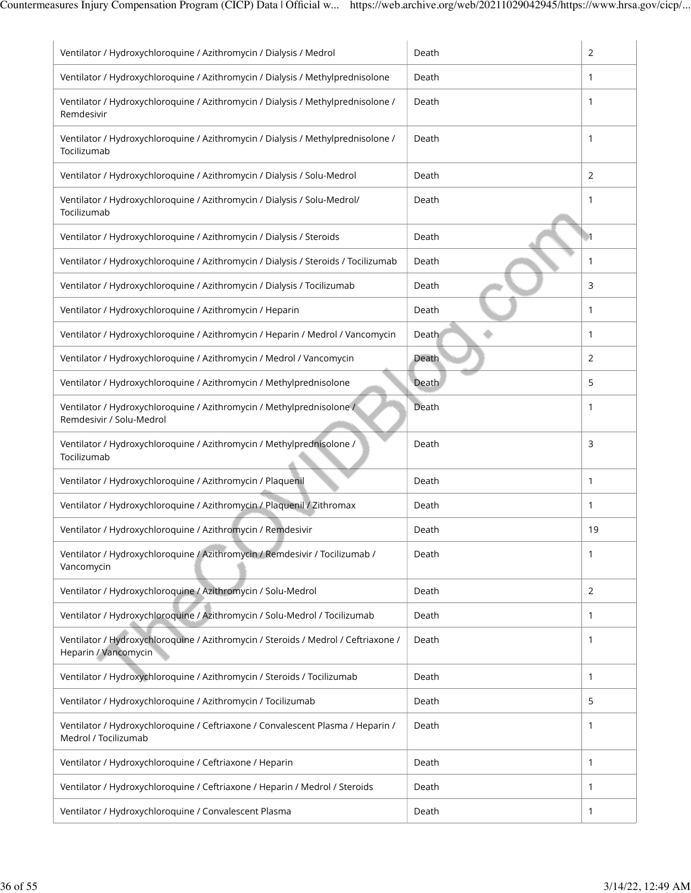| | | |
|---|---|---|
| Ventilator / Hydroxychloroquine / Azithromycin / Dialysis / Medrol | Death | 2 |
| Ventilator / Hydroxychloroquine / Azithromycin / Dialysis / Methylprednisolone | Death | 1 |
| Ventilator / Hydroxychloroquine / Azithromycin / Dialysis / Methylprednisolone / Remdesivir | Death | 1 |
| Ventilator / Hydroxychloroquine / Azithromycin / Dialysis / Methylprednisolone / Tocilizumab | Death | 1 |
| Ventilator / Hydroxychloroquine / Azithromycin / Dialysis / Solu-Medrol | Death | 2 |
| Ventilator / Hydroxychloroquine / Azithromycin / Dialysis / Solu-Medrol/ Tocilizumab | Death | 1 |
| Ventilator / Hydroxychloroquine / Azithromycin / Dialysis / Steroids | Death | 1 |
| Ventilator / Hydroxychloroquine / Azithromycin / Dialysis / Steroids / Tocilizumab | Death | 1 |
| Ventilator / Hydroxychloroquine / Azithromycin / Dialysis / Tocilizumab | Death | 3 |
| Ventilator / Hydroxychloroquine / Azithromycin / Heparin | Death | 1 |
| Ventilator / Hydroxychloroquine / Azithromycin / Heparin / Medrol / Vancomycin | Death | 1 |
| Ventilator / Hydroxychloroquine / Azithromycin / Medrol / Vancomycin | Death | 2 |
| Ventilator / Hydroxychloroquine / Azithromycin / Methylprednisolone | Death | 5 |
| Ventilator / Hydroxychloroquine / Azithromycin / Methylprednisolone / Remdesivir / Solu-Medrol | Death | 1 |
| Ventilator / Hydroxychloroquine / Azithromycin / Methylprednisolone / Tocilizumab | Death | 3 |
| Ventilator / Hydroxychloroquine / Azithromycin / Plaquenil | Death | 1 |
| Ventilator / Hydroxychloroquine / Azithromycin / Plaquenil / Zithromax | Death | 1 |
| Ventilator / Hydroxychloroquine / Azithromycin / Remdesivir | Death | 19 |
| Ventilator / Hydroxychloroquine / Azithromycin / Remdesivir / Tocilizumab / Vancomycin | Death | 1 |
| Ventilator / Hydroxychloroquine / Azithromycin / Solu-Medrol | Death | 2 |
| Ventilator / Hydroxychloroquine / Azithromycin / Solu-Medrol / Tocilizumab | Death | 1 |
| Ventilator / Hydroxychloroquine / Azithromycin / Steroids / Medrol / Ceftriaxone / Heparin / Vancomycin | Death | 1 |
| Ventilator / Hydroxychloroquine / Azithromycin / Steroids / Tocilizumab | Death | 1 |
| Ventilator / Hydroxychloroquine / Azithromycin / Tocilizumab | Death | 5 |
| Ventilator / Hydroxychloroquine / Ceftriaxone / Convalescent Plasma / Heparin / Medrol / Tocilizumab | Death | 1 |
| Ventilator / Hydroxychloroquine / Ceftriaxone / Heparin | Death | 1 |
| Ventilator / Hydroxychloroquine / Ceftriaxone / Heparin / Medrol / Steroids | Death | 1 |
| Ventilator / Hydroxychloroquine / Convalescent Plasma | Death | 1 |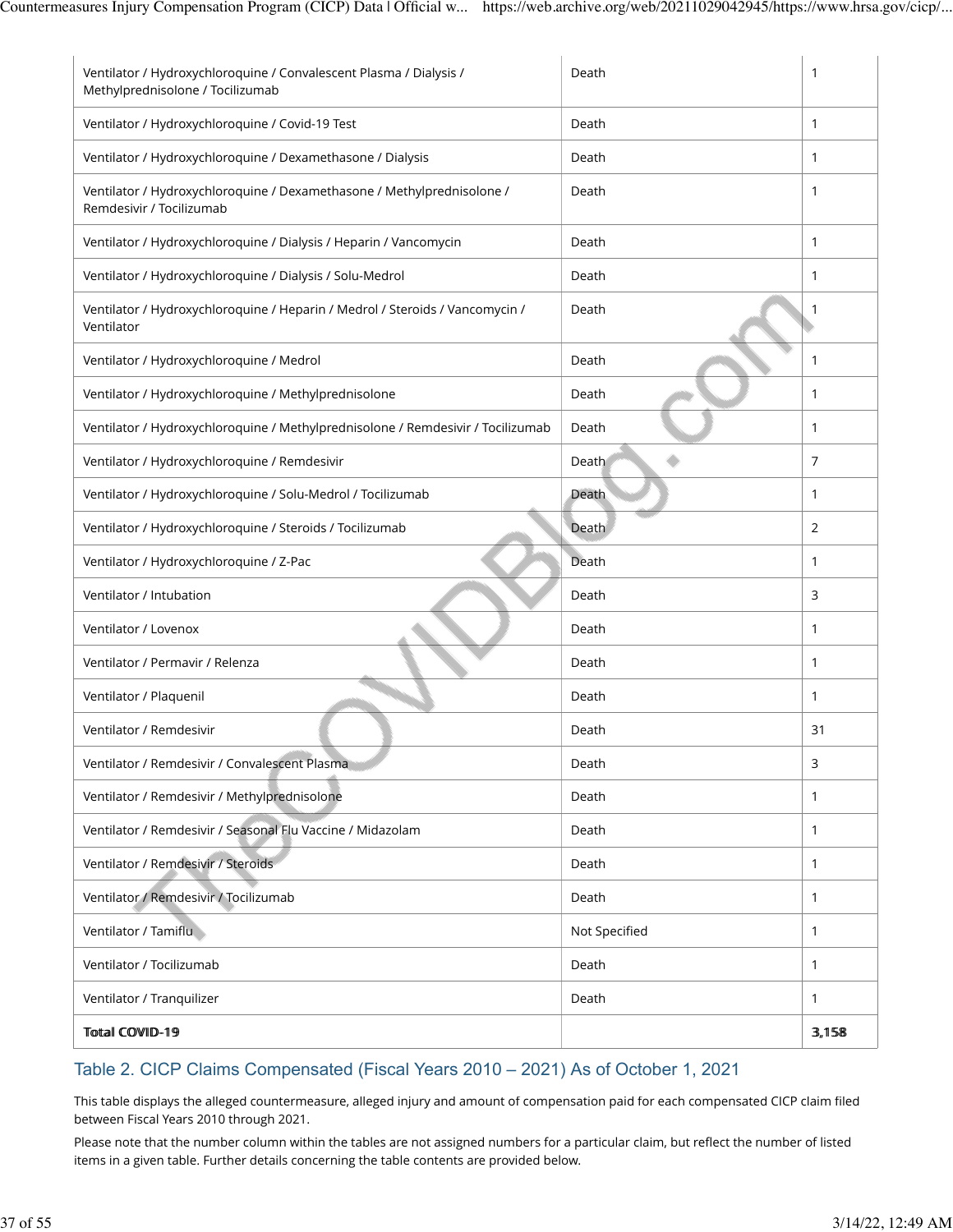| | | |
|---|---|---|
| Ventilator / Hydroxychloroquine / Convalescent Plasma / Dialysis / Methylprednisolone / Tocilizumab | Death | 1 |
| Ventilator / Hydroxychloroquine / Covid-19 Test | Death | 1 |
| Ventilator / Hydroxychloroquine / Dexamethasone / Dialysis | Death | 1 |
| Ventilator / Hydroxychloroquine / Dexamethasone / Methylprednisolone / Remdesivir / Tocilizumab | Death | 1 |
| Ventilator / Hydroxychloroquine / Dialysis / Heparin / Vancomycin | Death | 1 |
| Ventilator / Hydroxychloroquine / Dialysis / Solu-Medrol | Death | 1 |
| Ventilator / Hydroxychloroquine / Heparin / Medrol / Steroids / Vancomycin / Ventilator | Death | 1 |
| Ventilator / Hydroxychloroquine / Medrol | Death | 1 |
| Ventilator / Hydroxychloroquine / Methylprednisolone | Death | 1 |
| Ventilator / Hydroxychloroquine / Methylprednisolone / Remdesivir / Tocilizumab | Death | 1 |
| Ventilator / Hydroxychloroquine / Remdesivir | Death | 7 |
| Ventilator / Hydroxychloroquine / Solu-Medrol / Tocilizumab | Death | 1 |
| Ventilator / Hydroxychloroquine / Steroids / Tocilizumab | Death | 2 |
| Ventilator / Hydroxychloroquine / Z-Pac | Death | 1 |
| Ventilator / Intubation | Death | 3 |
| Ventilator / Lovenox | Death | 1 |
| Ventilator / Permavir / Relenza | Death | 1 |
| Ventilator / Plaquenil | Death | 1 |
| Ventilator / Remdesivir | Death | 31 |
| Ventilator / Remdesivir / Convalescent Plasma | Death | 3 |
| Ventilator / Remdesivir / Methylprednisolone | Death | 1 |
| Ventilator / Remdesivir / Seasonal Flu Vaccine / Midazolam | Death | 1 |
| Ventilator / Remdesivir / Steroids | Death | 1 |
| Ventilator / Remdesivir / Tocilizumab | Death | 1 |
| Ventilator / Tamiflu | Not Specified | 1 |
| Ventilator / Tocilizumab | Death | 1 |
| Ventilator / Tranquilizer | Death | 1 |
| **Total COVID-19** | | **3,158** |

## Table 2. CICP Claims Compensated (Fiscal Years 2010 – 2021) As of October 1, 2021

This table displays the alleged countermeasure, alleged injury and amount of compensation paid for each compensated CICP claim filed between Fiscal Years 2010 through 2021.

Please note that the number column within the tables are not assigned numbers for a particular claim, but reflect the number of listed items in a given table. Further details concerning the table contents are provided below.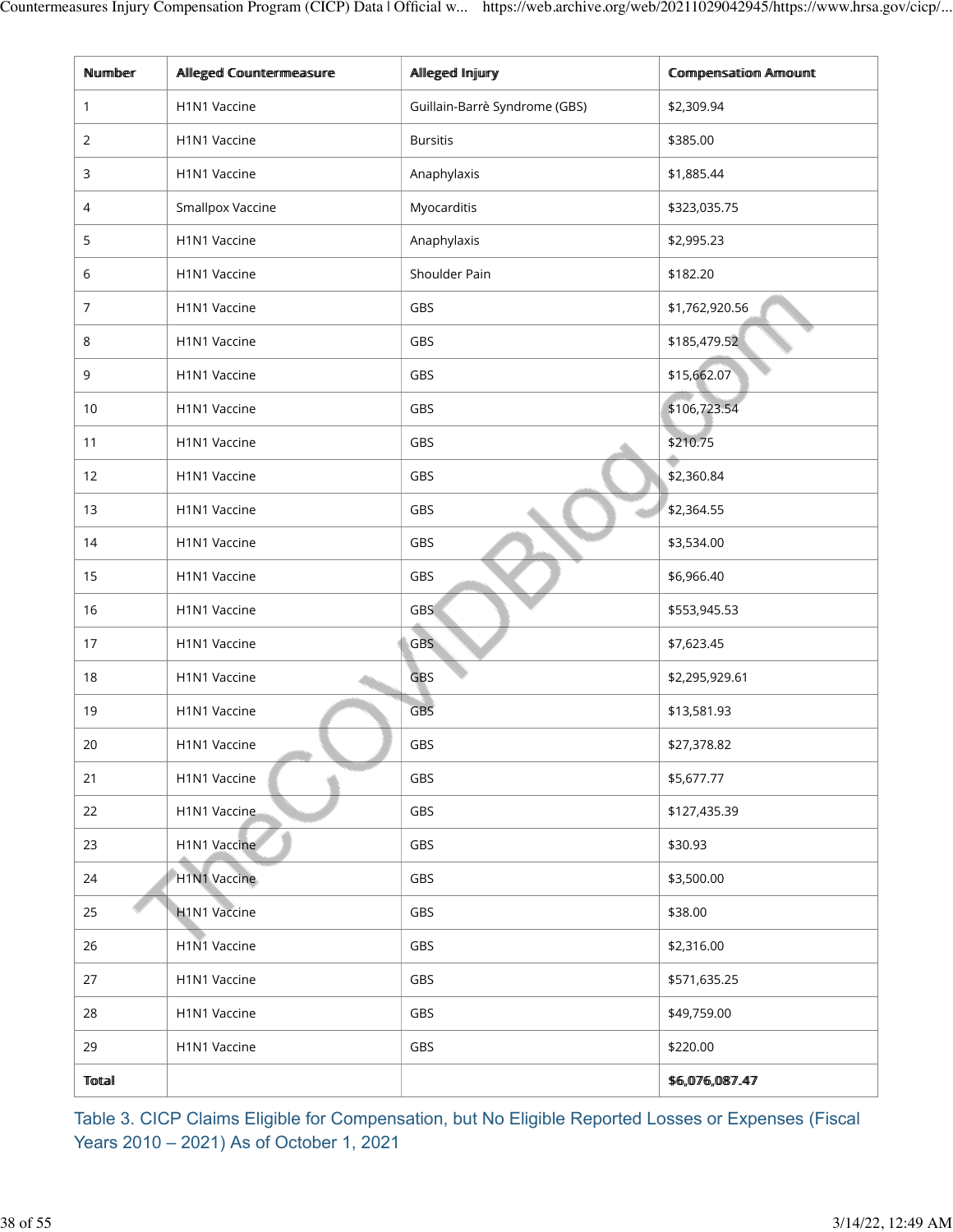| Number | Alleged Countermeasure | Alleged Injury | Compensation Amount |
|---|---|---|---|
| 1 | H1N1 Vaccine | Guillain-Barrè Syndrome (GBS) | $2,309.94 |
| 2 | H1N1 Vaccine | Bursitis | $385.00 |
| 3 | H1N1 Vaccine | Anaphylaxis | $1,885.44 |
| 4 | Smallpox Vaccine | Myocarditis | $323,035.75 |
| 5 | H1N1 Vaccine | Anaphylaxis | $2,995.23 |
| 6 | H1N1 Vaccine | Shoulder Pain | $182.20 |
| 7 | H1N1 Vaccine | GBS | $1,762,920.56 |
| 8 | H1N1 Vaccine | GBS | $185,479.52 |
| 9 | H1N1 Vaccine | GBS | $15,662.07 |
| 10 | H1N1 Vaccine | GBS | $106,723.54 |
| 11 | H1N1 Vaccine | GBS | $210.75 |
| 12 | H1N1 Vaccine | GBS | $2,360.84 |
| 13 | H1N1 Vaccine | GBS | $2,364.55 |
| 14 | H1N1 Vaccine | GBS | $3,534.00 |
| 15 | H1N1 Vaccine | GBS | $6,966.40 |
| 16 | H1N1 Vaccine | GBS | $553,945.53 |
| 17 | H1N1 Vaccine | GBS | $7,623.45 |
| 18 | H1N1 Vaccine | GBS | $2,295,929.61 |
| 19 | H1N1 Vaccine | GBS | $13,581.93 |
| 20 | H1N1 Vaccine | GBS | $27,378.82 |
| 21 | H1N1 Vaccine | GBS | $5,677.77 |
| 22 | H1N1 Vaccine | GBS | $127,435.39 |
| 23 | H1N1 Vaccine | GBS | $30.93 |
| 24 | H1N1 Vaccine | GBS | $3,500.00 |
| 25 | H1N1 Vaccine | GBS | $38.00 |
| 26 | H1N1 Vaccine | GBS | $2,316.00 |
| 27 | H1N1 Vaccine | GBS | $571,635.25 |
| 28 | H1N1 Vaccine | GBS | $49,759.00 |
| 29 | H1N1 Vaccine | GBS | $220.00 |
| **Total** | | | **$6,076,087.47** |

Table 3. CICP Claims Eligible for Compensation, but No Eligible Reported Losses or Expenses (Fiscal Years 2010 – 2021) As of October 1, 2021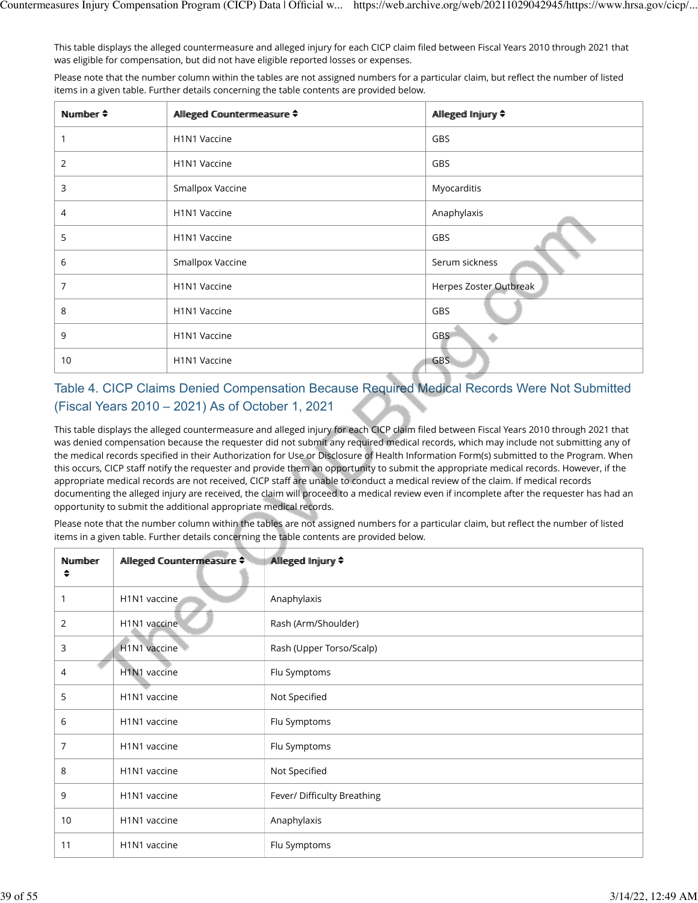This table displays the alleged countermeasure and alleged injury for each CICP claim filed between Fiscal Years 2010 through 2021 that was eligible for compensation, but did not have eligible reported losses or expenses.

Please note that the number column within the tables are not assigned numbers for a particular claim, but reflect the number of listed items in a given table. Further details concerning the table contents are provided below.

| Number | Alleged Countermeasure | Alleged Injury |
|---|---|---|
| 1 | H1N1 Vaccine | GBS |
| 2 | H1N1 Vaccine | GBS |
| 3 | Smallpox Vaccine | Myocarditis |
| 4 | H1N1 Vaccine | Anaphylaxis |
| 5 | H1N1 Vaccine | GBS |
| 6 | Smallpox Vaccine | Serum sickness |
| 7 | H1N1 Vaccine | Herpes Zoster Outbreak |
| 8 | H1N1 Vaccine | GBS |
| 9 | H1N1 Vaccine | GBS |
| 10 | H1N1 Vaccine | GBS |

## Table 4. CICP Claims Denied Compensation Because Required Medical Records Were Not Submitted (Fiscal Years 2010 – 2021) As of October 1, 2021

This table displays the alleged countermeasure and alleged injury for each CICP claim filed between Fiscal Years 2010 through 2021 that was denied compensation because the requester did not submit any required medical records, which may include not submitting any of the medical records specified in their Authorization for Use or Disclosure of Health Information Form(s) submitted to the Program. When this occurs, CICP staff notify the requester and provide them an opportunity to submit the appropriate medical records. However, if the appropriate medical records are not received, CICP staff are unable to conduct a medical review of the claim. If medical records documenting the alleged injury are received, the claim will proceed to a medical review even if incomplete after the requester has had an opportunity to submit the additional appropriate medical records.

Please note that the number column within the tables are not assigned numbers for a particular claim, but reflect the number of listed items in a given table. Further details concerning the table contents are provided below.

| Number | Alleged Countermeasure | Alleged Injury |
|---|---|---|
| 1 | H1N1 vaccine | Anaphylaxis |
| 2 | H1N1 vaccine | Rash (Arm/Shoulder) |
| 3 | H1N1 vaccine | Rash (Upper Torso/Scalp) |
| 4 | H1N1 vaccine | Flu Symptoms |
| 5 | H1N1 vaccine | Not Specified |
| 6 | H1N1 vaccine | Flu Symptoms |
| 7 | H1N1 vaccine | Flu Symptoms |
| 8 | H1N1 vaccine | Not Specified |
| 9 | H1N1 vaccine | Fever/ Difficulty Breathing |
| 10 | H1N1 vaccine | Anaphylaxis |
| 11 | H1N1 vaccine | Flu Symptoms |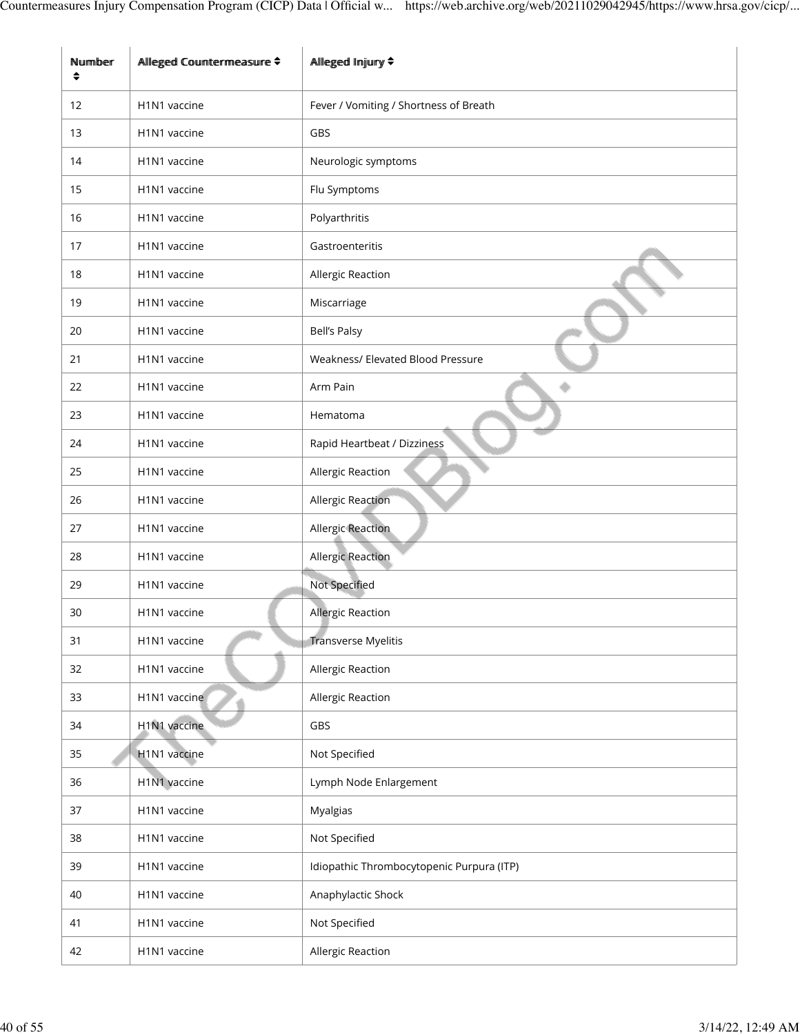| Number ⬍ | Alleged Countermeasure ⬍ | Alleged Injury ⬍ |
|---|---|---|
| 12 | H1N1 vaccine | Fever / Vomiting / Shortness of Breath |
| 13 | H1N1 vaccine | GBS |
| 14 | H1N1 vaccine | Neurologic symptoms |
| 15 | H1N1 vaccine | Flu Symptoms |
| 16 | H1N1 vaccine | Polyarthritis |
| 17 | H1N1 vaccine | Gastroenteritis |
| 18 | H1N1 vaccine | Allergic Reaction |
| 19 | H1N1 vaccine | Miscarriage |
| 20 | H1N1 vaccine | Bell’s Palsy |
| 21 | H1N1 vaccine | Weakness/ Elevated Blood Pressure |
| 22 | H1N1 vaccine | Arm Pain |
| 23 | H1N1 vaccine | Hematoma |
| 24 | H1N1 vaccine | Rapid Heartbeat / Dizziness |
| 25 | H1N1 vaccine | Allergic Reaction |
| 26 | H1N1 vaccine | Allergic Reaction |
| 27 | H1N1 vaccine | Allergic Reaction |
| 28 | H1N1 vaccine | Allergic Reaction |
| 29 | H1N1 vaccine | Not Specified |
| 30 | H1N1 vaccine | Allergic Reaction |
| 31 | H1N1 vaccine | Transverse Myelitis |
| 32 | H1N1 vaccine | Allergic Reaction |
| 33 | H1N1 vaccine | Allergic Reaction |
| 34 | H1N1 vaccine | GBS |
| 35 | H1N1 vaccine | Not Specified |
| 36 | H1N1 vaccine | Lymph Node Enlargement |
| 37 | H1N1 vaccine | Myalgias |
| 38 | H1N1 vaccine | Not Specified |
| 39 | H1N1 vaccine | Idiopathic Thrombocytopenic Purpura (ITP) |
| 40 | H1N1 vaccine | Anaphylactic Shock |
| 41 | H1N1 vaccine | Not Specified |
| 42 | H1N1 vaccine | Allergic Reaction |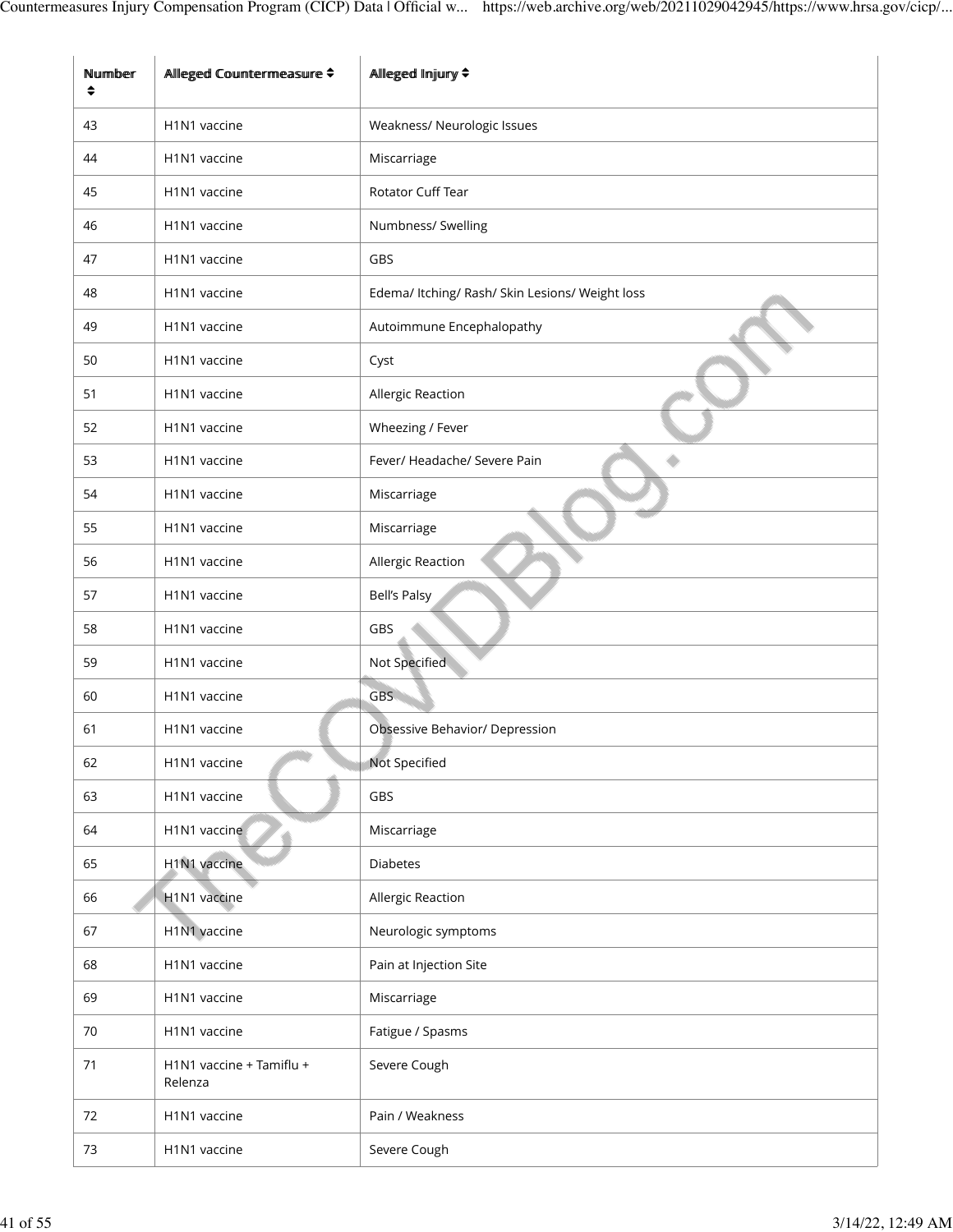| Number | Alleged Countermeasure | Alleged Injury |
|---|---|---|
| 43 | H1N1 vaccine | Weakness/ Neurologic Issues |
| 44 | H1N1 vaccine | Miscarriage |
| 45 | H1N1 vaccine | Rotator Cuff Tear |
| 46 | H1N1 vaccine | Numbness/ Swelling |
| 47 | H1N1 vaccine | GBS |
| 48 | H1N1 vaccine | Edema/ Itching/ Rash/ Skin Lesions/ Weight loss |
| 49 | H1N1 vaccine | Autoimmune Encephalopathy |
| 50 | H1N1 vaccine | Cyst |
| 51 | H1N1 vaccine | Allergic Reaction |
| 52 | H1N1 vaccine | Wheezing / Fever |
| 53 | H1N1 vaccine | Fever/ Headache/ Severe Pain |
| 54 | H1N1 vaccine | Miscarriage |
| 55 | H1N1 vaccine | Miscarriage |
| 56 | H1N1 vaccine | Allergic Reaction |
| 57 | H1N1 vaccine | Bell's Palsy |
| 58 | H1N1 vaccine | GBS |
| 59 | H1N1 vaccine | Not Specified |
| 60 | H1N1 vaccine | GBS |
| 61 | H1N1 vaccine | Obsessive Behavior/ Depression |
| 62 | H1N1 vaccine | Not Specified |
| 63 | H1N1 vaccine | GBS |
| 64 | H1N1 vaccine | Miscarriage |
| 65 | H1N1 vaccine | Diabetes |
| 66 | H1N1 vaccine | Allergic Reaction |
| 67 | H1N1 vaccine | Neurologic symptoms |
| 68 | H1N1 vaccine | Pain at Injection Site |
| 69 | H1N1 vaccine | Miscarriage |
| 70 | H1N1 vaccine | Fatigue / Spasms |
| 71 | H1N1 vaccine + Tamiflu + Relenza | Severe Cough |
| 72 | H1N1 vaccine | Pain / Weakness |
| 73 | H1N1 vaccine | Severe Cough |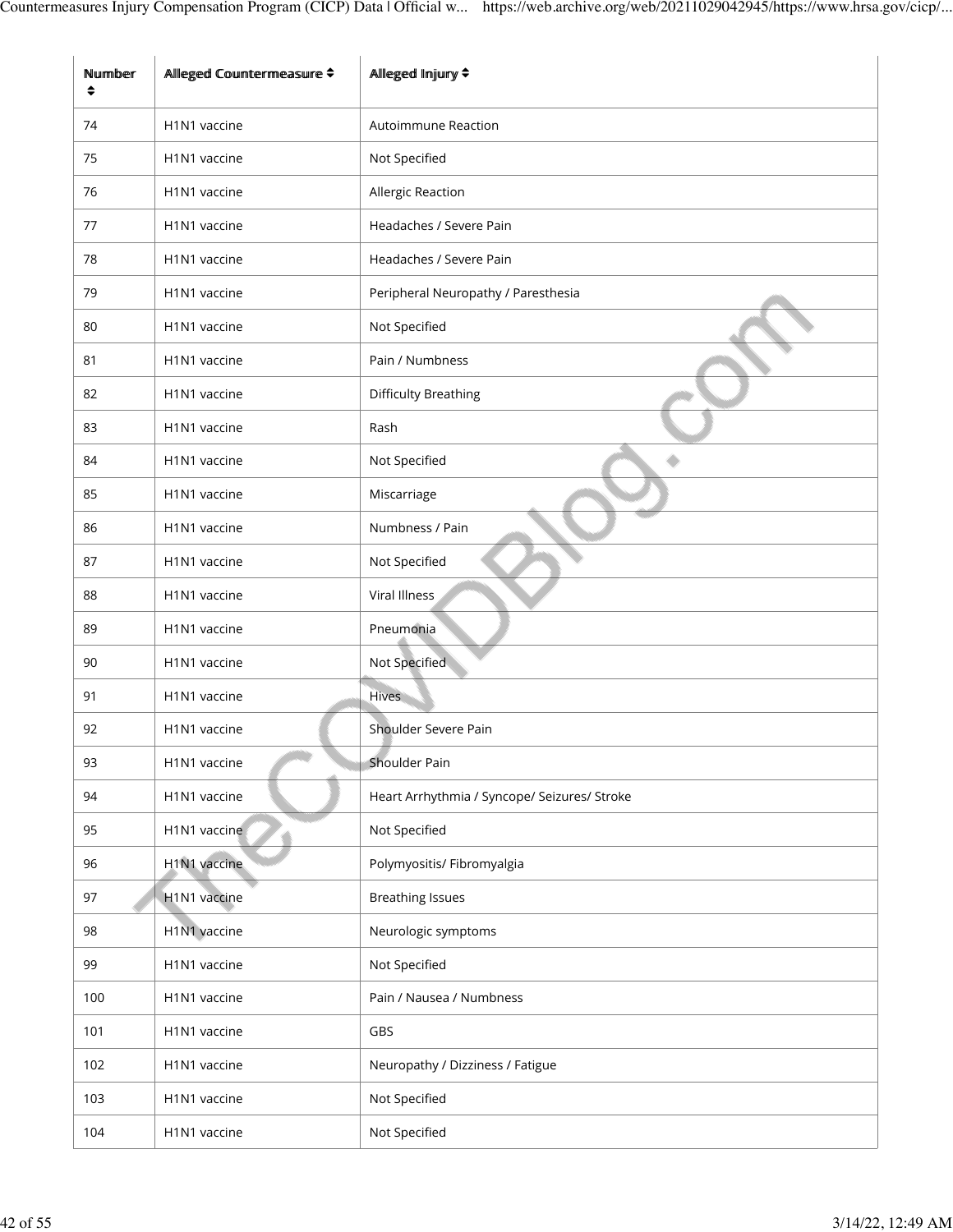| Number ⬍ | Alleged Countermeasure ⬍ | Alleged Injury ⬍ |
|---|---|---|
| 74 | H1N1 vaccine | Autoimmune Reaction |
| 75 | H1N1 vaccine | Not Specified |
| 76 | H1N1 vaccine | Allergic Reaction |
| 77 | H1N1 vaccine | Headaches / Severe Pain |
| 78 | H1N1 vaccine | Headaches / Severe Pain |
| 79 | H1N1 vaccine | Peripheral Neuropathy / Paresthesia |
| 80 | H1N1 vaccine | Not Specified |
| 81 | H1N1 vaccine | Pain / Numbness |
| 82 | H1N1 vaccine | Difficulty Breathing |
| 83 | H1N1 vaccine | Rash |
| 84 | H1N1 vaccine | Not Specified |
| 85 | H1N1 vaccine | Miscarriage |
| 86 | H1N1 vaccine | Numbness / Pain |
| 87 | H1N1 vaccine | Not Specified |
| 88 | H1N1 vaccine | Viral Illness |
| 89 | H1N1 vaccine | Pneumonia |
| 90 | H1N1 vaccine | Not Specified |
| 91 | H1N1 vaccine | Hives |
| 92 | H1N1 vaccine | Shoulder Severe Pain |
| 93 | H1N1 vaccine | Shoulder Pain |
| 94 | H1N1 vaccine | Heart Arrhythmia / Syncope/ Seizures/ Stroke |
| 95 | H1N1 vaccine | Not Specified |
| 96 | H1N1 vaccine | Polymyositis/ Fibromyalgia |
| 97 | H1N1 vaccine | Breathing Issues |
| 98 | H1N1 vaccine | Neurologic symptoms |
| 99 | H1N1 vaccine | Not Specified |
| 100 | H1N1 vaccine | Pain / Nausea / Numbness |
| 101 | H1N1 vaccine | GBS |
| 102 | H1N1 vaccine | Neuropathy / Dizziness / Fatigue |
| 103 | H1N1 vaccine | Not Specified |
| 104 | H1N1 vaccine | Not Specified |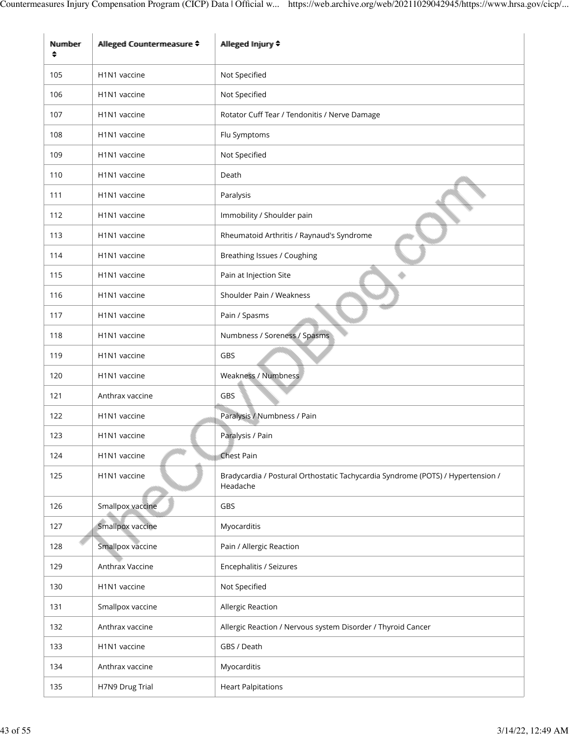| Number | Alleged Countermeasure | Alleged Injury |
|---|---|---|
| 105 | H1N1 vaccine | Not Specified |
| 106 | H1N1 vaccine | Not Specified |
| 107 | H1N1 vaccine | Rotator Cuff Tear / Tendonitis / Nerve Damage |
| 108 | H1N1 vaccine | Flu Symptoms |
| 109 | H1N1 vaccine | Not Specified |
| 110 | H1N1 vaccine | Death |
| 111 | H1N1 vaccine | Paralysis |
| 112 | H1N1 vaccine | Immobility / Shoulder pain |
| 113 | H1N1 vaccine | Rheumatoid Arthritis / Raynaud's Syndrome |
| 114 | H1N1 vaccine | Breathing Issues / Coughing |
| 115 | H1N1 vaccine | Pain at Injection Site |
| 116 | H1N1 vaccine | Shoulder Pain / Weakness |
| 117 | H1N1 vaccine | Pain / Spasms |
| 118 | H1N1 vaccine | Numbness / Soreness / Spasms |
| 119 | H1N1 vaccine | GBS |
| 120 | H1N1 vaccine | Weakness / Numbness |
| 121 | Anthrax vaccine | GBS |
| 122 | H1N1 vaccine | Paralysis / Numbness / Pain |
| 123 | H1N1 vaccine | Paralysis / Pain |
| 124 | H1N1 vaccine | Chest Pain |
| 125 | H1N1 vaccine | Bradycardia / Postural Orthostatic Tachycardia Syndrome (POTS) / Hypertension / Headache |
| 126 | Smallpox vaccine | GBS |
| 127 | Smallpox vaccine | Myocarditis |
| 128 | Smallpox vaccine | Pain / Allergic Reaction |
| 129 | Anthrax Vaccine | Encephalitis / Seizures |
| 130 | H1N1 vaccine | Not Specified |
| 131 | Smallpox vaccine | Allergic Reaction |
| 132 | Anthrax vaccine | Allergic Reaction / Nervous system Disorder / Thyroid Cancer |
| 133 | H1N1 vaccine | GBS / Death |
| 134 | Anthrax vaccine | Myocarditis |
| 135 | H7N9 Drug Trial | Heart Palpitations |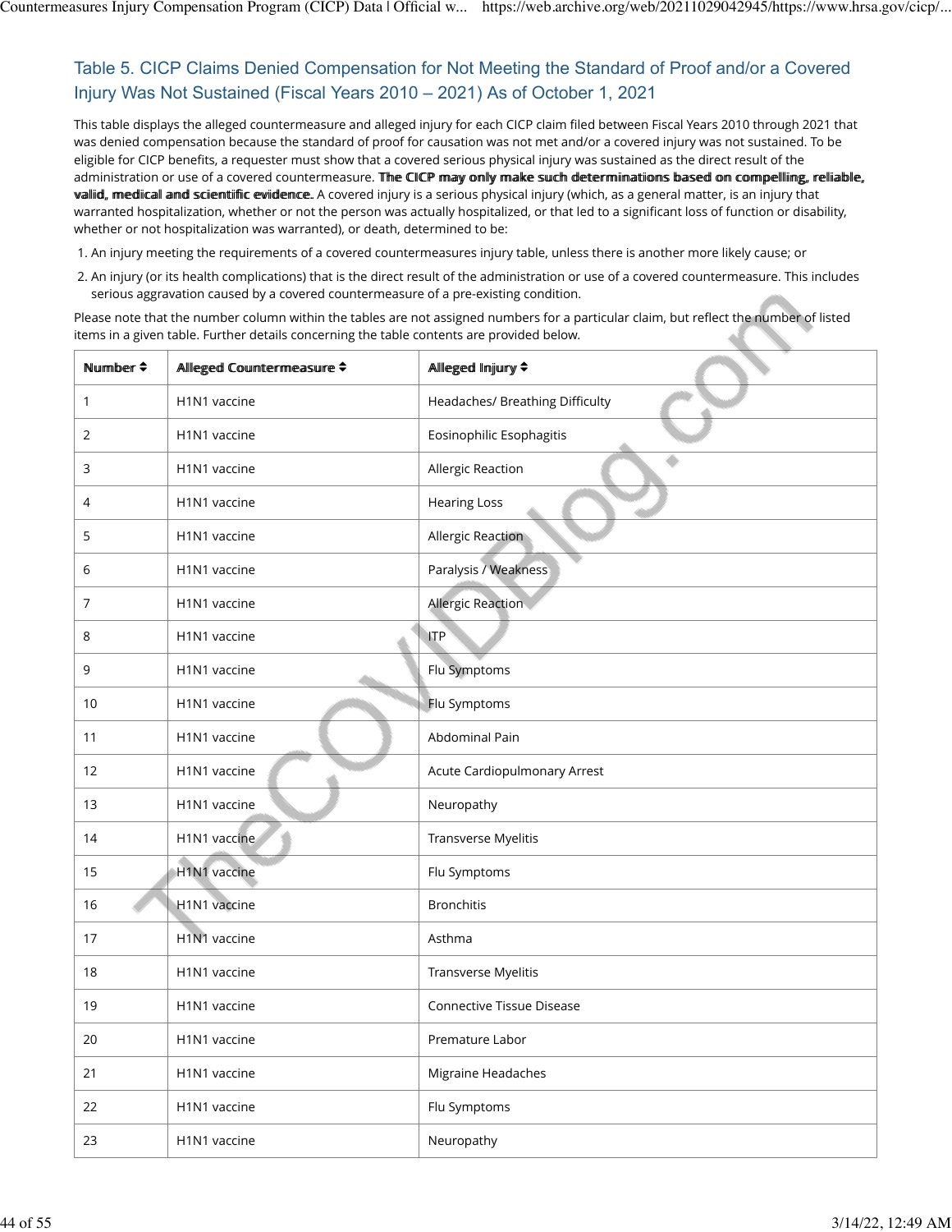## Table 5. CICP Claims Denied Compensation for Not Meeting the Standard of Proof and/or a Covered Injury Was Not Sustained (Fiscal Years 2010 – 2021) As of October 1, 2021

This table displays the alleged countermeasure and alleged injury for each CICP claim filed between Fiscal Years 2010 through 2021 that was denied compensation because the standard of proof for causation was not met and/or a covered injury was not sustained. To be eligible for CICP benefits, a requester must show that a covered serious physical injury was sustained as the direct result of the administration or use of a covered countermeasure. **The CICP may only make such determinations based on compelling, reliable, valid, medical and scientific evidence.** A covered injury is a serious physical injury (which, as a general matter, is an injury that warranted hospitalization, whether or not the person was actually hospitalized, or that led to a significant loss of function or disability, whether or not hospitalization was warranted), or death, determined to be:

1. An injury meeting the requirements of a covered countermeasures injury table, unless there is another more likely cause; or
2. An injury (or its health complications) that is the direct result of the administration or use of a covered countermeasure. This includes serious aggravation caused by a covered countermeasure of a pre-existing condition.

Please note that the number column within the tables are not assigned numbers for a particular claim, but reflect the number of listed items in a given table. Further details concerning the table contents are provided below.

| Number | Alleged Countermeasure | Alleged Injury |
|---|---|---|
| 1 | H1N1 vaccine | Headaches/ Breathing Difficulty |
| 2 | H1N1 vaccine | Eosinophilic Esophagitis |
| 3 | H1N1 vaccine | Allergic Reaction |
| 4 | H1N1 vaccine | Hearing Loss |
| 5 | H1N1 vaccine | Allergic Reaction |
| 6 | H1N1 vaccine | Paralysis / Weakness |
| 7 | H1N1 vaccine | Allergic Reaction |
| 8 | H1N1 vaccine | ITP |
| 9 | H1N1 vaccine | Flu Symptoms |
| 10 | H1N1 vaccine | Flu Symptoms |
| 11 | H1N1 vaccine | Abdominal Pain |
| 12 | H1N1 vaccine | Acute Cardiopulmonary Arrest |
| 13 | H1N1 vaccine | Neuropathy |
| 14 | H1N1 vaccine | Transverse Myelitis |
| 15 | H1N1 vaccine | Flu Symptoms |
| 16 | H1N1 vaccine | Bronchitis |
| 17 | H1N1 vaccine | Asthma |
| 18 | H1N1 vaccine | Transverse Myelitis |
| 19 | H1N1 vaccine | Connective Tissue Disease |
| 20 | H1N1 vaccine | Premature Labor |
| 21 | H1N1 vaccine | Migraine Headaches |
| 22 | H1N1 vaccine | Flu Symptoms |
| 23 | H1N1 vaccine | Neuropathy |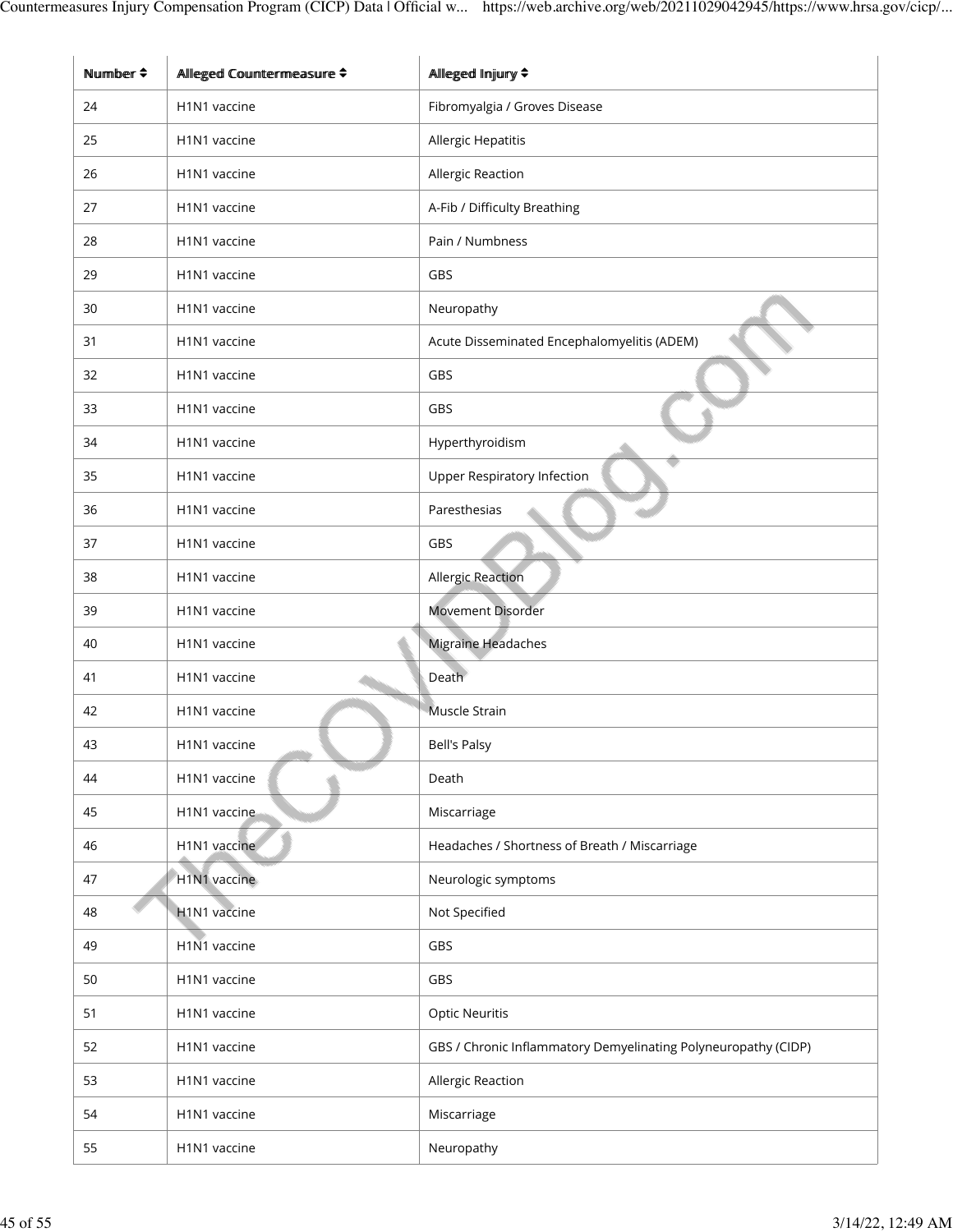| Number ⇕ | Alleged Countermeasure ⇕ | Alleged Injury ⇕ |
| --- | --- | --- |
| 24 | H1N1 vaccine | Fibromyalgia / Groves Disease |
| 25 | H1N1 vaccine | Allergic Hepatitis |
| 26 | H1N1 vaccine | Allergic Reaction |
| 27 | H1N1 vaccine | A-Fib / Difficulty Breathing |
| 28 | H1N1 vaccine | Pain / Numbness |
| 29 | H1N1 vaccine | GBS |
| 30 | H1N1 vaccine | Neuropathy |
| 31 | H1N1 vaccine | Acute Disseminated Encephalomyelitis (ADEM) |
| 32 | H1N1 vaccine | GBS |
| 33 | H1N1 vaccine | GBS |
| 34 | H1N1 vaccine | Hyperthyroidism |
| 35 | H1N1 vaccine | Upper Respiratory Infection |
| 36 | H1N1 vaccine | Paresthesias |
| 37 | H1N1 vaccine | GBS |
| 38 | H1N1 vaccine | Allergic Reaction |
| 39 | H1N1 vaccine | Movement Disorder |
| 40 | H1N1 vaccine | Migraine Headaches |
| 41 | H1N1 vaccine | Death |
| 42 | H1N1 vaccine | Muscle Strain |
| 43 | H1N1 vaccine | Bell's Palsy |
| 44 | H1N1 vaccine | Death |
| 45 | H1N1 vaccine | Miscarriage |
| 46 | H1N1 vaccine | Headaches / Shortness of Breath / Miscarriage |
| 47 | H1N1 vaccine | Neurologic symptoms |
| 48 | H1N1 vaccine | Not Specified |
| 49 | H1N1 vaccine | GBS |
| 50 | H1N1 vaccine | GBS |
| 51 | H1N1 vaccine | Optic Neuritis |
| 52 | H1N1 vaccine | GBS / Chronic Inflammatory Demyelinating Polyneuropathy (CIDP) |
| 53 | H1N1 vaccine | Allergic Reaction |
| 54 | H1N1 vaccine | Miscarriage |
| 55 | H1N1 vaccine | Neuropathy |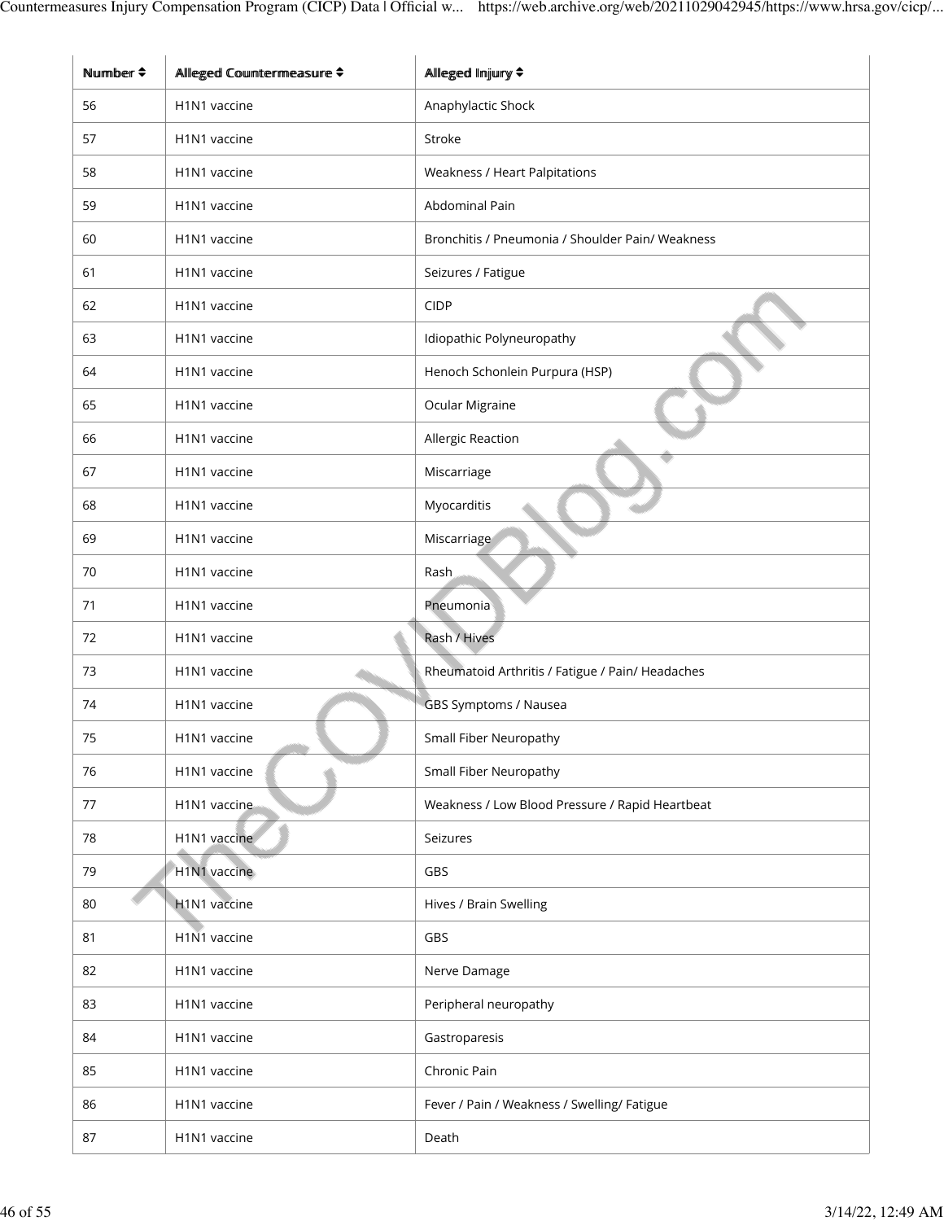| Number | Alleged Countermeasure | Alleged Injury |
| --- | --- | --- |
| 56 | H1N1 vaccine | Anaphylactic Shock |
| 57 | H1N1 vaccine | Stroke |
| 58 | H1N1 vaccine | Weakness / Heart Palpitations |
| 59 | H1N1 vaccine | Abdominal Pain |
| 60 | H1N1 vaccine | Bronchitis / Pneumonia / Shoulder Pain/ Weakness |
| 61 | H1N1 vaccine | Seizures / Fatigue |
| 62 | H1N1 vaccine | CIDP |
| 63 | H1N1 vaccine | Idiopathic Polyneuropathy |
| 64 | H1N1 vaccine | Henoch Schonlein Purpura (HSP) |
| 65 | H1N1 vaccine | Ocular Migraine |
| 66 | H1N1 vaccine | Allergic Reaction |
| 67 | H1N1 vaccine | Miscarriage |
| 68 | H1N1 vaccine | Myocarditis |
| 69 | H1N1 vaccine | Miscarriage |
| 70 | H1N1 vaccine | Rash |
| 71 | H1N1 vaccine | Pneumonia |
| 72 | H1N1 vaccine | Rash / Hives |
| 73 | H1N1 vaccine | Rheumatoid Arthritis / Fatigue / Pain/ Headaches |
| 74 | H1N1 vaccine | GBS Symptoms / Nausea |
| 75 | H1N1 vaccine | Small Fiber Neuropathy |
| 76 | H1N1 vaccine | Small Fiber Neuropathy |
| 77 | H1N1 vaccine | Weakness / Low Blood Pressure / Rapid Heartbeat |
| 78 | H1N1 vaccine | Seizures |
| 79 | H1N1 vaccine | GBS |
| 80 | H1N1 vaccine | Hives / Brain Swelling |
| 81 | H1N1 vaccine | GBS |
| 82 | H1N1 vaccine | Nerve Damage |
| 83 | H1N1 vaccine | Peripheral neuropathy |
| 84 | H1N1 vaccine | Gastroparesis |
| 85 | H1N1 vaccine | Chronic Pain |
| 86 | H1N1 vaccine | Fever / Pain / Weakness / Swelling/ Fatigue |
| 87 | H1N1 vaccine | Death |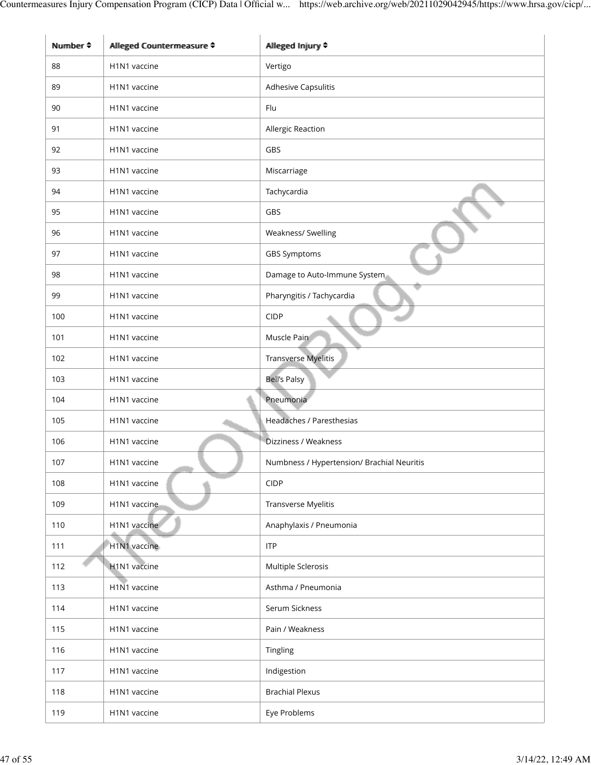| Number | Alleged Countermeasure | Alleged Injury |
| --- | --- | --- |
| 88 | H1N1 vaccine | Vertigo |
| 89 | H1N1 vaccine | Adhesive Capsulitis |
| 90 | H1N1 vaccine | Flu |
| 91 | H1N1 vaccine | Allergic Reaction |
| 92 | H1N1 vaccine | GBS |
| 93 | H1N1 vaccine | Miscarriage |
| 94 | H1N1 vaccine | Tachycardia |
| 95 | H1N1 vaccine | GBS |
| 96 | H1N1 vaccine | Weakness/ Swelling |
| 97 | H1N1 vaccine | GBS Symptoms |
| 98 | H1N1 vaccine | Damage to Auto-Immune System |
| 99 | H1N1 vaccine | Pharyngitis / Tachycardia |
| 100 | H1N1 vaccine | CIDP |
| 101 | H1N1 vaccine | Muscle Pain |
| 102 | H1N1 vaccine | Transverse Myelitis |
| 103 | H1N1 vaccine | Bell's Palsy |
| 104 | H1N1 vaccine | Pneumonia |
| 105 | H1N1 vaccine | Headaches / Paresthesias |
| 106 | H1N1 vaccine | Dizziness / Weakness |
| 107 | H1N1 vaccine | Numbness / Hypertension/ Brachial Neuritis |
| 108 | H1N1 vaccine | CIDP |
| 109 | H1N1 vaccine | Transverse Myelitis |
| 110 | H1N1 vaccine | Anaphylaxis / Pneumonia |
| 111 | H1N1 vaccine | ITP |
| 112 | H1N1 vaccine | Multiple Sclerosis |
| 113 | H1N1 vaccine | Asthma / Pneumonia |
| 114 | H1N1 vaccine | Serum Sickness |
| 115 | H1N1 vaccine | Pain / Weakness |
| 116 | H1N1 vaccine | Tingling |
| 117 | H1N1 vaccine | Indigestion |
| 118 | H1N1 vaccine | Brachial Plexus |
| 119 | H1N1 vaccine | Eye Problems |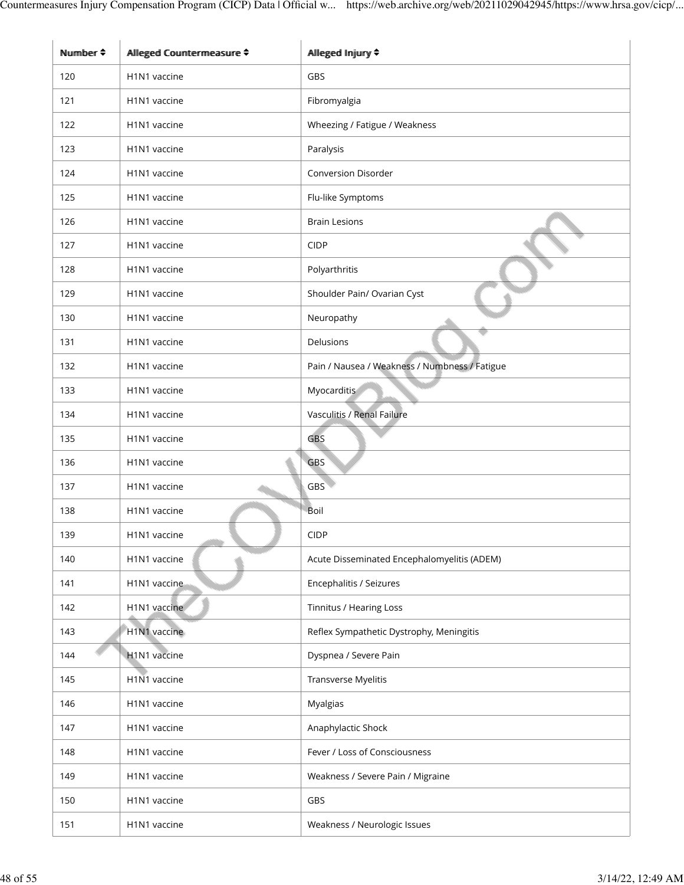| Number | Alleged Countermeasure | Alleged Injury |
|---|---|---|
| 120 | H1N1 vaccine | GBS |
| 121 | H1N1 vaccine | Fibromyalgia |
| 122 | H1N1 vaccine | Wheezing / Fatigue / Weakness |
| 123 | H1N1 vaccine | Paralysis |
| 124 | H1N1 vaccine | Conversion Disorder |
| 125 | H1N1 vaccine | Flu-like Symptoms |
| 126 | H1N1 vaccine | Brain Lesions |
| 127 | H1N1 vaccine | CIDP |
| 128 | H1N1 vaccine | Polyarthritis |
| 129 | H1N1 vaccine | Shoulder Pain/ Ovarian Cyst |
| 130 | H1N1 vaccine | Neuropathy |
| 131 | H1N1 vaccine | Delusions |
| 132 | H1N1 vaccine | Pain / Nausea / Weakness / Numbness / Fatigue |
| 133 | H1N1 vaccine | Myocarditis |
| 134 | H1N1 vaccine | Vasculitis / Renal Failure |
| 135 | H1N1 vaccine | GBS |
| 136 | H1N1 vaccine | GBS |
| 137 | H1N1 vaccine | GBS |
| 138 | H1N1 vaccine | Boil |
| 139 | H1N1 vaccine | CIDP |
| 140 | H1N1 vaccine | Acute Disseminated Encephalomyelitis (ADEM) |
| 141 | H1N1 vaccine | Encephalitis / Seizures |
| 142 | H1N1 vaccine | Tinnitus / Hearing Loss |
| 143 | H1N1 vaccine | Reflex Sympathetic Dystrophy, Meningitis |
| 144 | H1N1 vaccine | Dyspnea / Severe Pain |
| 145 | H1N1 vaccine | Transverse Myelitis |
| 146 | H1N1 vaccine | Myalgias |
| 147 | H1N1 vaccine | Anaphylactic Shock |
| 148 | H1N1 vaccine | Fever / Loss of Consciousness |
| 149 | H1N1 vaccine | Weakness / Severe Pain / Migraine |
| 150 | H1N1 vaccine | GBS |
| 151 | H1N1 vaccine | Weakness / Neurologic Issues |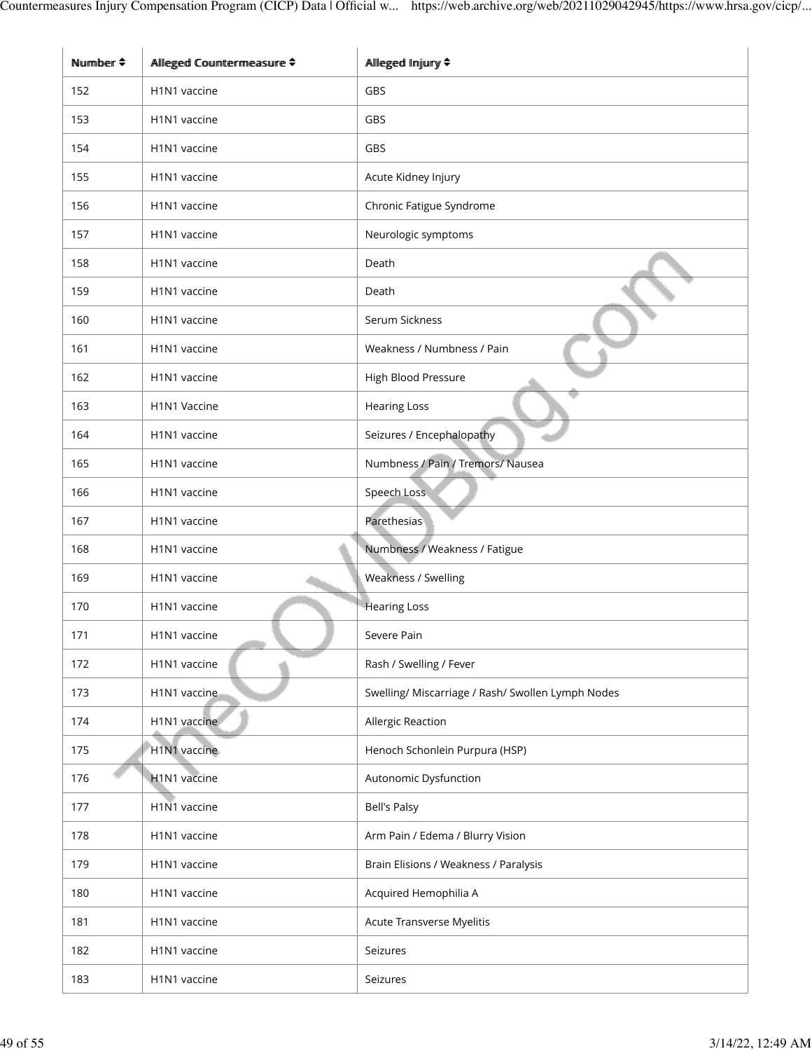| Number ⬍ | Alleged Countermeasure ⬍ | Alleged Injury ⬍ |
| --- | --- | --- |
| 152 | H1N1 vaccine | GBS |
| 153 | H1N1 vaccine | GBS |
| 154 | H1N1 vaccine | GBS |
| 155 | H1N1 vaccine | Acute Kidney Injury |
| 156 | H1N1 vaccine | Chronic Fatigue Syndrome |
| 157 | H1N1 vaccine | Neurologic symptoms |
| 158 | H1N1 vaccine | Death |
| 159 | H1N1 vaccine | Death |
| 160 | H1N1 vaccine | Serum Sickness |
| 161 | H1N1 vaccine | Weakness / Numbness / Pain |
| 162 | H1N1 vaccine | High Blood Pressure |
| 163 | H1N1 Vaccine | Hearing Loss |
| 164 | H1N1 vaccine | Seizures / Encephalopathy |
| 165 | H1N1 vaccine | Numbness / Pain / Tremors/ Nausea |
| 166 | H1N1 vaccine | Speech Loss |
| 167 | H1N1 vaccine | Parethesias |
| 168 | H1N1 vaccine | Numbness / Weakness / Fatigue |
| 169 | H1N1 vaccine | Weakness / Swelling |
| 170 | H1N1 vaccine | Hearing Loss |
| 171 | H1N1 vaccine | Severe Pain |
| 172 | H1N1 vaccine | Rash / Swelling / Fever |
| 173 | H1N1 vaccine | Swelling/ Miscarriage / Rash/ Swollen Lymph Nodes |
| 174 | H1N1 vaccine | Allergic Reaction |
| 175 | H1N1 vaccine | Henoch Schonlein Purpura (HSP) |
| 176 | H1N1 vaccine | Autonomic Dysfunction |
| 177 | H1N1 vaccine | Bell's Palsy |
| 178 | H1N1 vaccine | Arm Pain / Edema / Blurry Vision |
| 179 | H1N1 vaccine | Brain Elisions / Weakness / Paralysis |
| 180 | H1N1 vaccine | Acquired Hemophilia A |
| 181 | H1N1 vaccine | Acute Transverse Myelitis |
| 182 | H1N1 vaccine | Seizures |
| 183 | H1N1 vaccine | Seizures |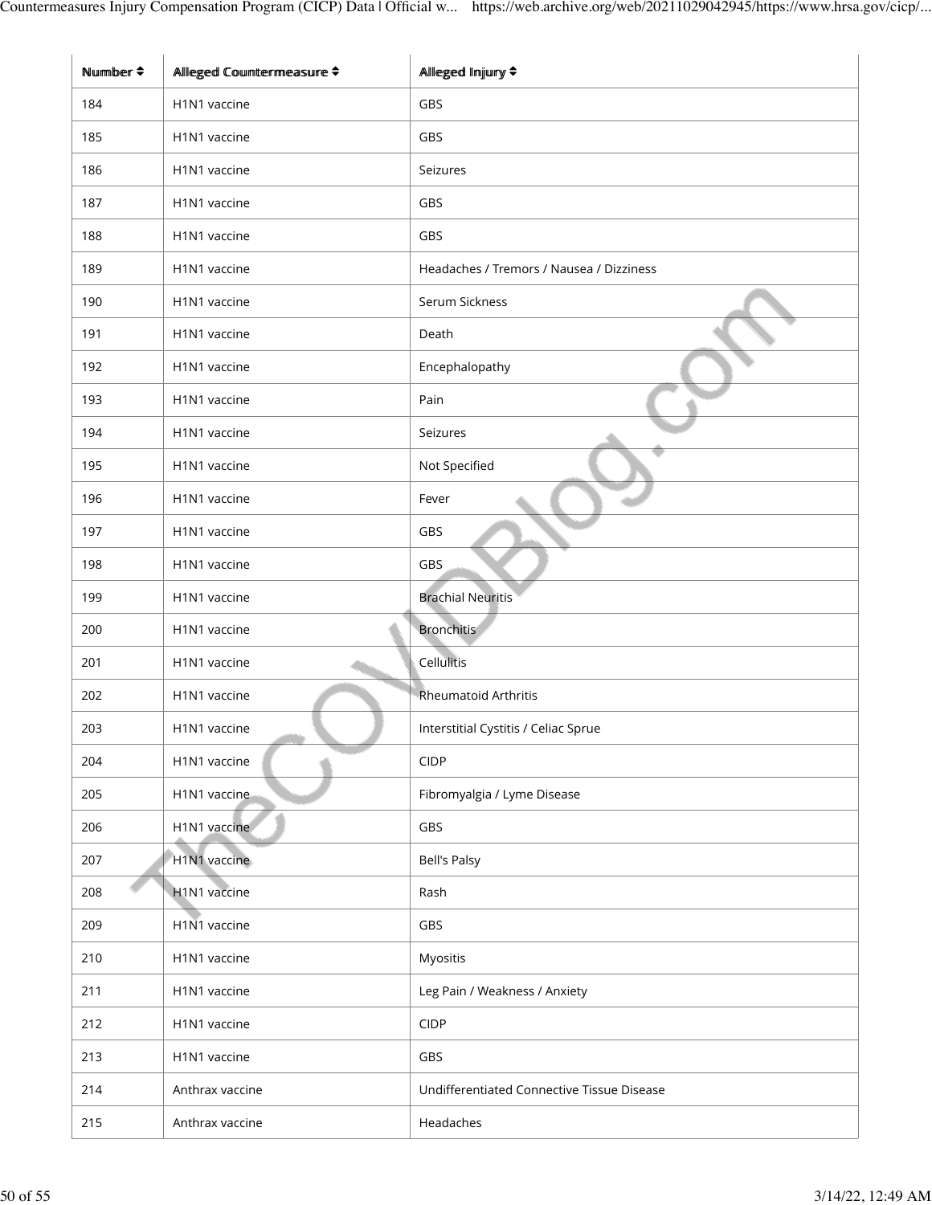| Number ⬍ | Alleged Countermeasure ⬍ | Alleged Injury ⬍ |
| --- | --- | --- |
| 184 | H1N1 vaccine | GBS |
| 185 | H1N1 vaccine | GBS |
| 186 | H1N1 vaccine | Seizures |
| 187 | H1N1 vaccine | GBS |
| 188 | H1N1 vaccine | GBS |
| 189 | H1N1 vaccine | Headaches / Tremors / Nausea / Dizziness |
| 190 | H1N1 vaccine | Serum Sickness |
| 191 | H1N1 vaccine | Death |
| 192 | H1N1 vaccine | Encephalopathy |
| 193 | H1N1 vaccine | Pain |
| 194 | H1N1 vaccine | Seizures |
| 195 | H1N1 vaccine | Not Specified |
| 196 | H1N1 vaccine | Fever |
| 197 | H1N1 vaccine | GBS |
| 198 | H1N1 vaccine | GBS |
| 199 | H1N1 vaccine | Brachial Neuritis |
| 200 | H1N1 vaccine | Bronchitis |
| 201 | H1N1 vaccine | Cellulitis |
| 202 | H1N1 vaccine | Rheumatoid Arthritis |
| 203 | H1N1 vaccine | Interstitial Cystitis / Celiac Sprue |
| 204 | H1N1 vaccine | CIDP |
| 205 | H1N1 vaccine | Fibromyalgia / Lyme Disease |
| 206 | H1N1 vaccine | GBS |
| 207 | H1N1 vaccine | Bell's Palsy |
| 208 | H1N1 vaccine | Rash |
| 209 | H1N1 vaccine | GBS |
| 210 | H1N1 vaccine | Myositis |
| 211 | H1N1 vaccine | Leg Pain / Weakness / Anxiety |
| 212 | H1N1 vaccine | CIDP |
| 213 | H1N1 vaccine | GBS |
| 214 | Anthrax vaccine | Undifferentiated Connective Tissue Disease |
| 215 | Anthrax vaccine | Headaches |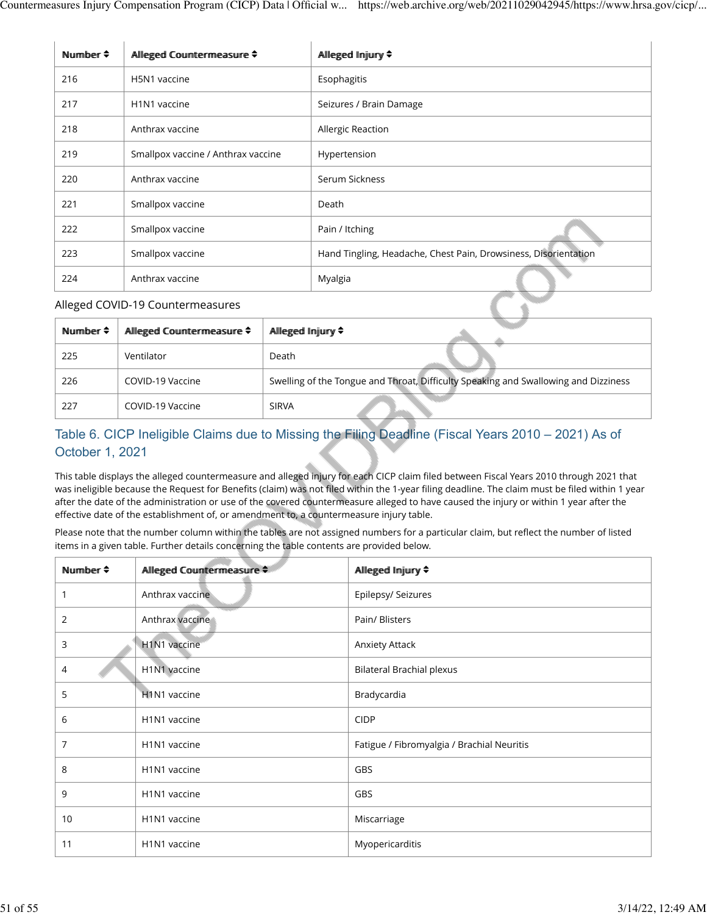| Number | Alleged Countermeasure | Alleged Injury |
|---|---|---|
| 216 | H5N1 vaccine | Esophagitis |
| 217 | H1N1 vaccine | Seizures / Brain Damage |
| 218 | Anthrax vaccine | Allergic Reaction |
| 219 | Smallpox vaccine / Anthrax vaccine | Hypertension |
| 220 | Anthrax vaccine | Serum Sickness |
| 221 | Smallpox vaccine | Death |
| 222 | Smallpox vaccine | Pain / Itching |
| 223 | Smallpox vaccine | Hand Tingling, Headache, Chest Pain, Drowsiness, Disorientation |
| 224 | Anthrax vaccine | Myalgia |

Alleged COVID-19 Countermeasures

| Number | Alleged Countermeasure | Alleged Injury |
|---|---|---|
| 225 | Ventilator | Death |
| 226 | COVID-19 Vaccine | Swelling of the Tongue and Throat, Difficulty Speaking and Swallowing and Dizziness |
| 227 | COVID-19 Vaccine | SIRVA |

## Table 6. CICP Ineligible Claims due to Missing the Filing Deadline (Fiscal Years 2010 – 2021) As of October 1, 2021

This table displays the alleged countermeasure and alleged injury for each CICP claim filed between Fiscal Years 2010 through 2021 that was ineligible because the Request for Benefits (claim) was not filed within the 1-year filing deadline. The claim must be filed within 1 year after the date of the administration or use of the covered countermeasure alleged to have caused the injury or within 1 year after the effective date of the establishment of, or amendment to, a countermeasure injury table.

Please note that the number column within the tables are not assigned numbers for a particular claim, but reflect the number of listed items in a given table. Further details concerning the table contents are provided below.

| Number | Alleged Countermeasure | Alleged Injury |
|---|---|---|
| 1 | Anthrax vaccine | Epilepsy/ Seizures |
| 2 | Anthrax vaccine | Pain/ Blisters |
| 3 | H1N1 vaccine | Anxiety Attack |
| 4 | H1N1 vaccine | Bilateral Brachial plexus |
| 5 | H1N1 vaccine | Bradycardia |
| 6 | H1N1 vaccine | CIDP |
| 7 | H1N1 vaccine | Fatigue / Fibromyalgia / Brachial Neuritis |
| 8 | H1N1 vaccine | GBS |
| 9 | H1N1 vaccine | GBS |
| 10 | H1N1 vaccine | Miscarriage |
| 11 | H1N1 vaccine | Myopericarditis |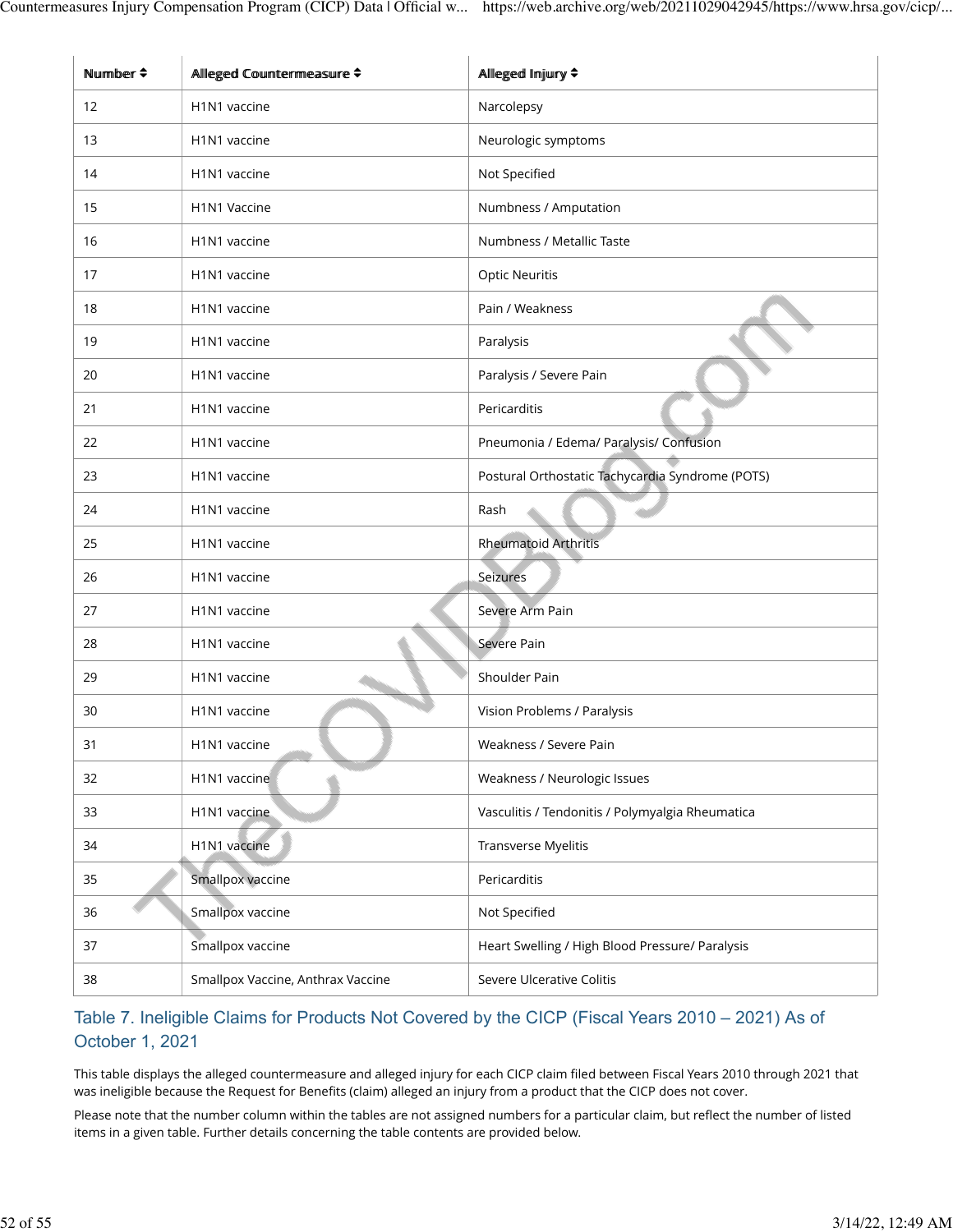| Number | Alleged Countermeasure | Alleged Injury |
|---|---|---|
| 12 | H1N1 vaccine | Narcolepsy |
| 13 | H1N1 vaccine | Neurologic symptoms |
| 14 | H1N1 vaccine | Not Specified |
| 15 | H1N1 Vaccine | Numbness / Amputation |
| 16 | H1N1 vaccine | Numbness / Metallic Taste |
| 17 | H1N1 vaccine | Optic Neuritis |
| 18 | H1N1 vaccine | Pain / Weakness |
| 19 | H1N1 vaccine | Paralysis |
| 20 | H1N1 vaccine | Paralysis / Severe Pain |
| 21 | H1N1 vaccine | Pericarditis |
| 22 | H1N1 vaccine | Pneumonia / Edema/ Paralysis/ Confusion |
| 23 | H1N1 vaccine | Postural Orthostatic Tachycardia Syndrome (POTS) |
| 24 | H1N1 vaccine | Rash |
| 25 | H1N1 vaccine | Rheumatoid Arthritis |
| 26 | H1N1 vaccine | Seizures |
| 27 | H1N1 vaccine | Severe Arm Pain |
| 28 | H1N1 vaccine | Severe Pain |
| 29 | H1N1 vaccine | Shoulder Pain |
| 30 | H1N1 vaccine | Vision Problems / Paralysis |
| 31 | H1N1 vaccine | Weakness / Severe Pain |
| 32 | H1N1 vaccine | Weakness / Neurologic Issues |
| 33 | H1N1 vaccine | Vasculitis / Tendonitis / Polymyalgia Rheumatica |
| 34 | H1N1 vaccine | Transverse Myelitis |
| 35 | Smallpox vaccine | Pericarditis |
| 36 | Smallpox vaccine | Not Specified |
| 37 | Smallpox vaccine | Heart Swelling / High Blood Pressure/ Paralysis |
| 38 | Smallpox Vaccine, Anthrax Vaccine | Severe Ulcerative Colitis |

## Table 7. Ineligible Claims for Products Not Covered by the CICP (Fiscal Years 2010 – 2021) As of October 1, 2021

This table displays the alleged countermeasure and alleged injury for each CICP claim filed between Fiscal Years 2010 through 2021 that was ineligible because the Request for Benefits (claim) alleged an injury from a product that the CICP does not cover.

Please note that the number column within the tables are not assigned numbers for a particular claim, but reflect the number of listed items in a given table. Further details concerning the table contents are provided below.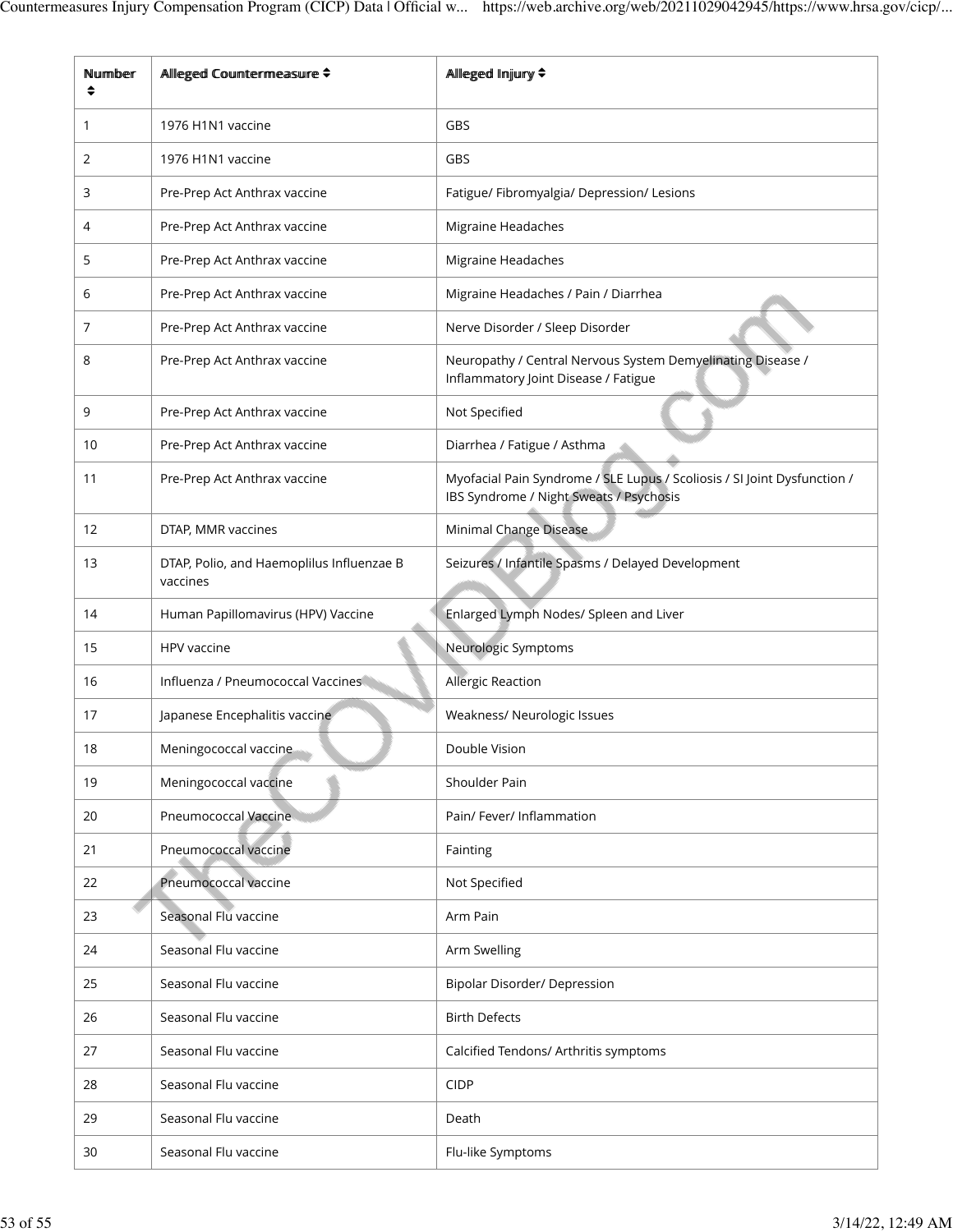| Number | Alleged Countermeasure | Alleged Injury |
|---|---|---|
| 1 | 1976 H1N1 vaccine | GBS |
| 2 | 1976 H1N1 vaccine | GBS |
| 3 | Pre-Prep Act Anthrax vaccine | Fatigue/ Fibromyalgia/ Depression/ Lesions |
| 4 | Pre-Prep Act Anthrax vaccine | Migraine Headaches |
| 5 | Pre-Prep Act Anthrax vaccine | Migraine Headaches |
| 6 | Pre-Prep Act Anthrax vaccine | Migraine Headaches / Pain / Diarrhea |
| 7 | Pre-Prep Act Anthrax vaccine | Nerve Disorder / Sleep Disorder |
| 8 | Pre-Prep Act Anthrax vaccine | Neuropathy / Central Nervous System Demyelinating Disease / Inflammatory Joint Disease / Fatigue |
| 9 | Pre-Prep Act Anthrax vaccine | Not Specified |
| 10 | Pre-Prep Act Anthrax vaccine | Diarrhea / Fatigue / Asthma |
| 11 | Pre-Prep Act Anthrax vaccine | Myofacial Pain Syndrome / SLE Lupus / Scoliosis / SI Joint Dysfunction / IBS Syndrome / Night Sweats / Psychosis |
| 12 | DTAP, MMR vaccines | Minimal Change Disease |
| 13 | DTAP, Polio, and Haemoplilus Influenzae B vaccines | Seizures / Infantile Spasms / Delayed Development |
| 14 | Human Papillomavirus (HPV) Vaccine | Enlarged Lymph Nodes/ Spleen and Liver |
| 15 | HPV vaccine | Neurologic Symptoms |
| 16 | Influenza / Pneumococcal Vaccines | Allergic Reaction |
| 17 | Japanese Encephalitis vaccine | Weakness/ Neurologic Issues |
| 18 | Meningococcal vaccine | Double Vision |
| 19 | Meningococcal vaccine | Shoulder Pain |
| 20 | Pneumococcal Vaccine | Pain/ Fever/ Inflammation |
| 21 | Pneumococcal vaccine | Fainting |
| 22 | Pneumococcal vaccine | Not Specified |
| 23 | Seasonal Flu vaccine | Arm Pain |
| 24 | Seasonal Flu vaccine | Arm Swelling |
| 25 | Seasonal Flu vaccine | Bipolar Disorder/ Depression |
| 26 | Seasonal Flu vaccine | Birth Defects |
| 27 | Seasonal Flu vaccine | Calcified Tendons/ Arthritis symptoms |
| 28 | Seasonal Flu vaccine | CIDP |
| 29 | Seasonal Flu vaccine | Death |
| 30 | Seasonal Flu vaccine | Flu-like Symptoms |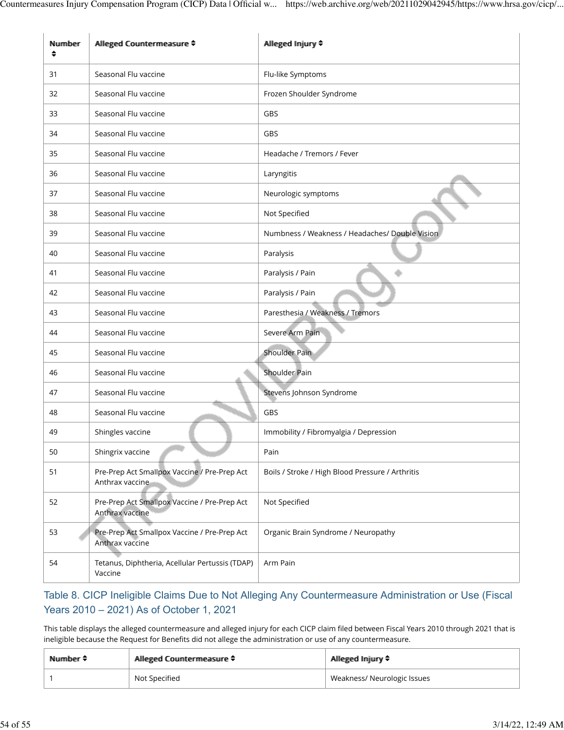| Number | Alleged Countermeasure | Alleged Injury |
|---|---|---|
| 31 | Seasonal Flu vaccine | Flu-like Symptoms |
| 32 | Seasonal Flu vaccine | Frozen Shoulder Syndrome |
| 33 | Seasonal Flu vaccine | GBS |
| 34 | Seasonal Flu vaccine | GBS |
| 35 | Seasonal Flu vaccine | Headache / Tremors / Fever |
| 36 | Seasonal Flu vaccine | Laryngitis |
| 37 | Seasonal Flu vaccine | Neurologic symptoms |
| 38 | Seasonal Flu vaccine | Not Specified |
| 39 | Seasonal Flu vaccine | Numbness / Weakness / Headaches/ Double Vision |
| 40 | Seasonal Flu vaccine | Paralysis |
| 41 | Seasonal Flu vaccine | Paralysis / Pain |
| 42 | Seasonal Flu vaccine | Paralysis / Pain |
| 43 | Seasonal Flu vaccine | Paresthesia / Weakness / Tremors |
| 44 | Seasonal Flu vaccine | Severe Arm Pain |
| 45 | Seasonal Flu vaccine | Shoulder Pain |
| 46 | Seasonal Flu vaccine | Shoulder Pain |
| 47 | Seasonal Flu vaccine | Stevens Johnson Syndrome |
| 48 | Seasonal Flu vaccine | GBS |
| 49 | Shingles vaccine | Immobility / Fibromyalgia / Depression |
| 50 | Shingrix vaccine | Pain |
| 51 | Pre-Prep Act Smallpox Vaccine / Pre-Prep Act Anthrax vaccine | Boils / Stroke / High Blood Pressure / Arthritis |
| 52 | Pre-Prep Act Smallpox Vaccine / Pre-Prep Act Anthrax vaccine | Not Specified |
| 53 | Pre-Prep Act Smallpox Vaccine / Pre-Prep Act Anthrax vaccine | Organic Brain Syndrome / Neuropathy |
| 54 | Tetanus, Diphtheria, Acellular Pertussis (TDAP) Vaccine | Arm Pain |

### Table 8. CICP Ineligible Claims Due to Not Alleging Any Countermeasure Administration or Use (Fiscal Years 2010 – 2021) As of October 1, 2021

This table displays the alleged countermeasure and alleged injury for each CICP claim filed between Fiscal Years 2010 through 2021 that is ineligible because the Request for Benefits did not allege the administration or use of any countermeasure.

| Number | Alleged Countermeasure | Alleged Injury |
|---|---|---|
| 1 | Not Specified | Weakness/ Neurologic Issues |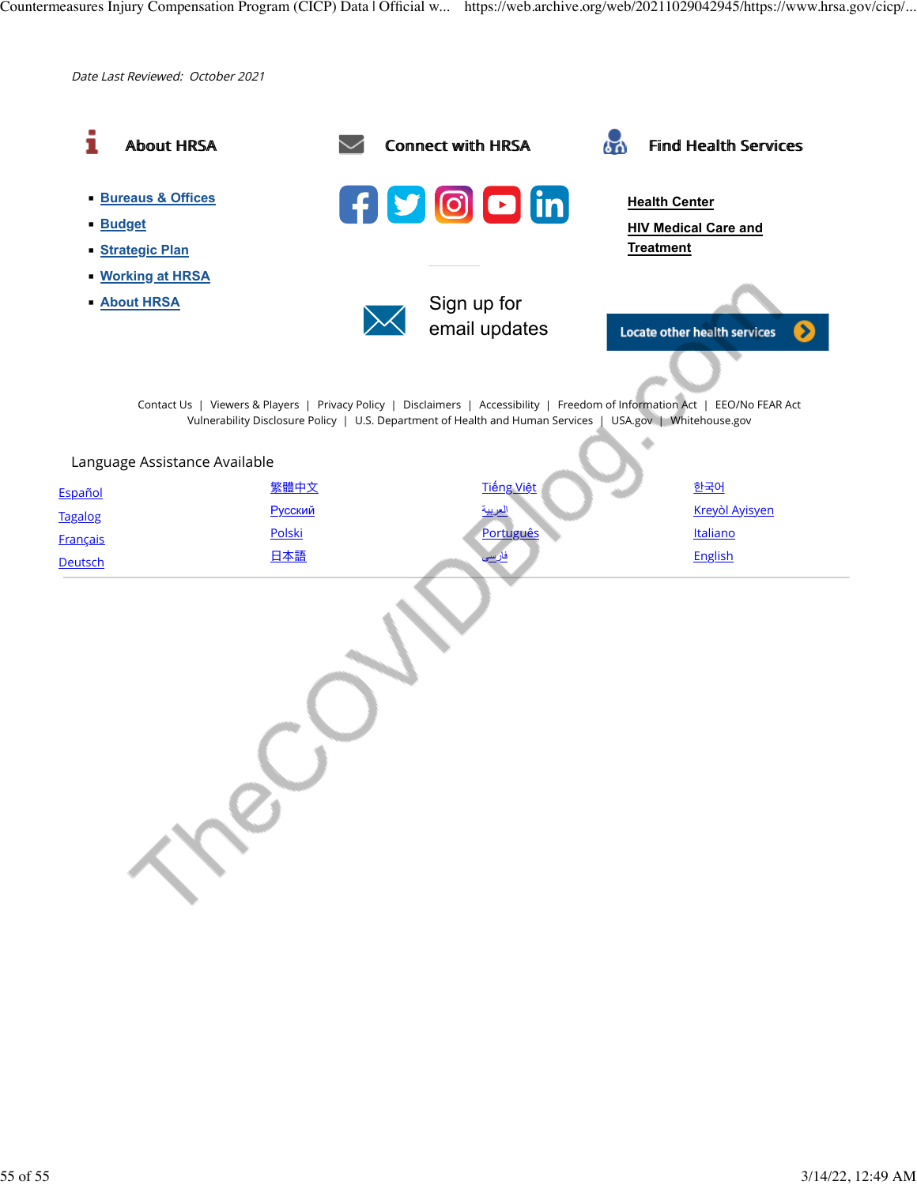*Date Last Reviewed: October 2021*

### About HRSA

- Bureaus & Offices
- Budget
- Strategic Plan
- Working at HRSA
- About HRSA

### Connect with HRSA

Sign up for email updates

### Find Health Services

Health Center

HIV Medical Care and Treatment

Locate other health services

Contact Us | Viewers & Players | Privacy Policy | Disclaimers | Accessibility | Freedom of Information Act | EEO/No FEAR Act
Vulnerability Disclosure Policy | U.S. Department of Health and Human Services | USA.gov | Whitehouse.gov

Language Assistance Available

| | | | |
|---|---|---|---|
| Español | 繁體中文 | Tiếng Việt | 한국어 |
| Tagalog | Русский | العربية | Kreyòl Ayisyen |
| Français | Polski | Português | Italiano |
| Deutsch | 日本語 | فارسی | English |